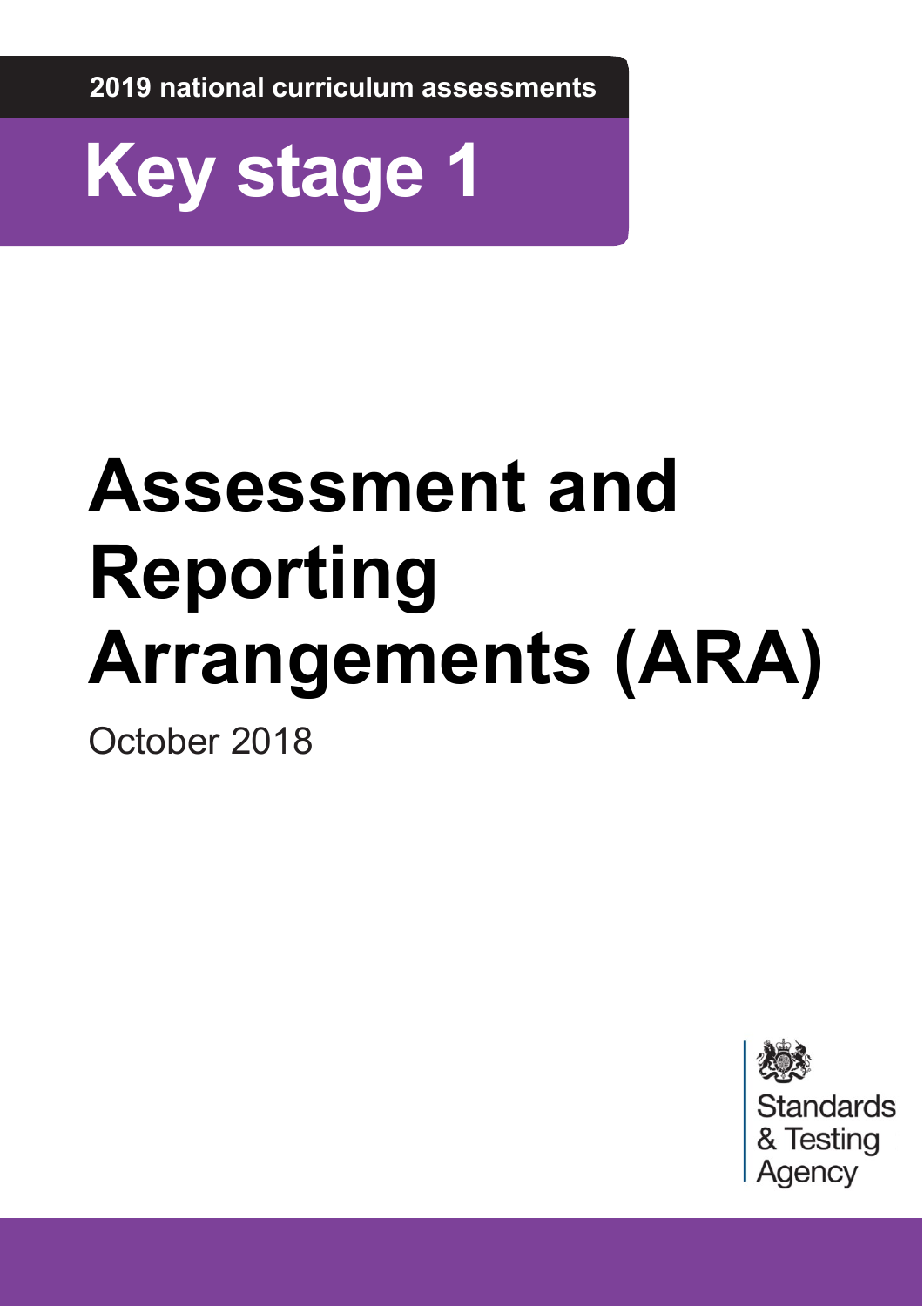2019 national curriculum assessments

# Key stage 1

# Assessment and Reporting Arrangements (ARA)

October 2018

Standards & Testing Agency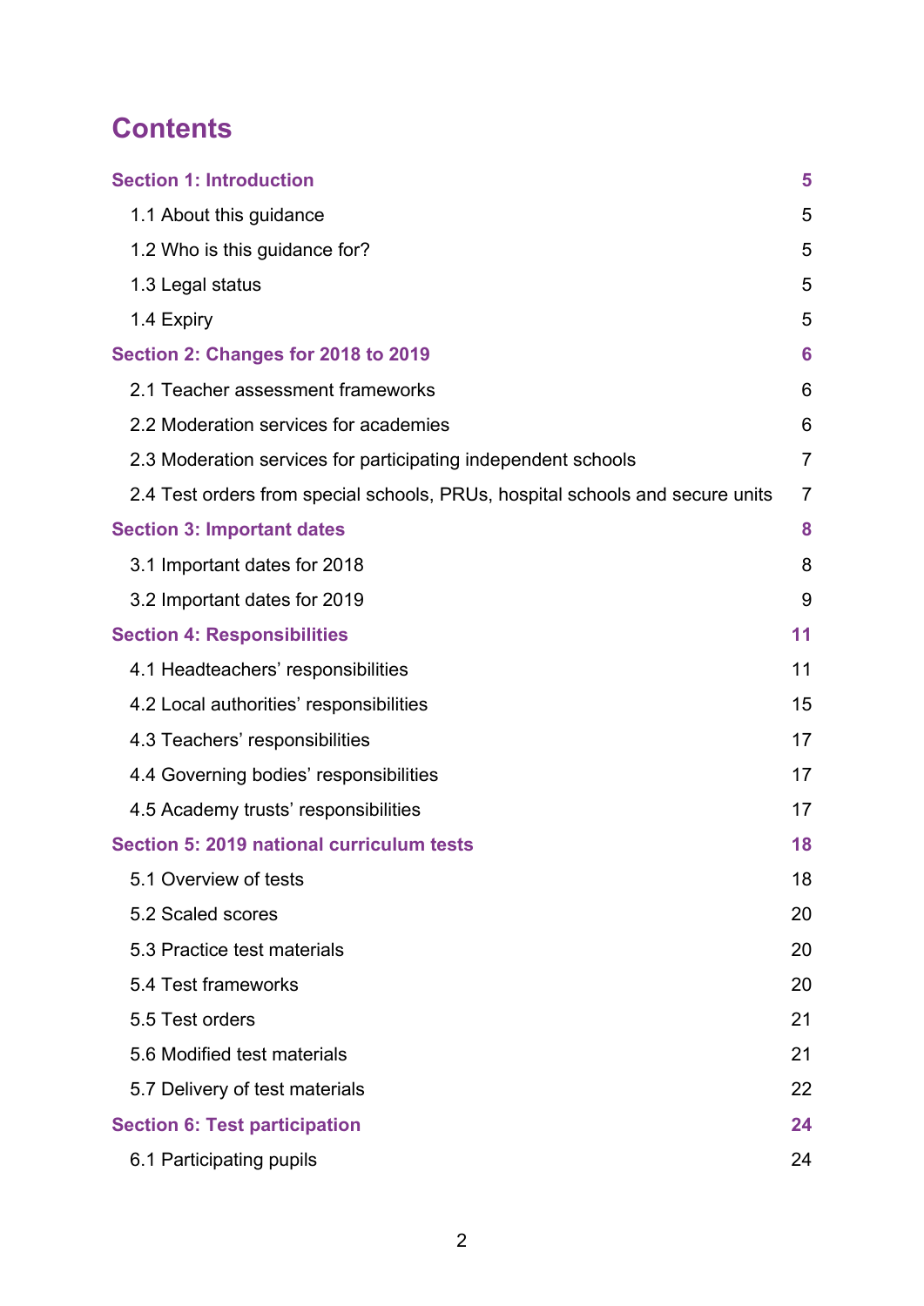# Contents

| | |
|---|---|
| **Section 1: Introduction** | **5** |
| 1.1 About this guidance | 5 |
| 1.2 Who is this guidance for? | 5 |
| 1.3 Legal status | 5 |
| 1.4 Expiry | 5 |
| **Section 2: Changes for 2018 to 2019** | **6** |
| 2.1 Teacher assessment frameworks | 6 |
| 2.2 Moderation services for academies | 6 |
| 2.3 Moderation services for participating independent schools | 7 |
| 2.4 Test orders from special schools, PRUs, hospital schools and secure units | 7 |
| **Section 3: Important dates** | **8** |
| 3.1 Important dates for 2018 | 8 |
| 3.2 Important dates for 2019 | 9 |
| **Section 4: Responsibilities** | **11** |
| 4.1 Headteachers' responsibilities | 11 |
| 4.2 Local authorities' responsibilities | 15 |
| 4.3 Teachers' responsibilities | 17 |
| 4.4 Governing bodies' responsibilities | 17 |
| 4.5 Academy trusts' responsibilities | 17 |
| **Section 5: 2019 national curriculum tests** | **18** |
| 5.1 Overview of tests | 18 |
| 5.2 Scaled scores | 20 |
| 5.3 Practice test materials | 20 |
| 5.4 Test frameworks | 20 |
| 5.5 Test orders | 21 |
| 5.6 Modified test materials | 21 |
| 5.7 Delivery of test materials | 22 |
| **Section 6: Test participation** | **24** |
| 6.1 Participating pupils | 24 |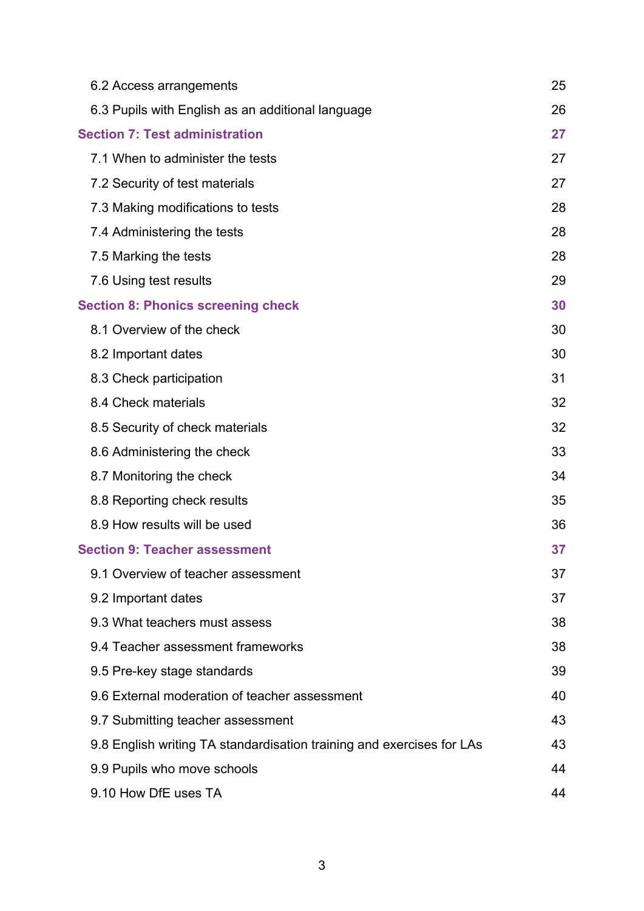6.2 Access arrangements 25

6.3 Pupils with English as an additional language 26

**Section 7: Test administration 27**

7.1 When to administer the tests 27

7.2 Security of test materials 27

7.3 Making modifications to tests 28

7.4 Administering the tests 28

7.5 Marking the tests 28

7.6 Using test results 29

**Section 8: Phonics screening check 30**

8.1 Overview of the check 30

8.2 Important dates 30

8.3 Check participation 31

8.4 Check materials 32

8.5 Security of check materials 32

8.6 Administering the check 33

8.7 Monitoring the check 34

8.8 Reporting check results 35

8.9 How results will be used 36

**Section 9: Teacher assessment 37**

9.1 Overview of teacher assessment 37

9.2 Important dates 37

9.3 What teachers must assess 38

9.4 Teacher assessment frameworks 38

9.5 Pre-key stage standards 39

9.6 External moderation of teacher assessment 40

9.7 Submitting teacher assessment 43

9.8 English writing TA standardisation training and exercises for LAs 43

9.9 Pupils who move schools 44

9.10 How DfE uses TA 44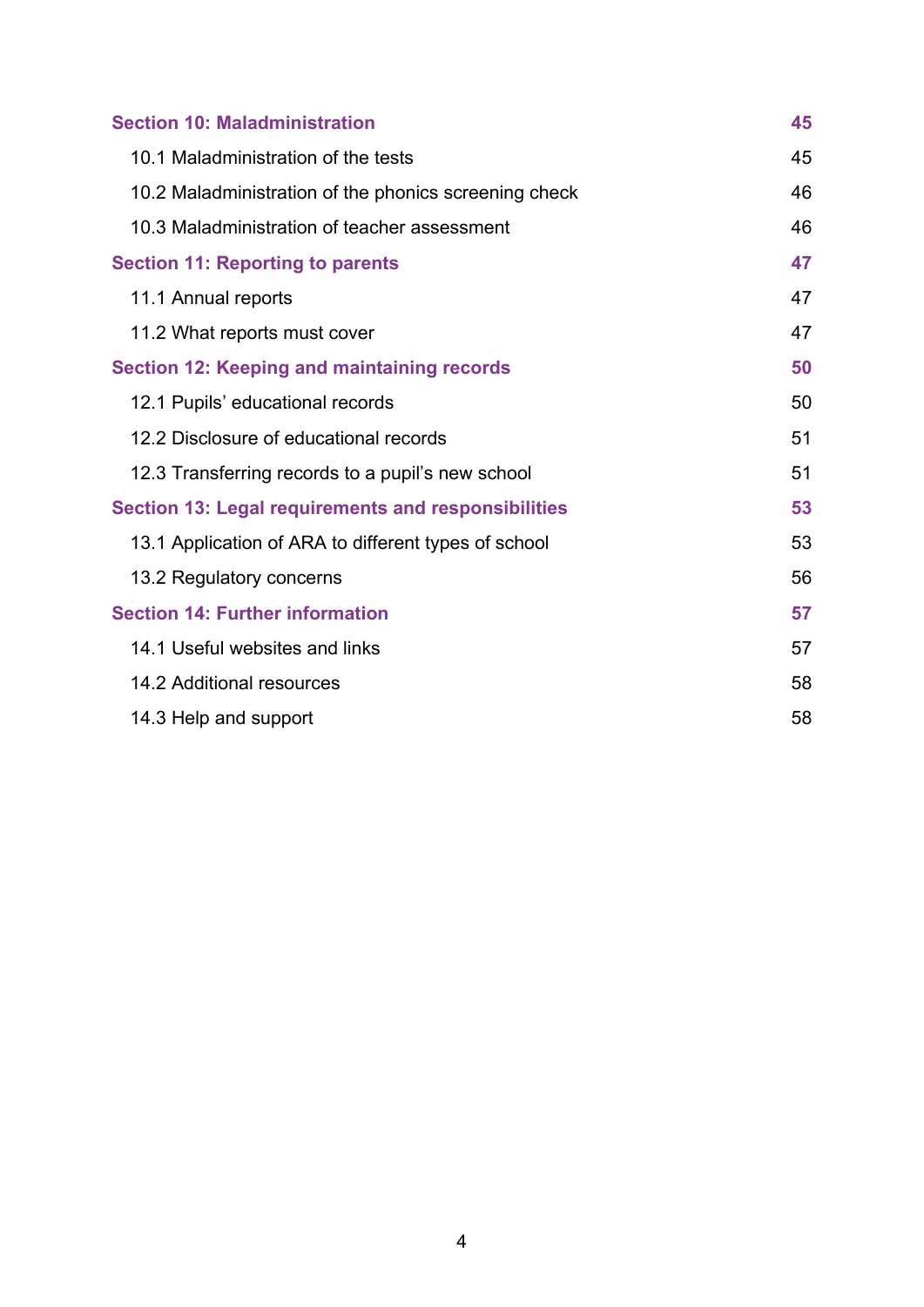| | |
|---|---|
| **Section 10: Maladministration** | **45** |
| 10.1 Maladministration of the tests | 45 |
| 10.2 Maladministration of the phonics screening check | 46 |
| 10.3 Maladministration of teacher assessment | 46 |
| **Section 11: Reporting to parents** | **47** |
| 11.1 Annual reports | 47 |
| 11.2 What reports must cover | 47 |
| **Section 12: Keeping and maintaining records** | **50** |
| 12.1 Pupils' educational records | 50 |
| 12.2 Disclosure of educational records | 51 |
| 12.3 Transferring records to a pupil's new school | 51 |
| **Section 13: Legal requirements and responsibilities** | **53** |
| 13.1 Application of ARA to different types of school | 53 |
| 13.2 Regulatory concerns | 56 |
| **Section 14: Further information** | **57** |
| 14.1 Useful websites and links | 57 |
| 14.2 Additional resources | 58 |
| 14.3 Help and support | 58 |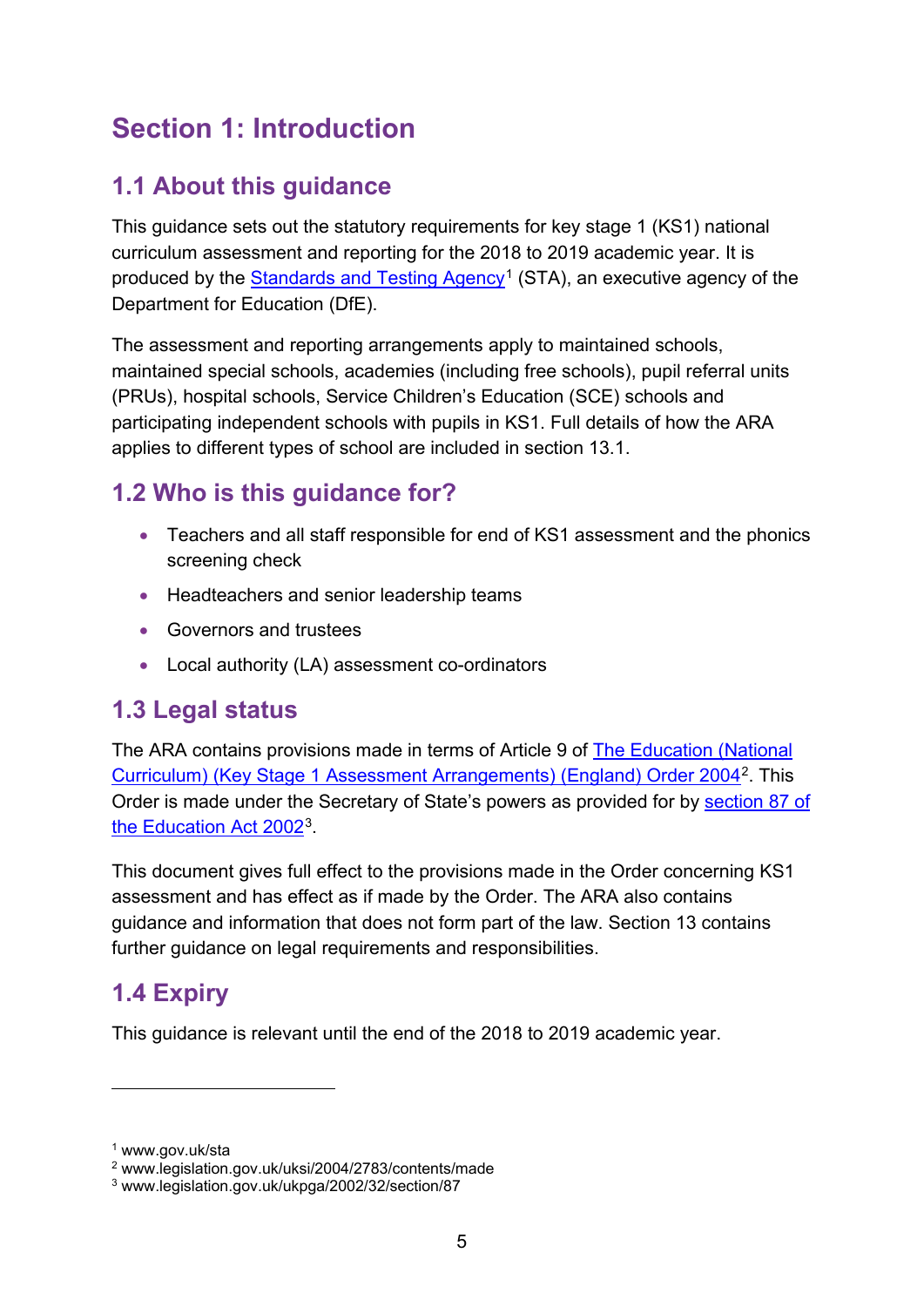# Section 1: Introduction

## 1.1 About this guidance

This guidance sets out the statutory requirements for key stage 1 (KS1) national curriculum assessment and reporting for the 2018 to 2019 academic year. It is produced by the Standards and Testing Agency[1] (STA), an executive agency of the Department for Education (DfE).

The assessment and reporting arrangements apply to maintained schools, maintained special schools, academies (including free schools), pupil referral units (PRUs), hospital schools, Service Children's Education (SCE) schools and participating independent schools with pupils in KS1. Full details of how the ARA applies to different types of school are included in section 13.1.

## 1.2 Who is this guidance for?

- Teachers and all staff responsible for end of KS1 assessment and the phonics screening check
- Headteachers and senior leadership teams
- Governors and trustees
- Local authority (LA) assessment co-ordinators

## 1.3 Legal status

The ARA contains provisions made in terms of Article 9 of The Education (National Curriculum) (Key Stage 1 Assessment Arrangements) (England) Order 2004[2]. This Order is made under the Secretary of State's powers as provided for by section 87 of the Education Act 2002[3].

This document gives full effect to the provisions made in the Order concerning KS1 assessment and has effect as if made by the Order. The ARA also contains guidance and information that does not form part of the law. Section 13 contains further guidance on legal requirements and responsibilities.

## 1.4 Expiry

This guidance is relevant until the end of the 2018 to 2019 academic year.

---

[1] www.gov.uk/sta
[2] www.legislation.gov.uk/uksi/2004/2783/contents/made
[3] www.legislation.gov.uk/ukpga/2002/32/section/87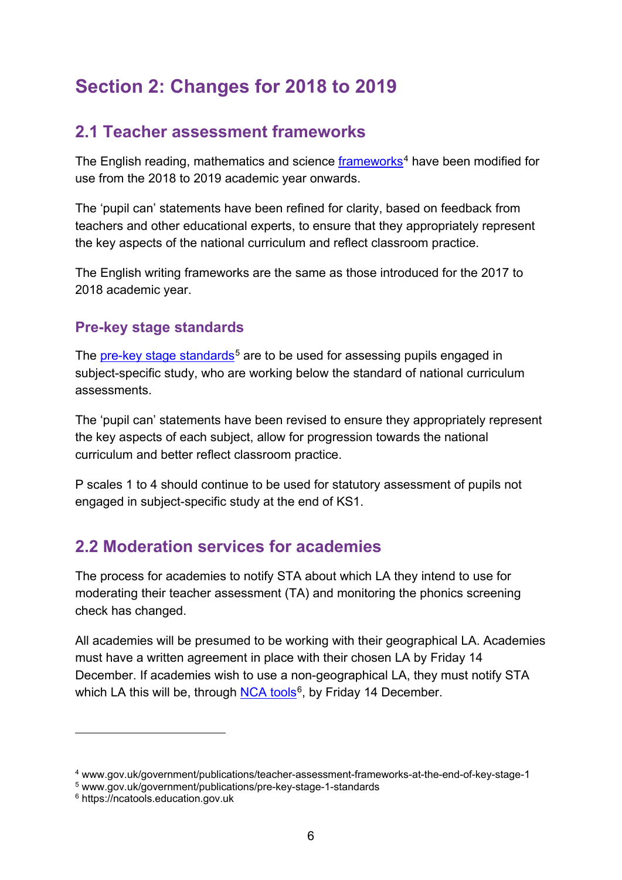# Section 2: Changes for 2018 to 2019

## 2.1 Teacher assessment frameworks

The English reading, mathematics and science frameworks[4] have been modified for use from the 2018 to 2019 academic year onwards.

The 'pupil can' statements have been refined for clarity, based on feedback from teachers and other educational experts, to ensure that they appropriately represent the key aspects of the national curriculum and reflect classroom practice.

The English writing frameworks are the same as those introduced for the 2017 to 2018 academic year.

### Pre-key stage standards

The pre-key stage standards[5] are to be used for assessing pupils engaged in subject-specific study, who are working below the standard of national curriculum assessments.

The 'pupil can' statements have been revised to ensure they appropriately represent the key aspects of each subject, allow for progression towards the national curriculum and better reflect classroom practice.

P scales 1 to 4 should continue to be used for statutory assessment of pupils not engaged in subject-specific study at the end of KS1.

## 2.2 Moderation services for academies

The process for academies to notify STA about which LA they intend to use for moderating their teacher assessment (TA) and monitoring the phonics screening check has changed.

All academies will be presumed to be working with their geographical LA. Academies must have a written agreement in place with their chosen LA by Friday 14 December. If academies wish to use a non-geographical LA, they must notify STA which LA this will be, through NCA tools[6], by Friday 14 December.

---

[4] www.gov.uk/government/publications/teacher-assessment-frameworks-at-the-end-of-key-stage-1
[5] www.gov.uk/government/publications/pre-key-stage-1-standards
[6] https://ncatools.education.gov.uk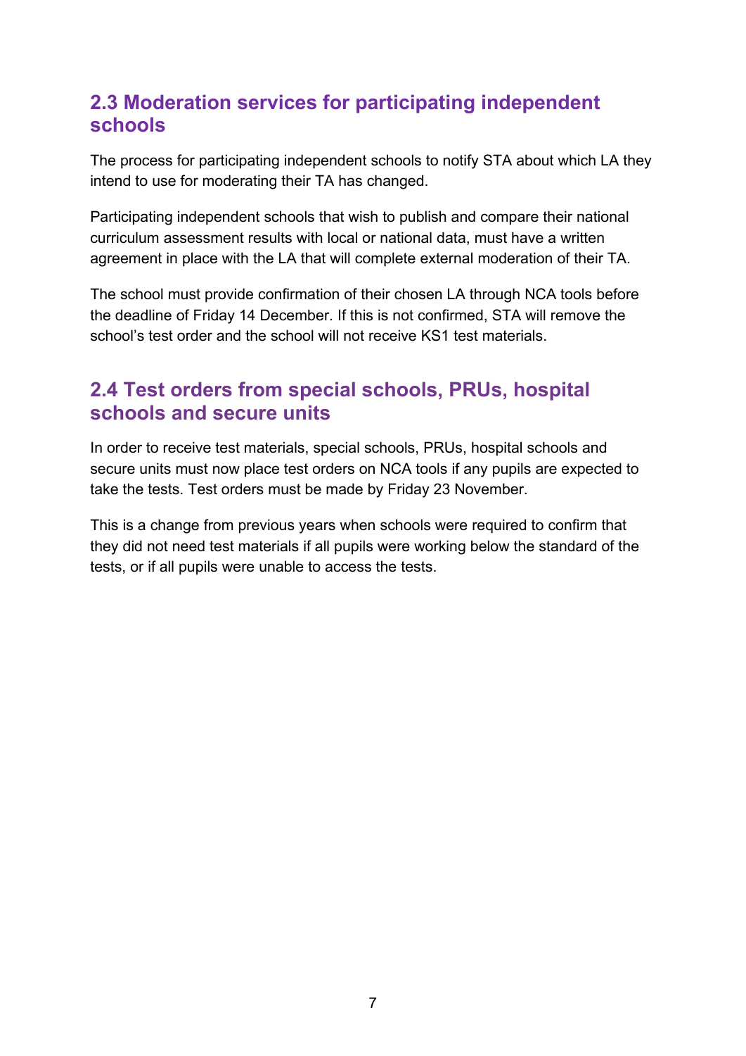## 2.3 Moderation services for participating independent schools

The process for participating independent schools to notify STA about which LA they intend to use for moderating their TA has changed.

Participating independent schools that wish to publish and compare their national curriculum assessment results with local or national data, must have a written agreement in place with the LA that will complete external moderation of their TA.

The school must provide confirmation of their chosen LA through NCA tools before the deadline of Friday 14 December. If this is not confirmed, STA will remove the school's test order and the school will not receive KS1 test materials.

## 2.4 Test orders from special schools, PRUs, hospital schools and secure units

In order to receive test materials, special schools, PRUs, hospital schools and secure units must now place test orders on NCA tools if any pupils are expected to take the tests. Test orders must be made by Friday 23 November.

This is a change from previous years when schools were required to confirm that they did not need test materials if all pupils were working below the standard of the tests, or if all pupils were unable to access the tests.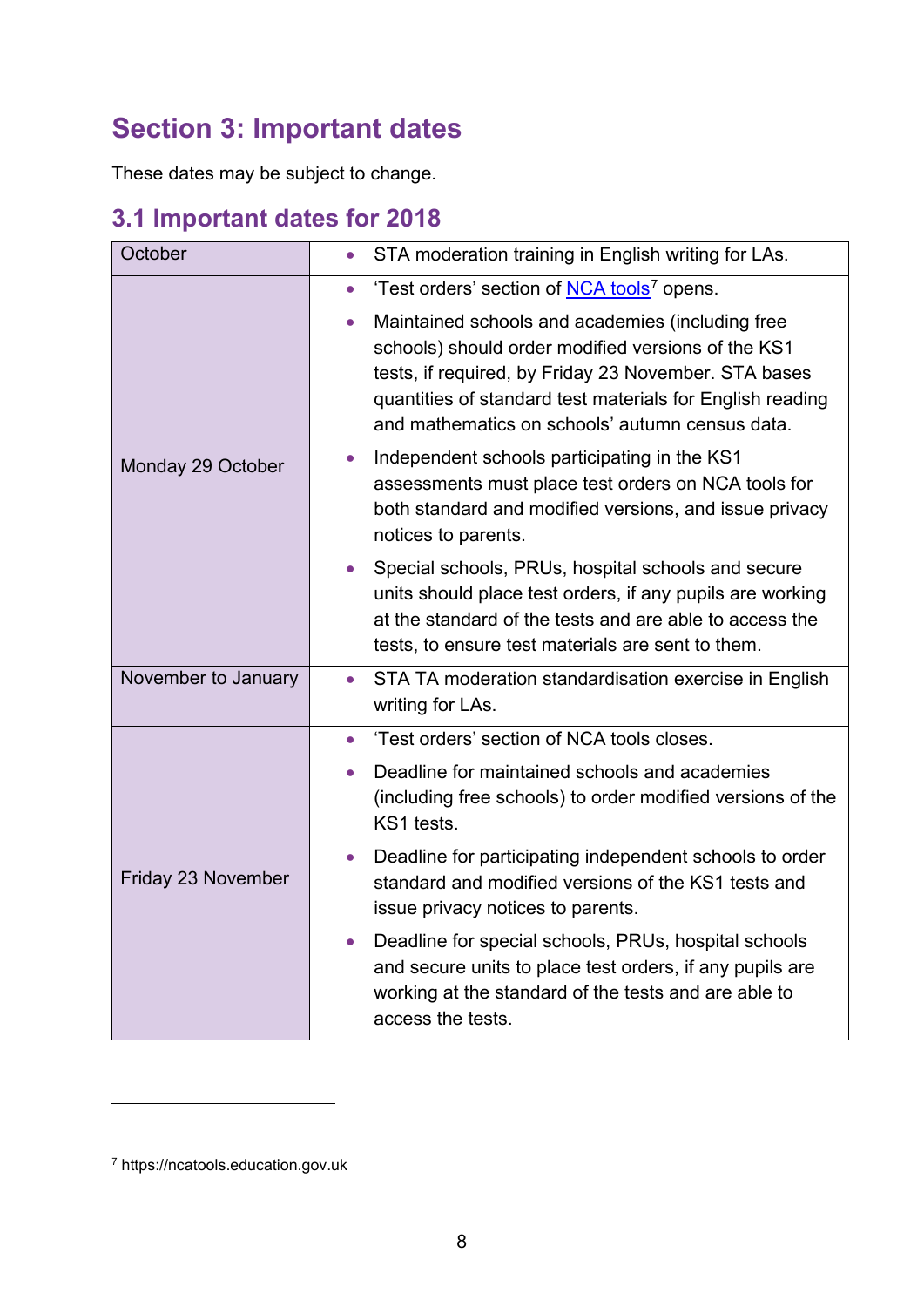## Section 3: Important dates

These dates may be subject to change.

### 3.1 Important dates for 2018

| Date | Event |
|---|---|
| October | • STA moderation training in English writing for LAs. |
| Monday 29 October | • 'Test orders' section of NCA tools[7] opens.<br>• Maintained schools and academies (including free schools) should order modified versions of the KS1 tests, if required, by Friday 23 November. STA bases quantities of standard test materials for English reading and mathematics on schools' autumn census data.<br>• Independent schools participating in the KS1 assessments must place test orders on NCA tools for both standard and modified versions, and issue privacy notices to parents.<br>• Special schools, PRUs, hospital schools and secure units should place test orders, if any pupils are working at the standard of the tests and are able to access the tests, to ensure test materials are sent to them. |
| November to January | • STA TA moderation standardisation exercise in English writing for LAs. |
| Friday 23 November | • 'Test orders' section of NCA tools closes.<br>• Deadline for maintained schools and academies (including free schools) to order modified versions of the KS1 tests.<br>• Deadline for participating independent schools to order standard and modified versions of the KS1 tests and issue privacy notices to parents.<br>• Deadline for special schools, PRUs, hospital schools and secure units to place test orders, if any pupils are working at the standard of the tests and are able to access the tests. |

[7] https://ncatools.education.gov.uk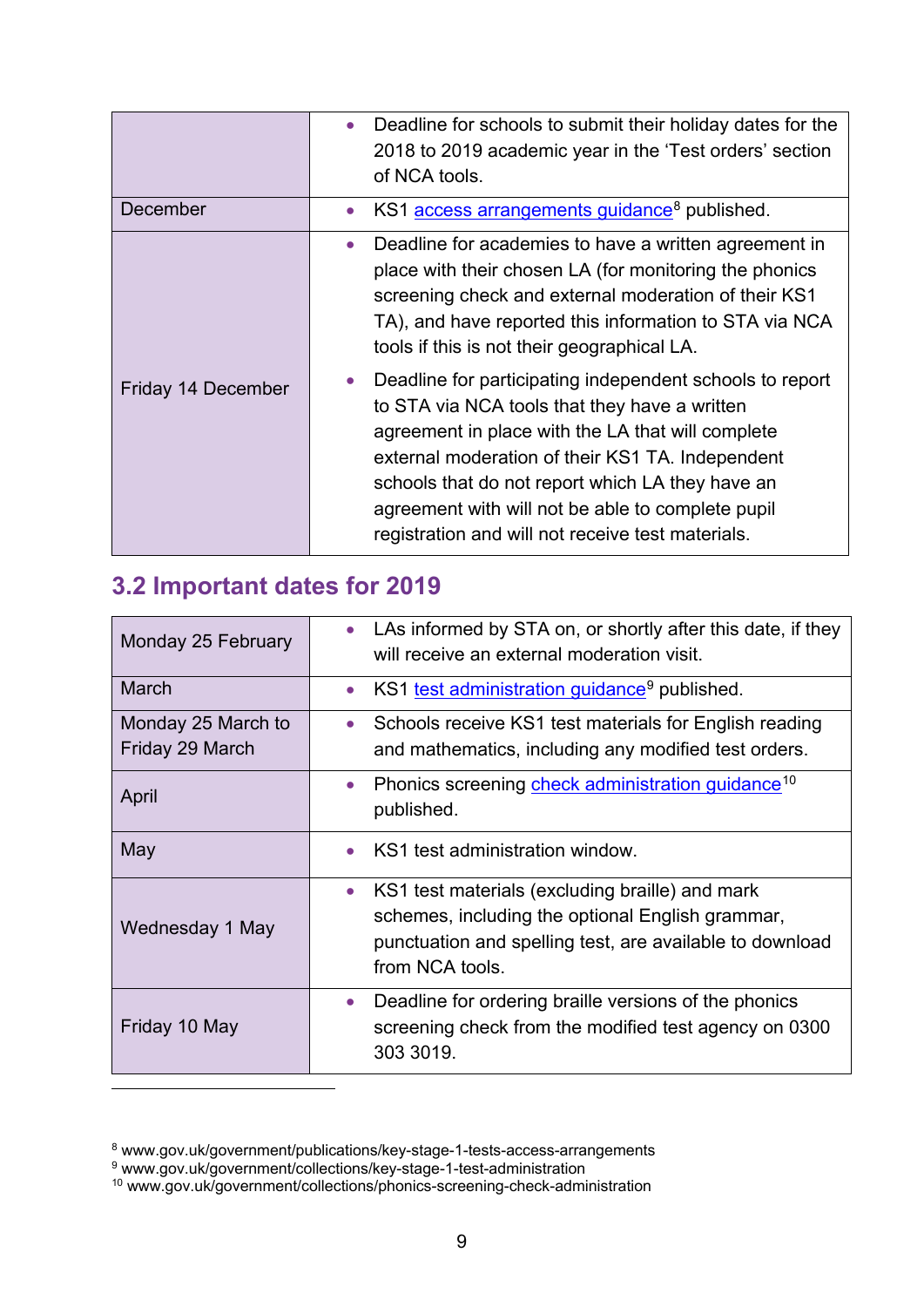|  |  |
| --- | --- |
|  | • Deadline for schools to submit their holiday dates for the 2018 to 2019 academic year in the 'Test orders' section of NCA tools. |
| December | • KS1 access arrangements guidance[8] published. |
| Friday 14 December | • Deadline for academies to have a written agreement in place with their chosen LA (for monitoring the phonics screening check and external moderation of their KS1 TA), and have reported this information to STA via NCA tools if this is not their geographical LA. • Deadline for participating independent schools to report to STA via NCA tools that they have a written agreement in place with the LA that will complete external moderation of their KS1 TA. Independent schools that do not report which LA they have an agreement with will not be able to complete pupil registration and will not receive test materials. |

## 3.2 Important dates for 2019

|  |  |
| --- | --- |
| Monday 25 February | • LAs informed by STA on, or shortly after this date, if they will receive an external moderation visit. |
| March | • KS1 test administration guidance[9] published. |
| Monday 25 March to Friday 29 March | • Schools receive KS1 test materials for English reading and mathematics, including any modified test orders. |
| April | • Phonics screening check administration guidance[10] published. |
| May | • KS1 test administration window. |
| Wednesday 1 May | • KS1 test materials (excluding braille) and mark schemes, including the optional English grammar, punctuation and spelling test, are available to download from NCA tools. |
| Friday 10 May | • Deadline for ordering braille versions of the phonics screening check from the modified test agency on 0300 303 3019. |

[8] www.gov.uk/government/publications/key-stage-1-tests-access-arrangements
[9] www.gov.uk/government/collections/key-stage-1-test-administration
[10] www.gov.uk/government/collections/phonics-screening-check-administration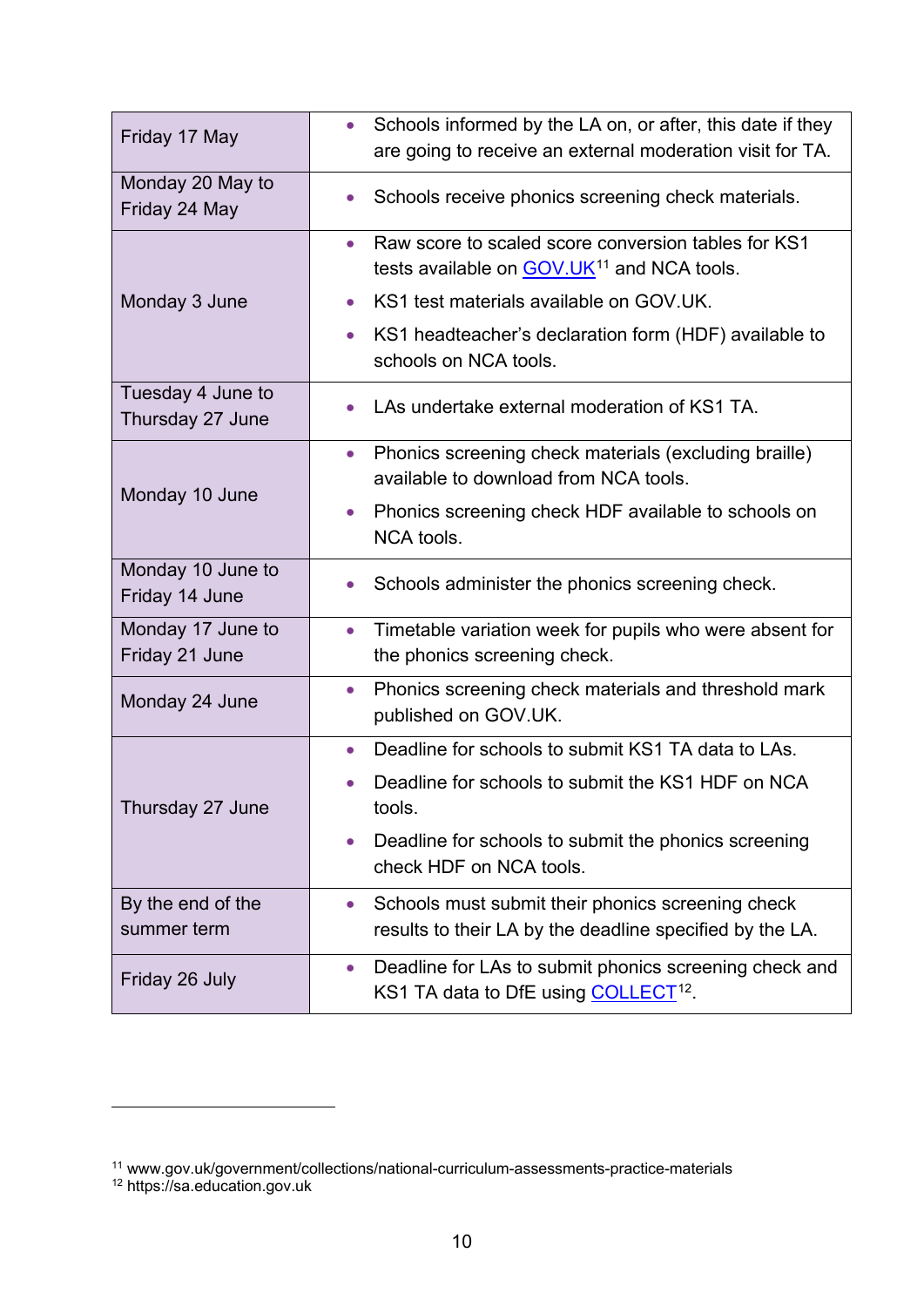| | |
|---|---|
| Friday 17 May | • Schools informed by the LA on, or after, this date if they are going to receive an external moderation visit for TA. |
| Monday 20 May to Friday 24 May | • Schools receive phonics screening check materials. |
| Monday 3 June | • Raw score to scaled score conversion tables for KS1 tests available on GOV.UK[11] and NCA tools.<br>• KS1 test materials available on GOV.UK.<br>• KS1 headteacher's declaration form (HDF) available to schools on NCA tools. |
| Tuesday 4 June to Thursday 27 June | • LAs undertake external moderation of KS1 TA. |
| Monday 10 June | • Phonics screening check materials (excluding braille) available to download from NCA tools.<br>• Phonics screening check HDF available to schools on NCA tools. |
| Monday 10 June to Friday 14 June | • Schools administer the phonics screening check. |
| Monday 17 June to Friday 21 June | • Timetable variation week for pupils who were absent for the phonics screening check. |
| Monday 24 June | • Phonics screening check materials and threshold mark published on GOV.UK. |
| Thursday 27 June | • Deadline for schools to submit KS1 TA data to LAs.<br>• Deadline for schools to submit the KS1 HDF on NCA tools.<br>• Deadline for schools to submit the phonics screening check HDF on NCA tools. |
| By the end of the summer term | • Schools must submit their phonics screening check results to their LA by the deadline specified by the LA. |
| Friday 26 July | • Deadline for LAs to submit phonics screening check and KS1 TA data to DfE using COLLECT[12]. |

[11] www.gov.uk/government/collections/national-curriculum-assessments-practice-materials
[12] https://sa.education.gov.uk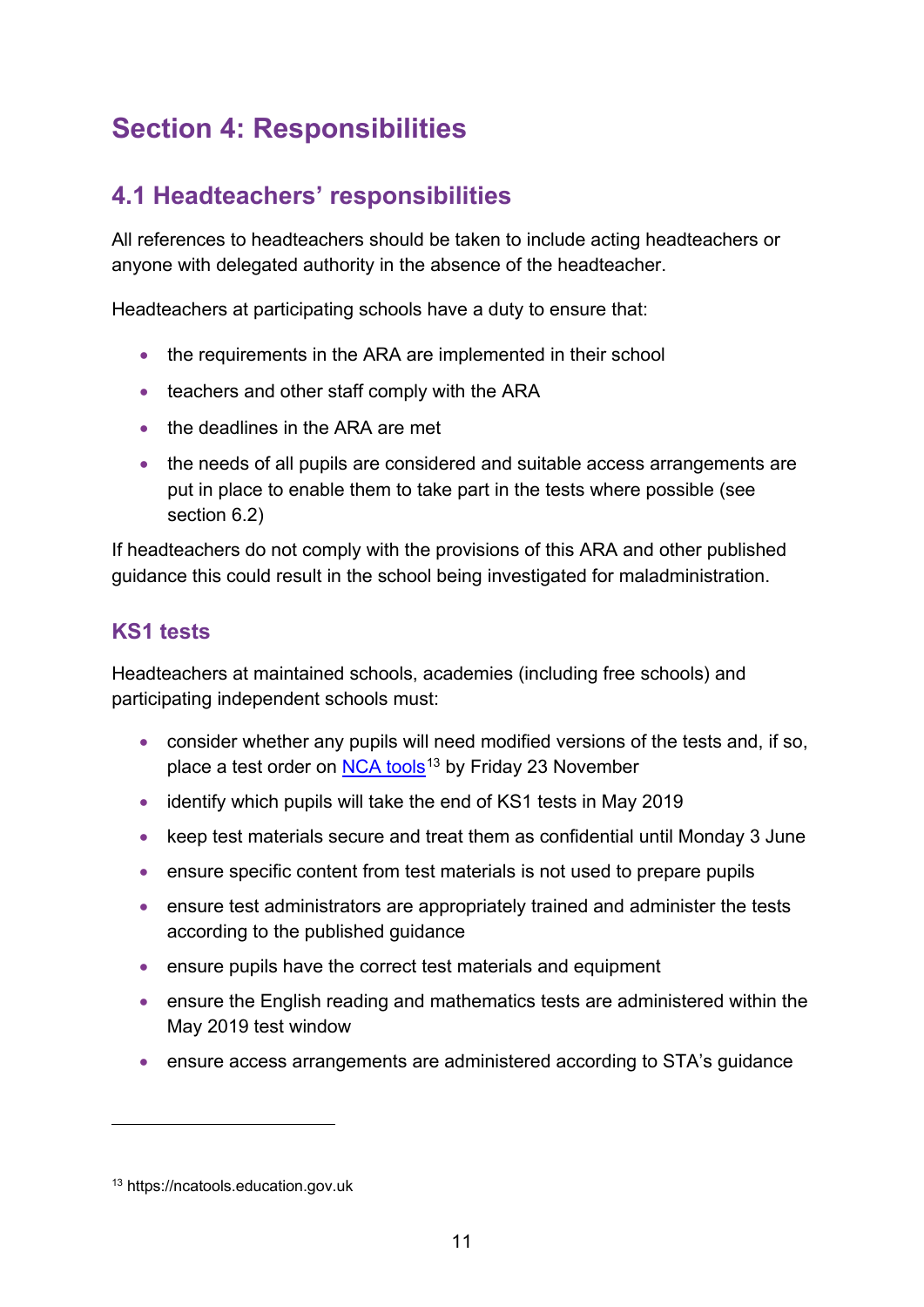# Section 4: Responsibilities

## 4.1 Headteachers' responsibilities

All references to headteachers should be taken to include acting headteachers or anyone with delegated authority in the absence of the headteacher.

Headteachers at participating schools have a duty to ensure that:

- the requirements in the ARA are implemented in their school
- teachers and other staff comply with the ARA
- the deadlines in the ARA are met
- the needs of all pupils are considered and suitable access arrangements are put in place to enable them to take part in the tests where possible (see section 6.2)

If headteachers do not comply with the provisions of this ARA and other published guidance this could result in the school being investigated for maladministration.

### KS1 tests

Headteachers at maintained schools, academies (including free schools) and participating independent schools must:

- consider whether any pupils will need modified versions of the tests and, if so, place a test order on NCA tools[13] by Friday 23 November
- identify which pupils will take the end of KS1 tests in May 2019
- keep test materials secure and treat them as confidential until Monday 3 June
- ensure specific content from test materials is not used to prepare pupils
- ensure test administrators are appropriately trained and administer the tests according to the published guidance
- ensure pupils have the correct test materials and equipment
- ensure the English reading and mathematics tests are administered within the May 2019 test window
- ensure access arrangements are administered according to STA's guidance

---

[13] https://ncatools.education.gov.uk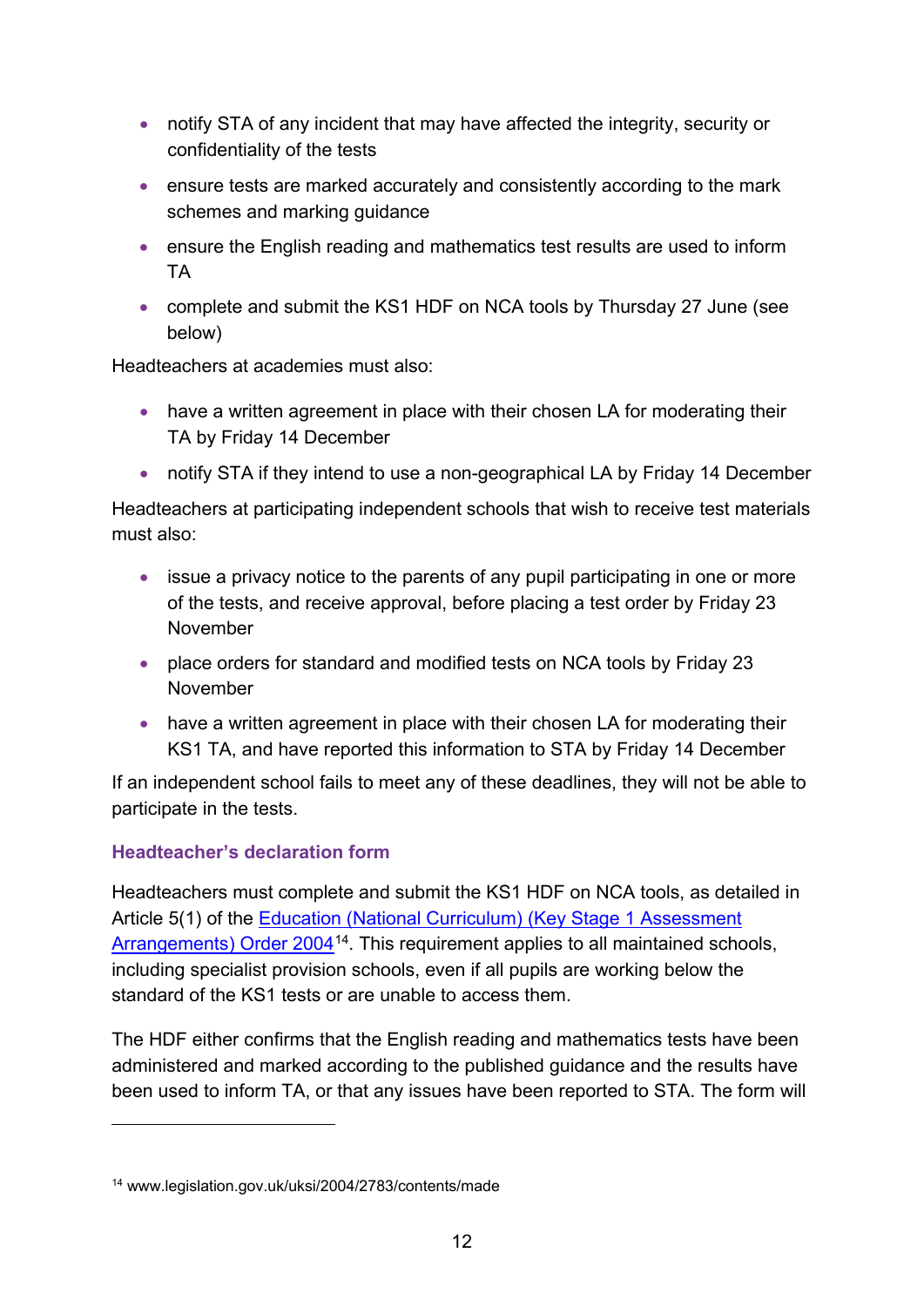- notify STA of any incident that may have affected the integrity, security or confidentiality of the tests
- ensure tests are marked accurately and consistently according to the mark schemes and marking guidance
- ensure the English reading and mathematics test results are used to inform TA
- complete and submit the KS1 HDF on NCA tools by Thursday 27 June (see below)

Headteachers at academies must also:

- have a written agreement in place with their chosen LA for moderating their TA by Friday 14 December
- notify STA if they intend to use a non-geographical LA by Friday 14 December

Headteachers at participating independent schools that wish to receive test materials must also:

- issue a privacy notice to the parents of any pupil participating in one or more of the tests, and receive approval, before placing a test order by Friday 23 November
- place orders for standard and modified tests on NCA tools by Friday 23 November
- have a written agreement in place with their chosen LA for moderating their KS1 TA, and have reported this information to STA by Friday 14 December

If an independent school fails to meet any of these deadlines, they will not be able to participate in the tests.

### Headteacher's declaration form

Headteachers must complete and submit the KS1 HDF on NCA tools, as detailed in Article 5(1) of the [Education (National Curriculum) (Key Stage 1 Assessment Arrangements) Order 2004](www.legislation.gov.uk/uksi/2004/2783/contents/made)[14]. This requirement applies to all maintained schools, including specialist provision schools, even if all pupils are working below the standard of the KS1 tests or are unable to access them.

The HDF either confirms that the English reading and mathematics tests have been administered and marked according to the published guidance and the results have been used to inform TA, or that any issues have been reported to STA. The form will

[14] www.legislation.gov.uk/uksi/2004/2783/contents/made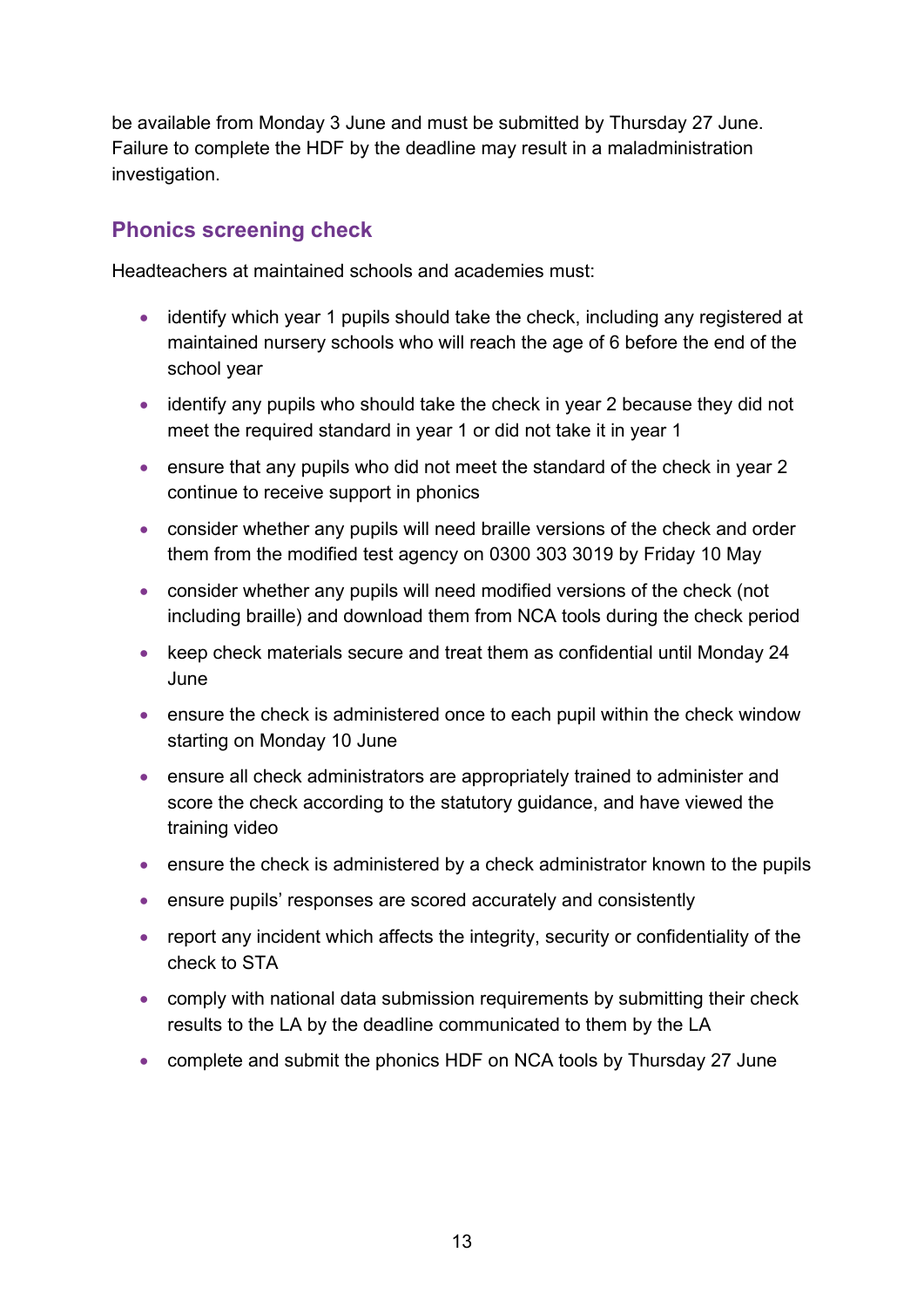be available from Monday 3 June and must be submitted by Thursday 27 June. Failure to complete the HDF by the deadline may result in a maladministration investigation.

## Phonics screening check

Headteachers at maintained schools and academies must:

- identify which year 1 pupils should take the check, including any registered at maintained nursery schools who will reach the age of 6 before the end of the school year
- identify any pupils who should take the check in year 2 because they did not meet the required standard in year 1 or did not take it in year 1
- ensure that any pupils who did not meet the standard of the check in year 2 continue to receive support in phonics
- consider whether any pupils will need braille versions of the check and order them from the modified test agency on 0300 303 3019 by Friday 10 May
- consider whether any pupils will need modified versions of the check (not including braille) and download them from NCA tools during the check period
- keep check materials secure and treat them as confidential until Monday 24 June
- ensure the check is administered once to each pupil within the check window starting on Monday 10 June
- ensure all check administrators are appropriately trained to administer and score the check according to the statutory guidance, and have viewed the training video
- ensure the check is administered by a check administrator known to the pupils
- ensure pupils' responses are scored accurately and consistently
- report any incident which affects the integrity, security or confidentiality of the check to STA
- comply with national data submission requirements by submitting their check results to the LA by the deadline communicated to them by the LA
- complete and submit the phonics HDF on NCA tools by Thursday 27 June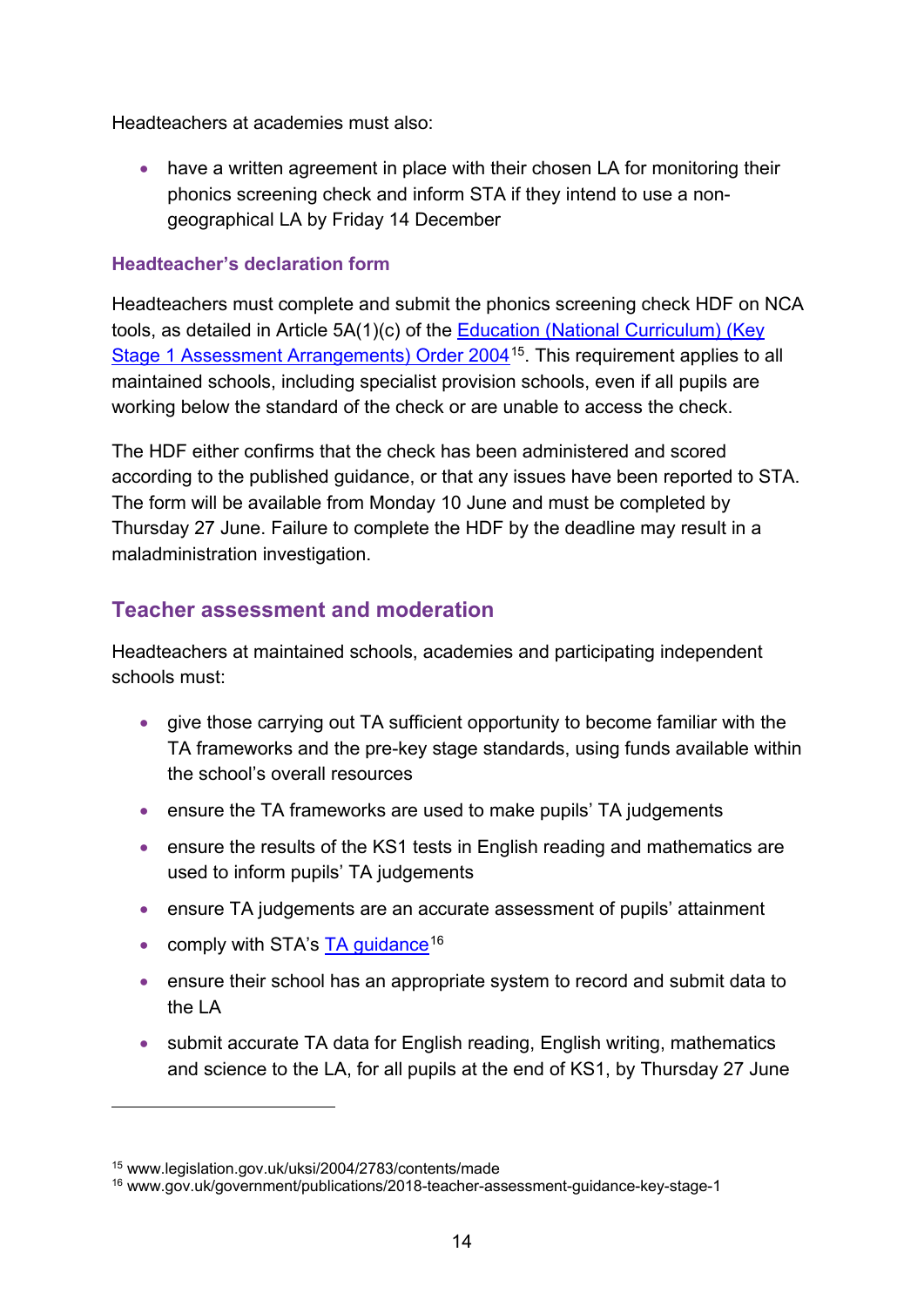Headteachers at academies must also:

- have a written agreement in place with their chosen LA for monitoring their phonics screening check and inform STA if they intend to use a non-geographical LA by Friday 14 December

### Headteacher's declaration form

Headteachers must complete and submit the phonics screening check HDF on NCA tools, as detailed in Article 5A(1)(c) of the [Education (National Curriculum) (Key Stage 1 Assessment Arrangements) Order 2004](www.legislation.gov.uk/uksi/2004/2783/contents/made)[15]. This requirement applies to all maintained schools, including specialist provision schools, even if all pupils are working below the standard of the check or are unable to access the check.

The HDF either confirms that the check has been administered and scored according to the published guidance, or that any issues have been reported to STA. The form will be available from Monday 10 June and must be completed by Thursday 27 June. Failure to complete the HDF by the deadline may result in a maladministration investigation.

## Teacher assessment and moderation

Headteachers at maintained schools, academies and participating independent schools must:

- give those carrying out TA sufficient opportunity to become familiar with the TA frameworks and the pre-key stage standards, using funds available within the school's overall resources
- ensure the TA frameworks are used to make pupils' TA judgements
- ensure the results of the KS1 tests in English reading and mathematics are used to inform pupils' TA judgements
- ensure TA judgements are an accurate assessment of pupils' attainment
- comply with STA's [TA guidance](www.gov.uk/government/publications/2018-teacher-assessment-guidance-key-stage-1)[16]
- ensure their school has an appropriate system to record and submit data to the LA
- submit accurate TA data for English reading, English writing, mathematics and science to the LA, for all pupils at the end of KS1, by Thursday 27 June

---

[15] www.legislation.gov.uk/uksi/2004/2783/contents/made

[16] www.gov.uk/government/publications/2018-teacher-assessment-guidance-key-stage-1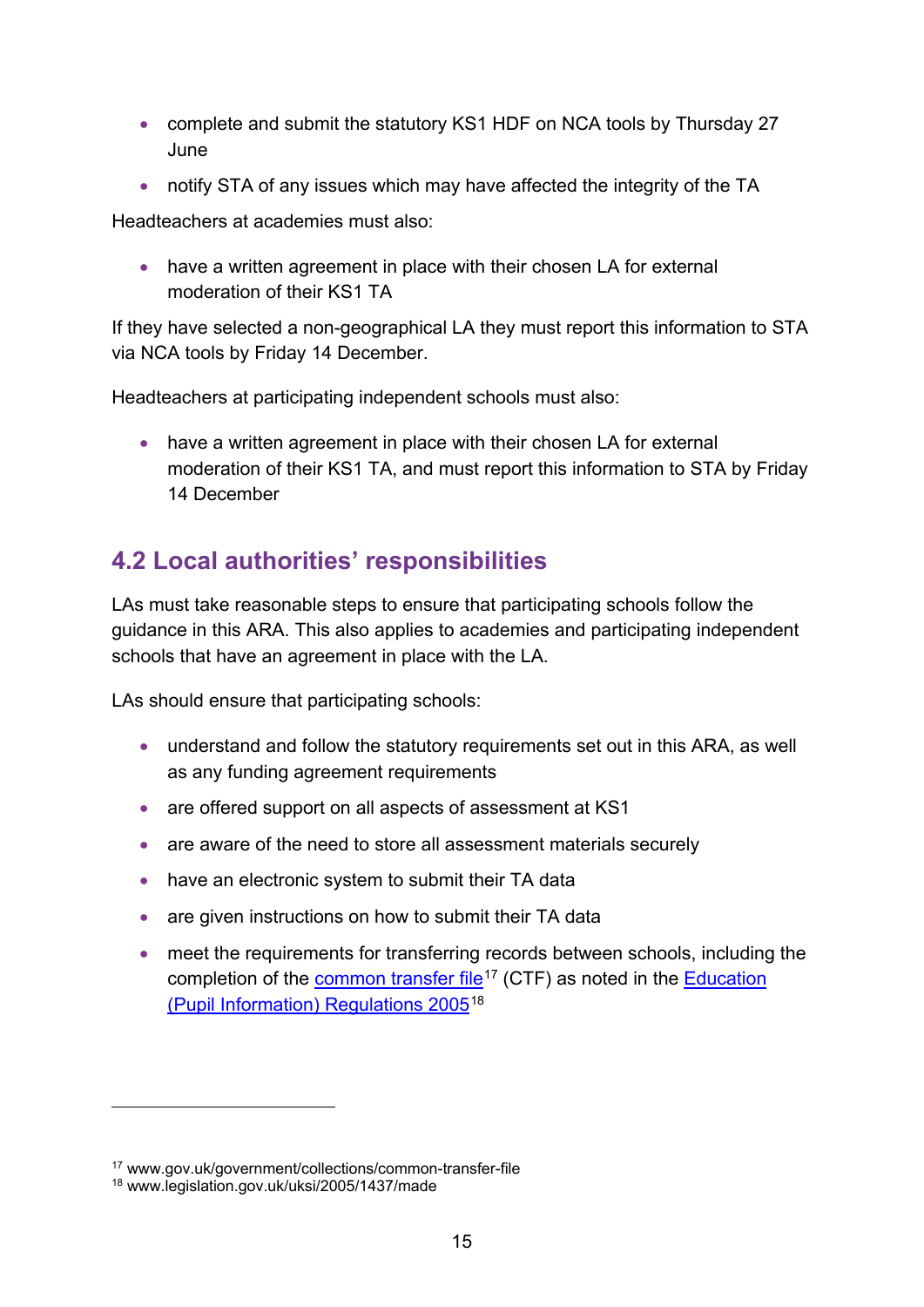- complete and submit the statutory KS1 HDF on NCA tools by Thursday 27 June
- notify STA of any issues which may have affected the integrity of the TA

Headteachers at academies must also:

- have a written agreement in place with their chosen LA for external moderation of their KS1 TA

If they have selected a non-geographical LA they must report this information to STA via NCA tools by Friday 14 December.

Headteachers at participating independent schools must also:

- have a written agreement in place with their chosen LA for external moderation of their KS1 TA, and must report this information to STA by Friday 14 December

## 4.2 Local authorities' responsibilities

LAs must take reasonable steps to ensure that participating schools follow the guidance in this ARA. This also applies to academies and participating independent schools that have an agreement in place with the LA.

LAs should ensure that participating schools:

- understand and follow the statutory requirements set out in this ARA, as well as any funding agreement requirements
- are offered support on all aspects of assessment at KS1
- are aware of the need to store all assessment materials securely
- have an electronic system to submit their TA data
- are given instructions on how to submit their TA data
- meet the requirements for transferring records between schools, including the completion of the common transfer file[17] (CTF) as noted in the Education (Pupil Information) Regulations 2005[18]

---

[17] www.gov.uk/government/collections/common-transfer-file
[18] www.legislation.gov.uk/uksi/2005/1437/made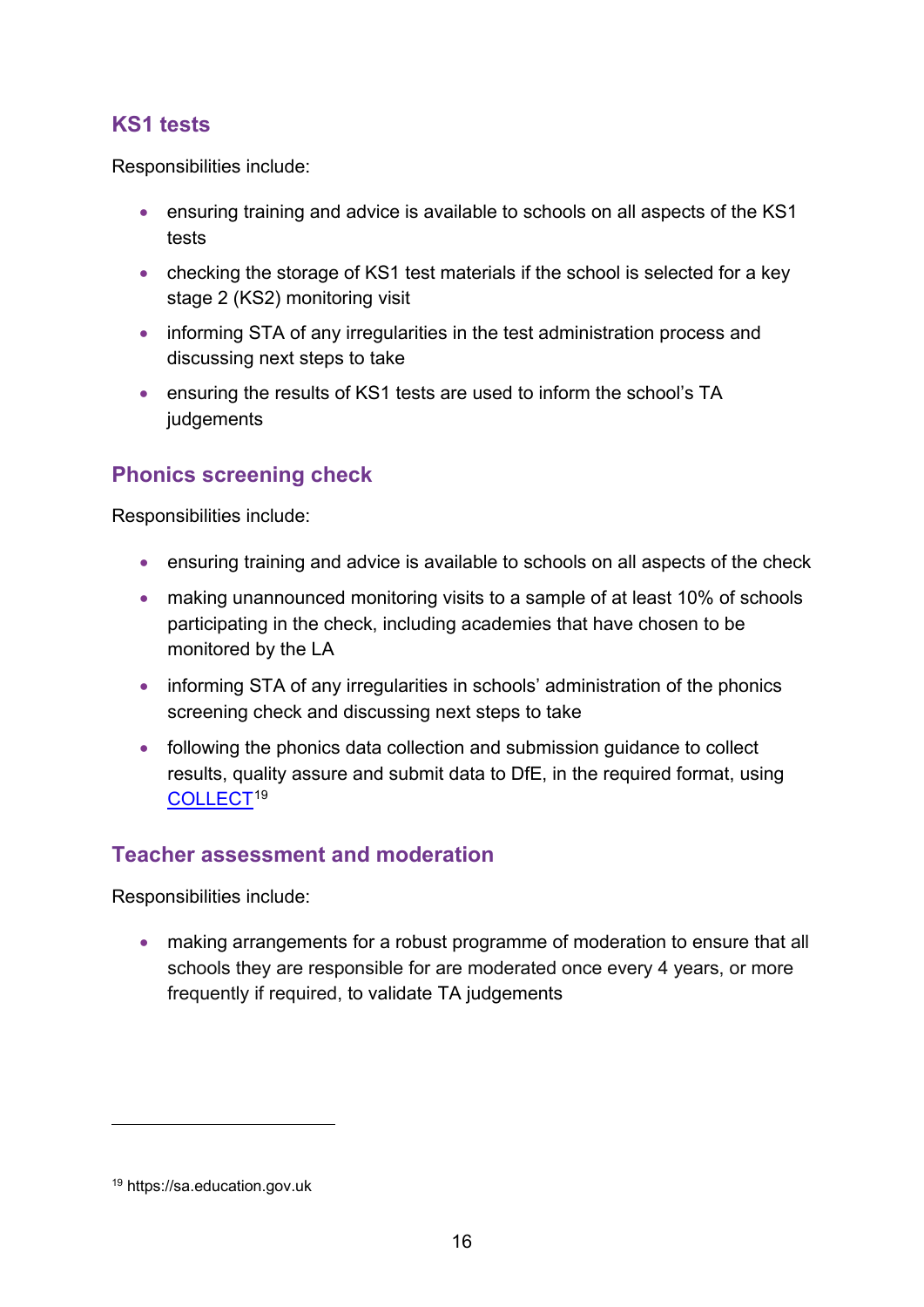## KS1 tests

Responsibilities include:

- ensuring training and advice is available to schools on all aspects of the KS1 tests
- checking the storage of KS1 test materials if the school is selected for a key stage 2 (KS2) monitoring visit
- informing STA of any irregularities in the test administration process and discussing next steps to take
- ensuring the results of KS1 tests are used to inform the school's TA judgements

## Phonics screening check

Responsibilities include:

- ensuring training and advice is available to schools on all aspects of the check
- making unannounced monitoring visits to a sample of at least 10% of schools participating in the check, including academies that have chosen to be monitored by the LA
- informing STA of any irregularities in schools' administration of the phonics screening check and discussing next steps to take
- following the phonics data collection and submission guidance to collect results, quality assure and submit data to DfE, in the required format, using COLLECT[19]

## Teacher assessment and moderation

Responsibilities include:

- making arrangements for a robust programme of moderation to ensure that all schools they are responsible for are moderated once every 4 years, or more frequently if required, to validate TA judgements

---

[19] https://sa.education.gov.uk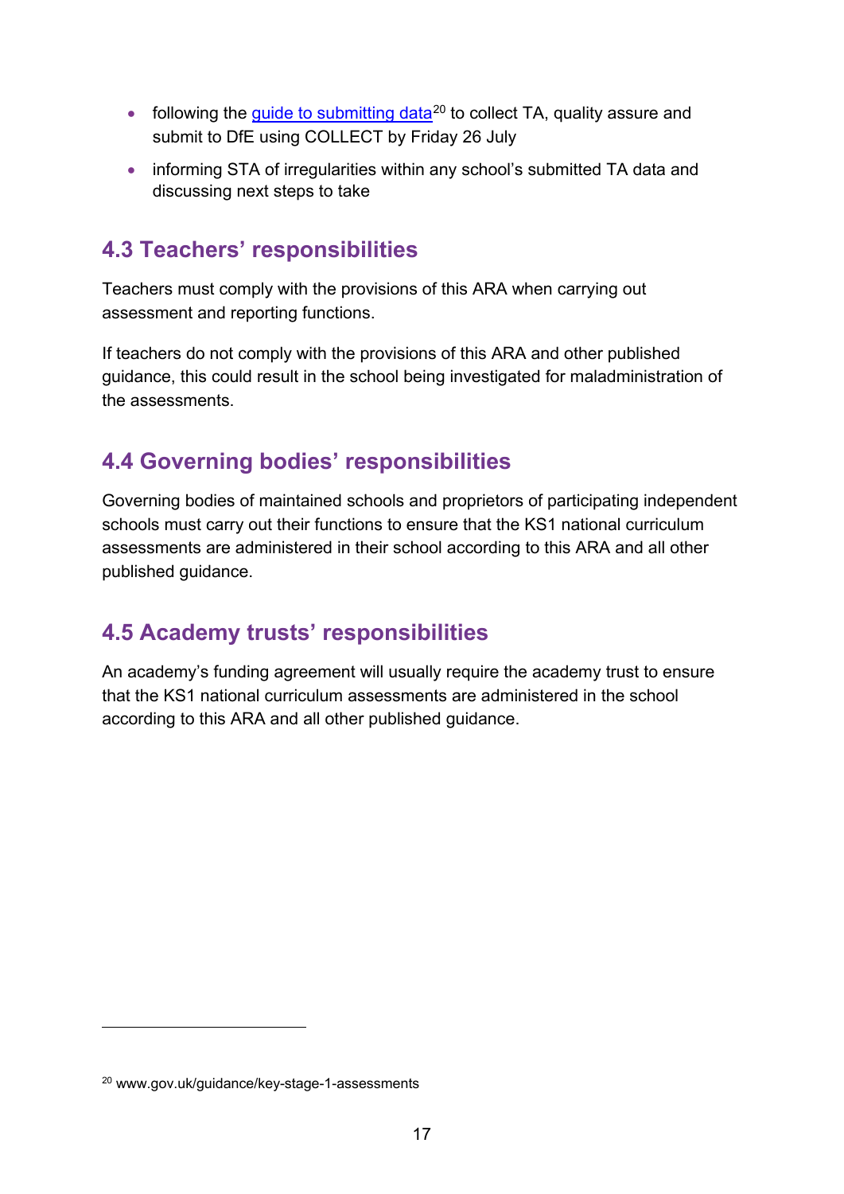- following the [guide to submitting data][20] to collect TA, quality assure and submit to DfE using COLLECT by Friday 26 July
- informing STA of irregularities within any school's submitted TA data and discussing next steps to take

## 4.3 Teachers' responsibilities

Teachers must comply with the provisions of this ARA when carrying out assessment and reporting functions.

If teachers do not comply with the provisions of this ARA and other published guidance, this could result in the school being investigated for maladministration of the assessments.

## 4.4 Governing bodies' responsibilities

Governing bodies of maintained schools and proprietors of participating independent schools must carry out their functions to ensure that the KS1 national curriculum assessments are administered in their school according to this ARA and all other published guidance.

## 4.5 Academy trusts' responsibilities

An academy's funding agreement will usually require the academy trust to ensure that the KS1 national curriculum assessments are administered in the school according to this ARA and all other published guidance.

---

[20] www.gov.uk/guidance/key-stage-1-assessments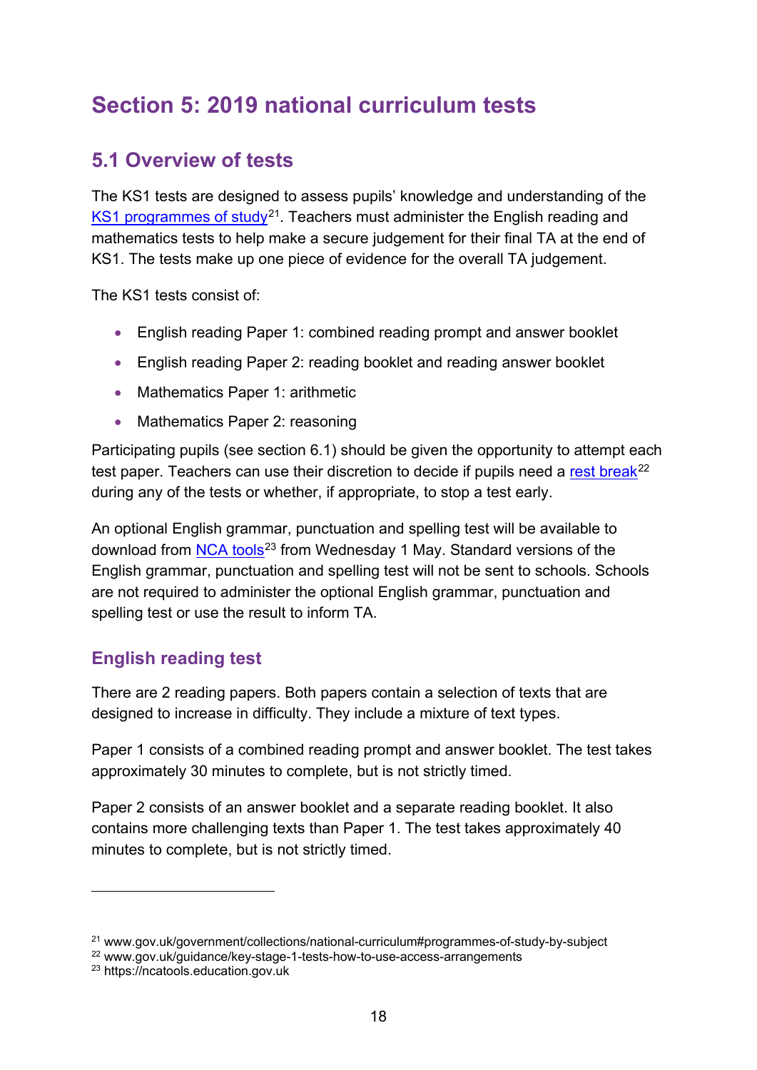# Section 5: 2019 national curriculum tests

## 5.1 Overview of tests

The KS1 tests are designed to assess pupils' knowledge and understanding of the KS1 programmes of study[21]. Teachers must administer the English reading and mathematics tests to help make a secure judgement for their final TA at the end of KS1. The tests make up one piece of evidence for the overall TA judgement.

The KS1 tests consist of:

- English reading Paper 1: combined reading prompt and answer booklet
- English reading Paper 2: reading booklet and reading answer booklet
- Mathematics Paper 1: arithmetic
- Mathematics Paper 2: reasoning

Participating pupils (see section 6.1) should be given the opportunity to attempt each test paper. Teachers can use their discretion to decide if pupils need a rest break[22] during any of the tests or whether, if appropriate, to stop a test early.

An optional English grammar, punctuation and spelling test will be available to download from NCA tools[23] from Wednesday 1 May. Standard versions of the English grammar, punctuation and spelling test will not be sent to schools. Schools are not required to administer the optional English grammar, punctuation and spelling test or use the result to inform TA.

### English reading test

There are 2 reading papers. Both papers contain a selection of texts that are designed to increase in difficulty. They include a mixture of text types.

Paper 1 consists of a combined reading prompt and answer booklet. The test takes approximately 30 minutes to complete, but is not strictly timed.

Paper 2 consists of an answer booklet and a separate reading booklet. It also contains more challenging texts than Paper 1. The test takes approximately 40 minutes to complete, but is not strictly timed.

---

[21] www.gov.uk/government/collections/national-curriculum#programmes-of-study-by-subject
[22] www.gov.uk/guidance/key-stage-1-tests-how-to-use-access-arrangements
[23] https://ncatools.education.gov.uk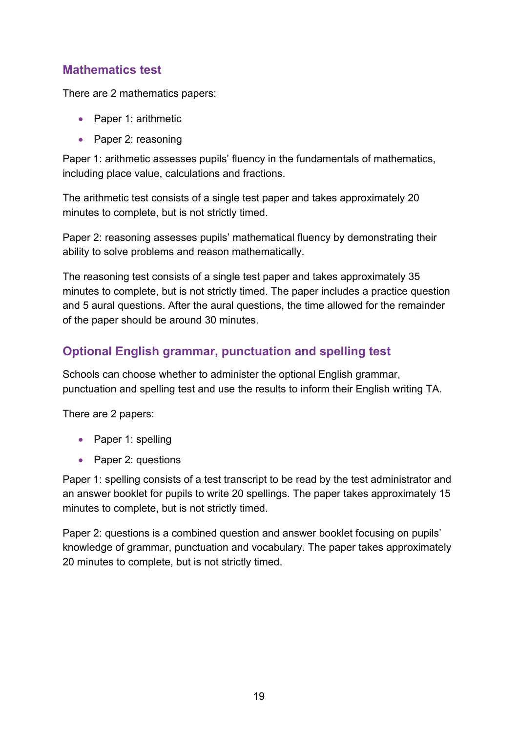## Mathematics test

There are 2 mathematics papers:

- Paper 1: arithmetic
- Paper 2: reasoning

Paper 1: arithmetic assesses pupils' fluency in the fundamentals of mathematics, including place value, calculations and fractions.

The arithmetic test consists of a single test paper and takes approximately 20 minutes to complete, but is not strictly timed.

Paper 2: reasoning assesses pupils' mathematical fluency by demonstrating their ability to solve problems and reason mathematically.

The reasoning test consists of a single test paper and takes approximately 35 minutes to complete, but is not strictly timed. The paper includes a practice question and 5 aural questions. After the aural questions, the time allowed for the remainder of the paper should be around 30 minutes.

## Optional English grammar, punctuation and spelling test

Schools can choose whether to administer the optional English grammar, punctuation and spelling test and use the results to inform their English writing TA.

There are 2 papers:

- Paper 1: spelling
- Paper 2: questions

Paper 1: spelling consists of a test transcript to be read by the test administrator and an answer booklet for pupils to write 20 spellings. The paper takes approximately 15 minutes to complete, but is not strictly timed.

Paper 2: questions is a combined question and answer booklet focusing on pupils' knowledge of grammar, punctuation and vocabulary. The paper takes approximately 20 minutes to complete, but is not strictly timed.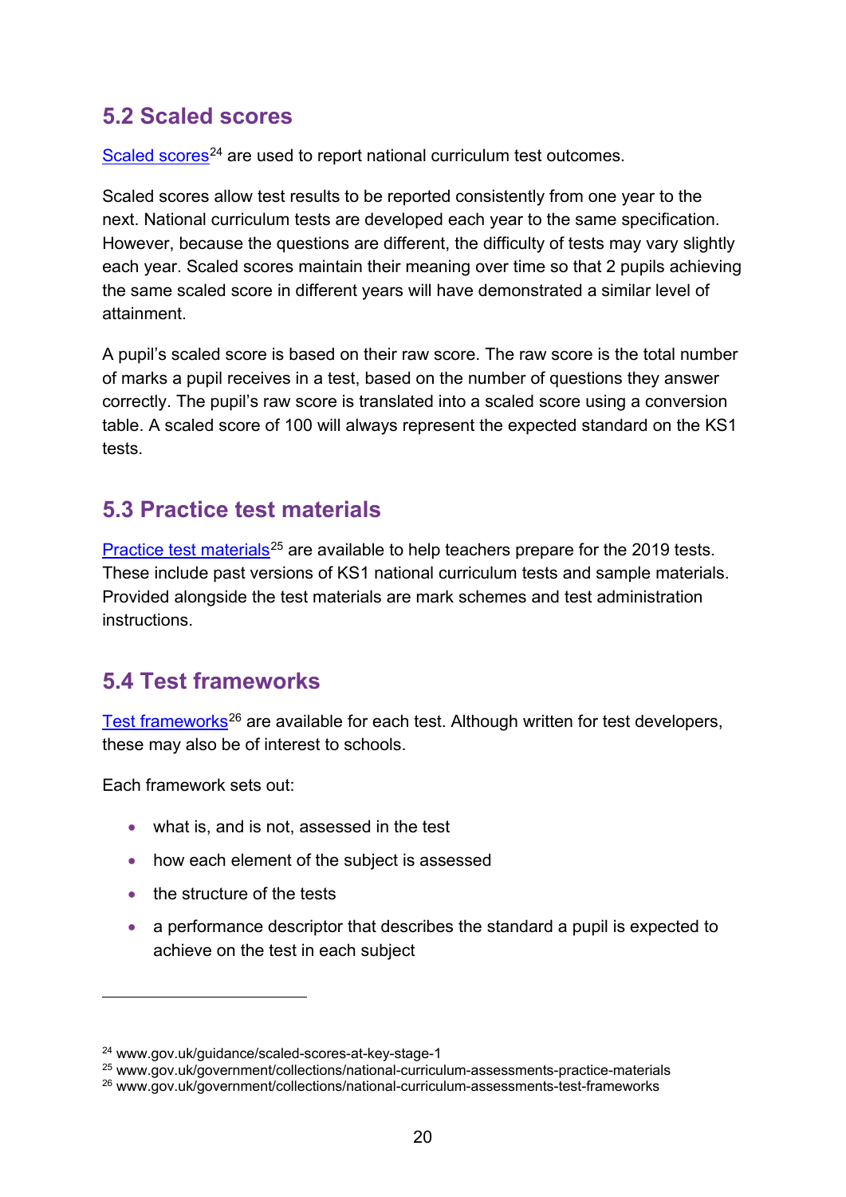## 5.2 Scaled scores

Scaled scores[24] are used to report national curriculum test outcomes.

Scaled scores allow test results to be reported consistently from one year to the next. National curriculum tests are developed each year to the same specification. However, because the questions are different, the difficulty of tests may vary slightly each year. Scaled scores maintain their meaning over time so that 2 pupils achieving the same scaled score in different years will have demonstrated a similar level of attainment.

A pupil's scaled score is based on their raw score. The raw score is the total number of marks a pupil receives in a test, based on the number of questions they answer correctly. The pupil's raw score is translated into a scaled score using a conversion table. A scaled score of 100 will always represent the expected standard on the KS1 tests.

## 5.3 Practice test materials

Practice test materials[25] are available to help teachers prepare for the 2019 tests. These include past versions of KS1 national curriculum tests and sample materials. Provided alongside the test materials are mark schemes and test administration instructions.

## 5.4 Test frameworks

Test frameworks[26] are available for each test. Although written for test developers, these may also be of interest to schools.

Each framework sets out:

- what is, and is not, assessed in the test
- how each element of the subject is assessed
- the structure of the tests
- a performance descriptor that describes the standard a pupil is expected to achieve on the test in each subject

---

[24] www.gov.uk/guidance/scaled-scores-at-key-stage-1
[25] www.gov.uk/government/collections/national-curriculum-assessments-practice-materials
[26] www.gov.uk/government/collections/national-curriculum-assessments-test-frameworks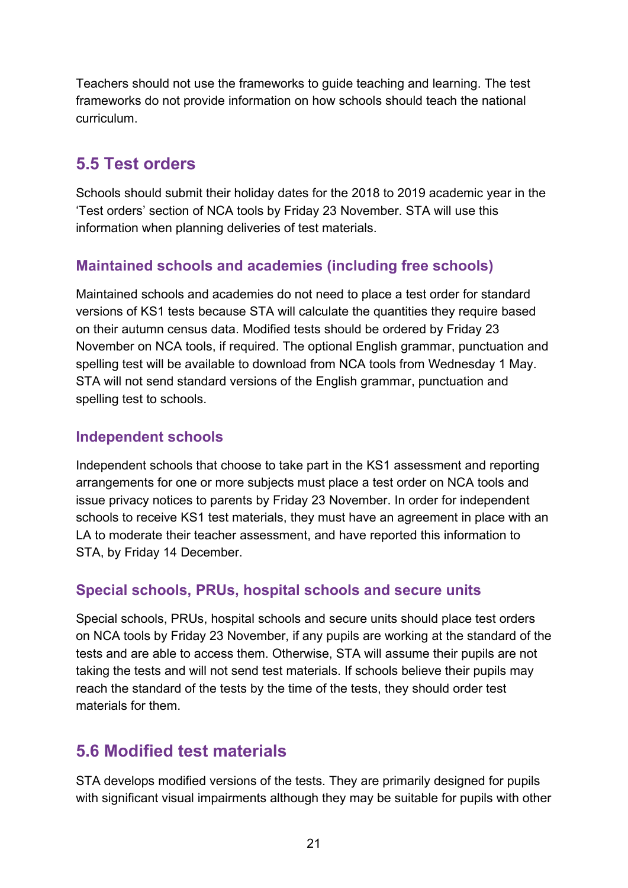Teachers should not use the frameworks to guide teaching and learning. The test frameworks do not provide information on how schools should teach the national curriculum.

## 5.5 Test orders

Schools should submit their holiday dates for the 2018 to 2019 academic year in the 'Test orders' section of NCA tools by Friday 23 November. STA will use this information when planning deliveries of test materials.

### Maintained schools and academies (including free schools)

Maintained schools and academies do not need to place a test order for standard versions of KS1 tests because STA will calculate the quantities they require based on their autumn census data. Modified tests should be ordered by Friday 23 November on NCA tools, if required. The optional English grammar, punctuation and spelling test will be available to download from NCA tools from Wednesday 1 May. STA will not send standard versions of the English grammar, punctuation and spelling test to schools.

### Independent schools

Independent schools that choose to take part in the KS1 assessment and reporting arrangements for one or more subjects must place a test order on NCA tools and issue privacy notices to parents by Friday 23 November. In order for independent schools to receive KS1 test materials, they must have an agreement in place with an LA to moderate their teacher assessment, and have reported this information to STA, by Friday 14 December.

### Special schools, PRUs, hospital schools and secure units

Special schools, PRUs, hospital schools and secure units should place test orders on NCA tools by Friday 23 November, if any pupils are working at the standard of the tests and are able to access them. Otherwise, STA will assume their pupils are not taking the tests and will not send test materials. If schools believe their pupils may reach the standard of the tests by the time of the tests, they should order test materials for them.

## 5.6 Modified test materials

STA develops modified versions of the tests. They are primarily designed for pupils with significant visual impairments although they may be suitable for pupils with other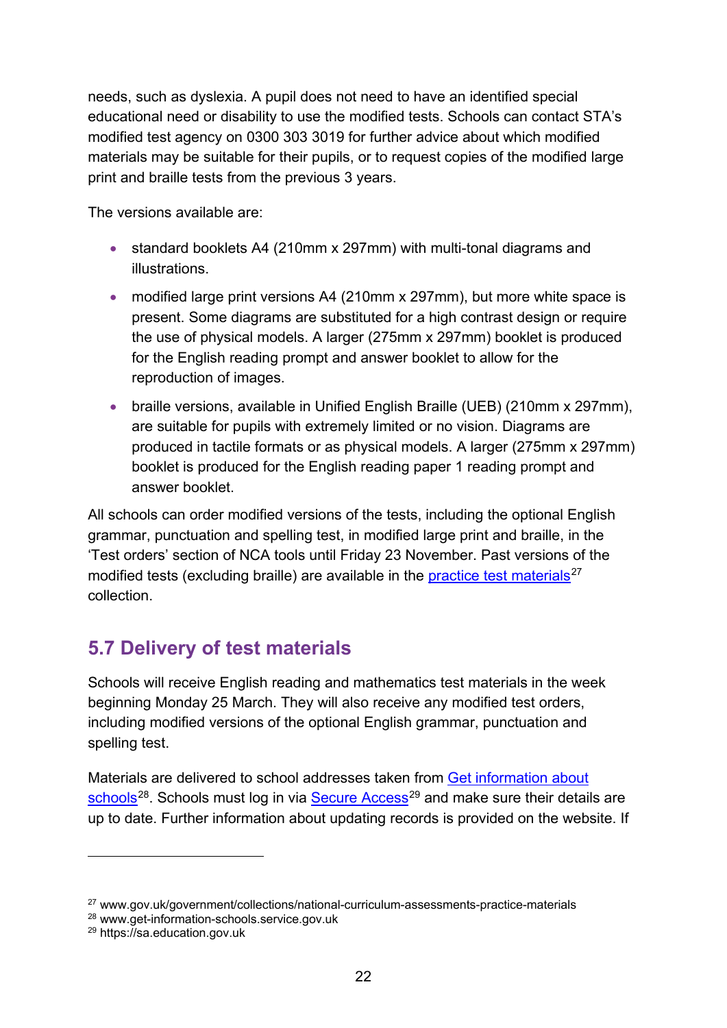needs, such as dyslexia. A pupil does not need to have an identified special educational need or disability to use the modified tests. Schools can contact STA's modified test agency on 0300 303 3019 for further advice about which modified materials may be suitable for their pupils, or to request copies of the modified large print and braille tests from the previous 3 years.

The versions available are:

- standard booklets A4 (210mm x 297mm) with multi-tonal diagrams and illustrations.
- modified large print versions A4 (210mm x 297mm), but more white space is present. Some diagrams are substituted for a high contrast design or require the use of physical models. A larger (275mm x 297mm) booklet is produced for the English reading prompt and answer booklet to allow for the reproduction of images.
- braille versions, available in Unified English Braille (UEB) (210mm x 297mm), are suitable for pupils with extremely limited or no vision. Diagrams are produced in tactile formats or as physical models. A larger (275mm x 297mm) booklet is produced for the English reading paper 1 reading prompt and answer booklet.

All schools can order modified versions of the tests, including the optional English grammar, punctuation and spelling test, in modified large print and braille, in the 'Test orders' section of NCA tools until Friday 23 November. Past versions of the modified tests (excluding braille) are available in the practice test materials[27] collection.

## 5.7 Delivery of test materials

Schools will receive English reading and mathematics test materials in the week beginning Monday 25 March. They will also receive any modified test orders, including modified versions of the optional English grammar, punctuation and spelling test.

Materials are delivered to school addresses taken from Get information about schools[28]. Schools must log in via Secure Access[29] and make sure their details are up to date. Further information about updating records is provided on the website. If

[27] www.gov.uk/government/collections/national-curriculum-assessments-practice-materials

[28] www.get-information-schools.service.gov.uk

[29] https://sa.education.gov.uk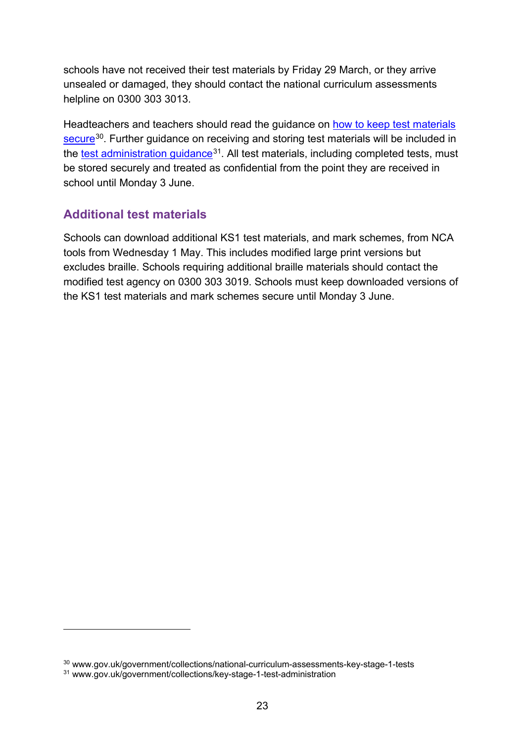schools have not received their test materials by Friday 29 March, or they arrive unsealed or damaged, they should contact the national curriculum assessments helpline on 0300 303 3013.

Headteachers and teachers should read the guidance on how to keep test materials secure[30]. Further guidance on receiving and storing test materials will be included in the test administration guidance[31]. All test materials, including completed tests, must be stored securely and treated as confidential from the point they are received in school until Monday 3 June.

## Additional test materials

Schools can download additional KS1 test materials, and mark schemes, from NCA tools from Wednesday 1 May. This includes modified large print versions but excludes braille. Schools requiring additional braille materials should contact the modified test agency on 0300 303 3019. Schools must keep downloaded versions of the KS1 test materials and mark schemes secure until Monday 3 June.

---

[30] www.gov.uk/government/collections/national-curriculum-assessments-key-stage-1-tests

[31] www.gov.uk/government/collections/key-stage-1-test-administration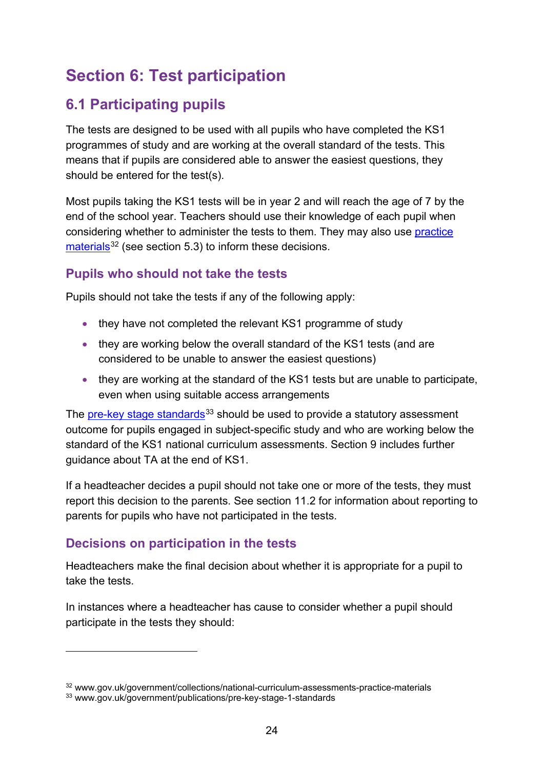# Section 6: Test participation

## 6.1 Participating pupils

The tests are designed to be used with all pupils who have completed the KS1 programmes of study and are working at the overall standard of the tests. This means that if pupils are considered able to answer the easiest questions, they should be entered for the test(s).

Most pupils taking the KS1 tests will be in year 2 and will reach the age of 7 by the end of the school year. Teachers should use their knowledge of each pupil when considering whether to administer the tests to them. They may also use practice materials[32] (see section 5.3) to inform these decisions.

### Pupils who should not take the tests

Pupils should not take the tests if any of the following apply:

- they have not completed the relevant KS1 programme of study
- they are working below the overall standard of the KS1 tests (and are considered to be unable to answer the easiest questions)
- they are working at the standard of the KS1 tests but are unable to participate, even when using suitable access arrangements

The pre-key stage standards[33] should be used to provide a statutory assessment outcome for pupils engaged in subject-specific study and who are working below the standard of the KS1 national curriculum assessments. Section 9 includes further guidance about TA at the end of KS1.

If a headteacher decides a pupil should not take one or more of the tests, they must report this decision to the parents. See section 11.2 for information about reporting to parents for pupils who have not participated in the tests.

### Decisions on participation in the tests

Headteachers make the final decision about whether it is appropriate for a pupil to take the tests.

In instances where a headteacher has cause to consider whether a pupil should participate in the tests they should:

---

[32] www.gov.uk/government/collections/national-curriculum-assessments-practice-materials
[33] www.gov.uk/government/publications/pre-key-stage-1-standards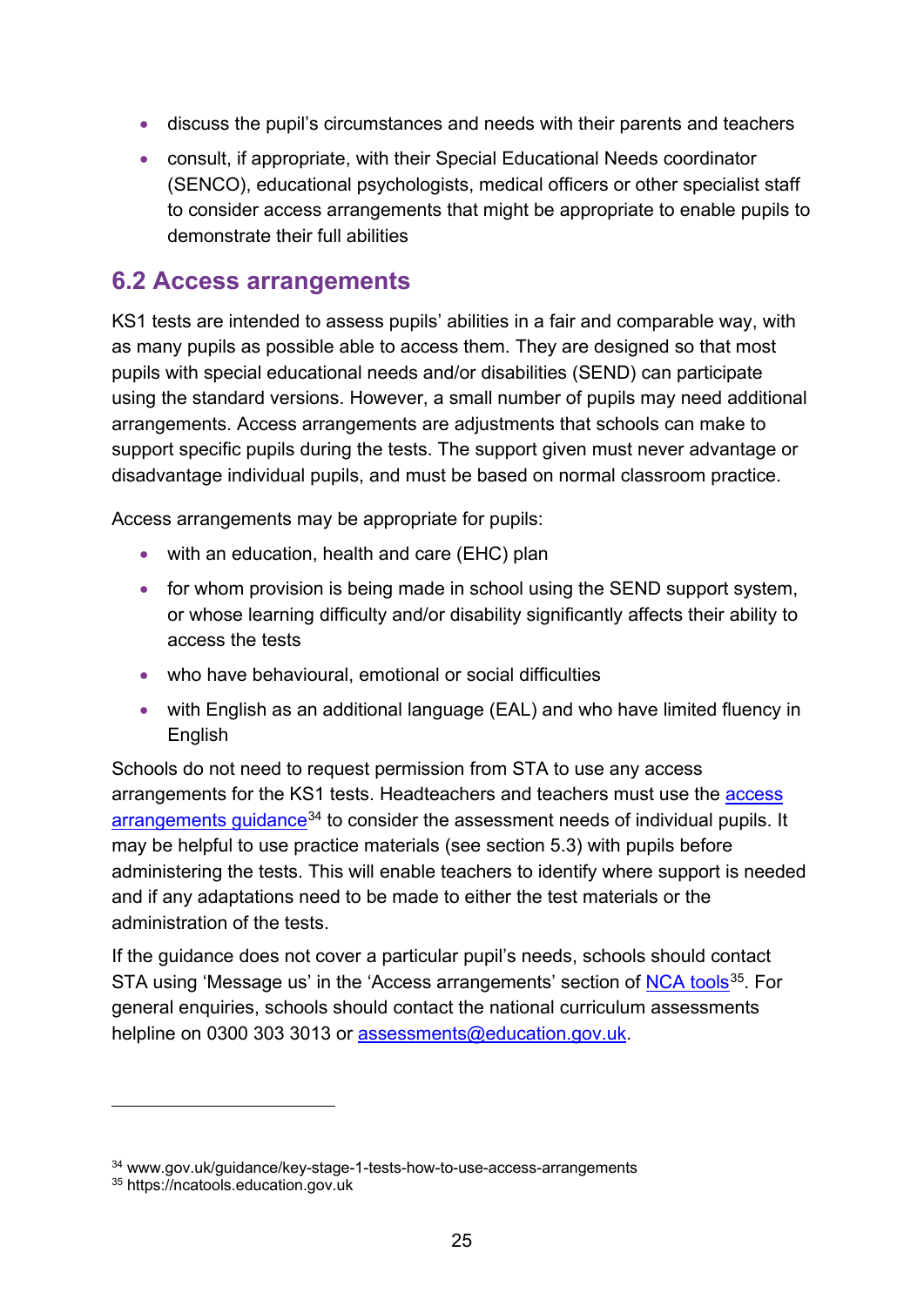- discuss the pupil's circumstances and needs with their parents and teachers
- consult, if appropriate, with their Special Educational Needs coordinator (SENCO), educational psychologists, medical officers or other specialist staff to consider access arrangements that might be appropriate to enable pupils to demonstrate their full abilities

## 6.2 Access arrangements

KS1 tests are intended to assess pupils' abilities in a fair and comparable way, with as many pupils as possible able to access them. They are designed so that most pupils with special educational needs and/or disabilities (SEND) can participate using the standard versions. However, a small number of pupils may need additional arrangements. Access arrangements are adjustments that schools can make to support specific pupils during the tests. The support given must never advantage or disadvantage individual pupils, and must be based on normal classroom practice.

Access arrangements may be appropriate for pupils:

- with an education, health and care (EHC) plan
- for whom provision is being made in school using the SEND support system, or whose learning difficulty and/or disability significantly affects their ability to access the tests
- who have behavioural, emotional or social difficulties
- with English as an additional language (EAL) and who have limited fluency in English

Schools do not need to request permission from STA to use any access arrangements for the KS1 tests. Headteachers and teachers must use the access arrangements guidance[34] to consider the assessment needs of individual pupils. It may be helpful to use practice materials (see section 5.3) with pupils before administering the tests. This will enable teachers to identify where support is needed and if any adaptations need to be made to either the test materials or the administration of the tests.

If the guidance does not cover a particular pupil's needs, schools should contact STA using 'Message us' in the 'Access arrangements' section of NCA tools[35]. For general enquiries, schools should contact the national curriculum assessments helpline on 0300 303 3013 or assessments@education.gov.uk.

---

[34] www.gov.uk/guidance/key-stage-1-tests-how-to-use-access-arrangements
[35] https://ncatools.education.gov.uk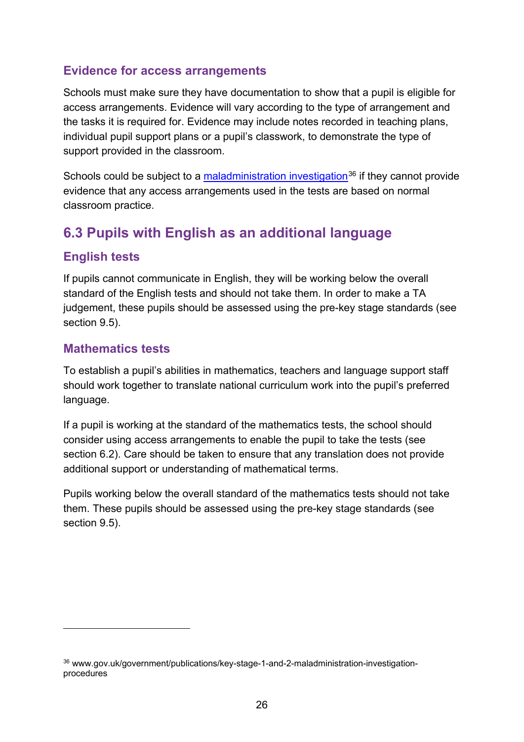### Evidence for access arrangements

Schools must make sure they have documentation to show that a pupil is eligible for access arrangements. Evidence will vary according to the type of arrangement and the tasks it is required for. Evidence may include notes recorded in teaching plans, individual pupil support plans or a pupil's classwork, to demonstrate the type of support provided in the classroom.

Schools could be subject to a maladministration investigation[36] if they cannot provide evidence that any access arrangements used in the tests are based on normal classroom practice.

## 6.3 Pupils with English as an additional language

### English tests

If pupils cannot communicate in English, they will be working below the overall standard of the English tests and should not take them. In order to make a TA judgement, these pupils should be assessed using the pre-key stage standards (see section 9.5).

### Mathematics tests

To establish a pupil's abilities in mathematics, teachers and language support staff should work together to translate national curriculum work into the pupil's preferred language.

If a pupil is working at the standard of the mathematics tests, the school should consider using access arrangements to enable the pupil to take the tests (see section 6.2). Care should be taken to ensure that any translation does not provide additional support or understanding of mathematical terms.

Pupils working below the overall standard of the mathematics tests should not take them. These pupils should be assessed using the pre-key stage standards (see section 9.5).

---

[36] www.gov.uk/government/publications/key-stage-1-and-2-maladministration-investigation-procedures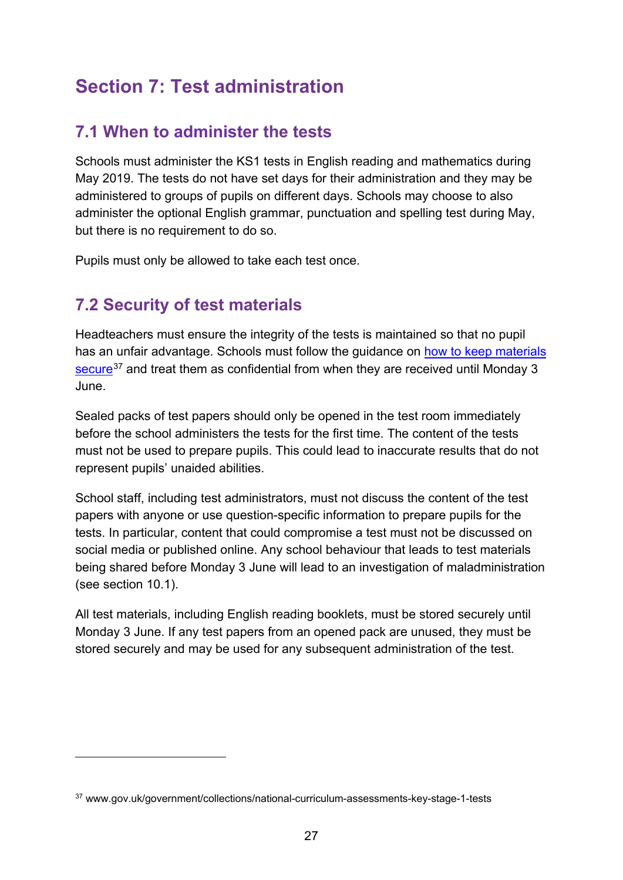# Section 7: Test administration

## 7.1 When to administer the tests

Schools must administer the KS1 tests in English reading and mathematics during May 2019. The tests do not have set days for their administration and they may be administered to groups of pupils on different days. Schools may choose to also administer the optional English grammar, punctuation and spelling test during May, but there is no requirement to do so.

Pupils must only be allowed to take each test once.

## 7.2 Security of test materials

Headteachers must ensure the integrity of the tests is maintained so that no pupil has an unfair advantage. Schools must follow the guidance on how to keep materials secure[37] and treat them as confidential from when they are received until Monday 3 June.

Sealed packs of test papers should only be opened in the test room immediately before the school administers the tests for the first time. The content of the tests must not be used to prepare pupils. This could lead to inaccurate results that do not represent pupils' unaided abilities.

School staff, including test administrators, must not discuss the content of the test papers with anyone or use question-specific information to prepare pupils for the tests. In particular, content that could compromise a test must not be discussed on social media or published online. Any school behaviour that leads to test materials being shared before Monday 3 June will lead to an investigation of maladministration (see section 10.1).

All test materials, including English reading booklets, must be stored securely until Monday 3 June. If any test papers from an opened pack are unused, they must be stored securely and may be used for any subsequent administration of the test.

---

[37] www.gov.uk/government/collections/national-curriculum-assessments-key-stage-1-tests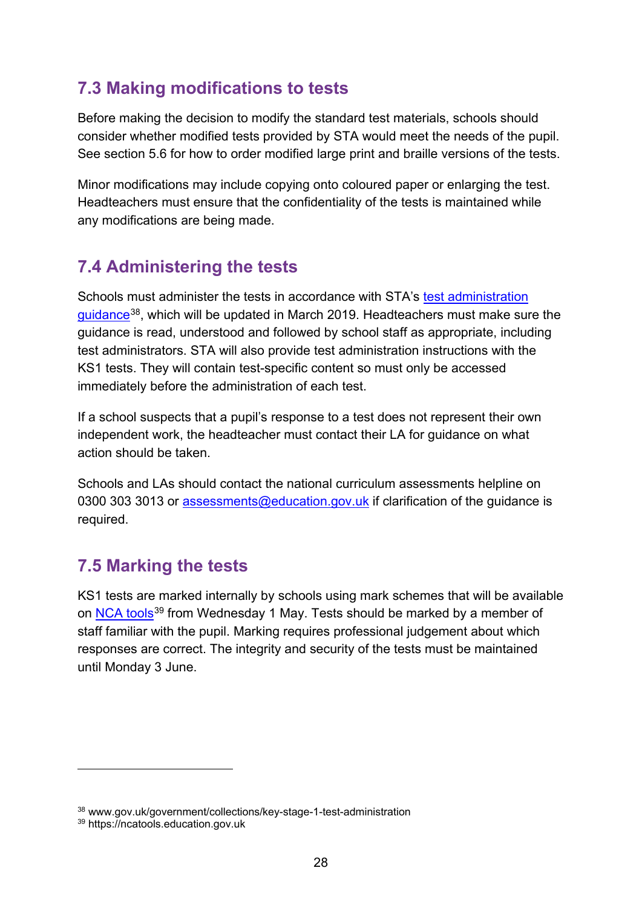## 7.3 Making modifications to tests

Before making the decision to modify the standard test materials, schools should consider whether modified tests provided by STA would meet the needs of the pupil. See section 5.6 for how to order modified large print and braille versions of the tests.

Minor modifications may include copying onto coloured paper or enlarging the test. Headteachers must ensure that the confidentiality of the tests is maintained while any modifications are being made.

## 7.4 Administering the tests

Schools must administer the tests in accordance with STA's test administration guidance[38], which will be updated in March 2019. Headteachers must make sure the guidance is read, understood and followed by school staff as appropriate, including test administrators. STA will also provide test administration instructions with the KS1 tests. They will contain test-specific content so must only be accessed immediately before the administration of each test.

If a school suspects that a pupil's response to a test does not represent their own independent work, the headteacher must contact their LA for guidance on what action should be taken.

Schools and LAs should contact the national curriculum assessments helpline on 0300 303 3013 or assessments@education.gov.uk if clarification of the guidance is required.

## 7.5 Marking the tests

KS1 tests are marked internally by schools using mark schemes that will be available on NCA tools[39] from Wednesday 1 May. Tests should be marked by a member of staff familiar with the pupil. Marking requires professional judgement about which responses are correct. The integrity and security of the tests must be maintained until Monday 3 June.

---

[38] www.gov.uk/government/collections/key-stage-1-test-administration

[39] https://ncatools.education.gov.uk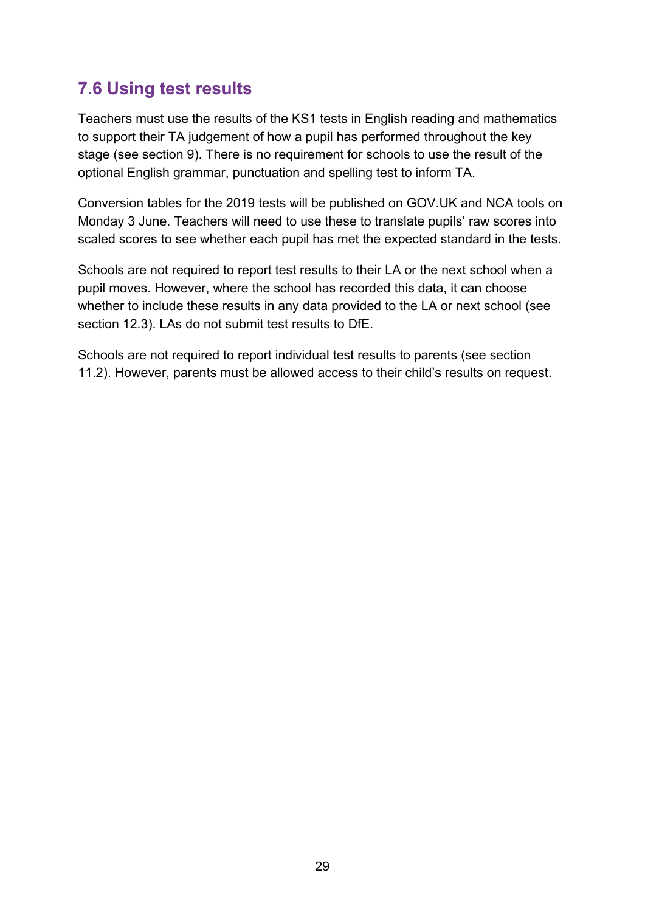## 7.6 Using test results

Teachers must use the results of the KS1 tests in English reading and mathematics to support their TA judgement of how a pupil has performed throughout the key stage (see section 9). There is no requirement for schools to use the result of the optional English grammar, punctuation and spelling test to inform TA.

Conversion tables for the 2019 tests will be published on GOV.UK and NCA tools on Monday 3 June. Teachers will need to use these to translate pupils' raw scores into scaled scores to see whether each pupil has met the expected standard in the tests.

Schools are not required to report test results to their LA or the next school when a pupil moves. However, where the school has recorded this data, it can choose whether to include these results in any data provided to the LA or next school (see section 12.3). LAs do not submit test results to DfE.

Schools are not required to report individual test results to parents (see section 11.2). However, parents must be allowed access to their child's results on request.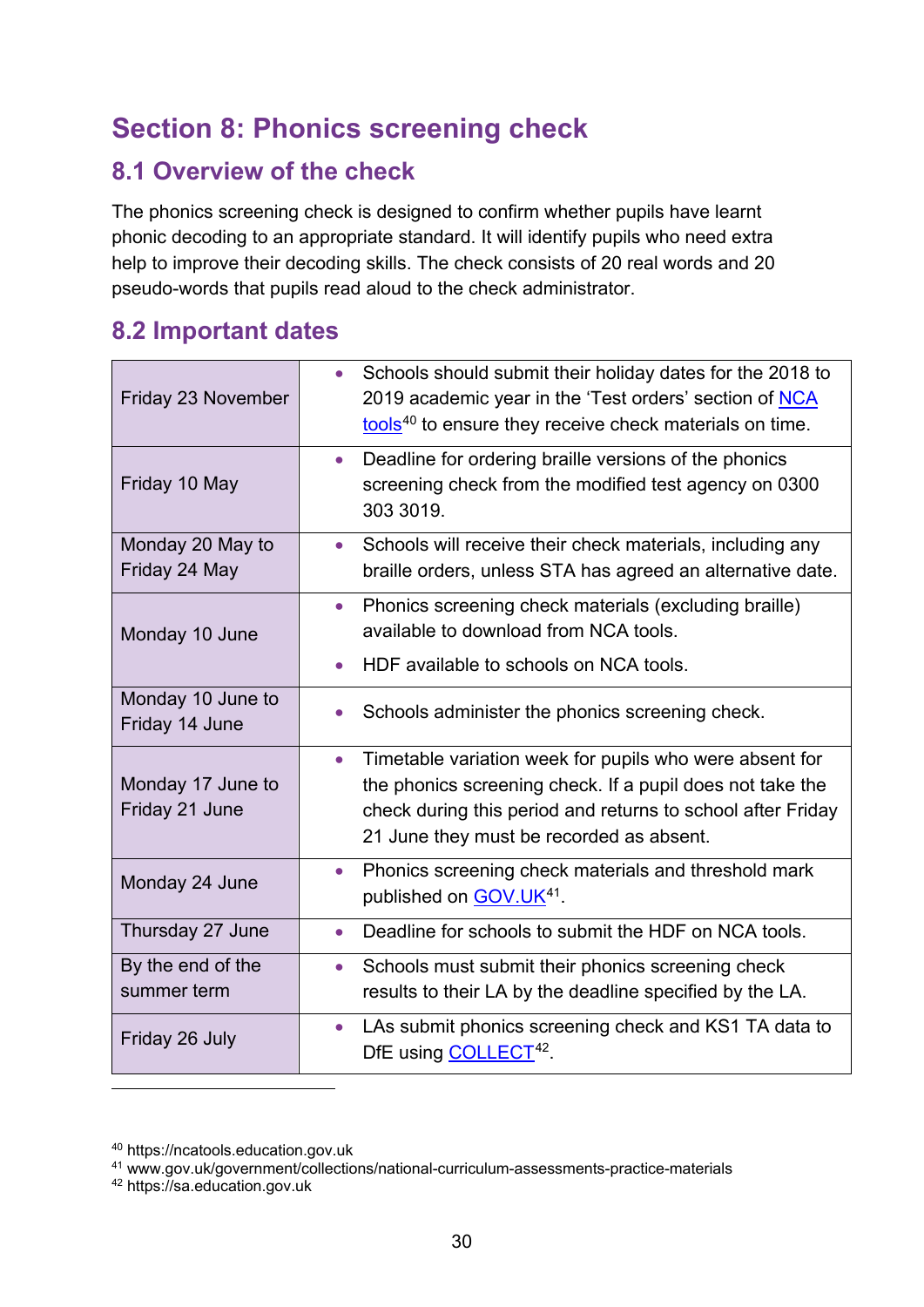# Section 8: Phonics screening check

## 8.1 Overview of the check

The phonics screening check is designed to confirm whether pupils have learnt phonic decoding to an appropriate standard. It will identify pupils who need extra help to improve their decoding skills. The check consists of 20 real words and 20 pseudo-words that pupils read aloud to the check administrator.

## 8.2 Important dates

| | |
|---|---|
| Friday 23 November | • Schools should submit their holiday dates for the 2018 to 2019 academic year in the 'Test orders' section of NCA tools[40] to ensure they receive check materials on time. |
| Friday 10 May | • Deadline for ordering braille versions of the phonics screening check from the modified test agency on 0300 303 3019. |
| Monday 20 May to Friday 24 May | • Schools will receive their check materials, including any braille orders, unless STA has agreed an alternative date. |
| Monday 10 June | • Phonics screening check materials (excluding braille) available to download from NCA tools.<br>• HDF available to schools on NCA tools. |
| Monday 10 June to Friday 14 June | • Schools administer the phonics screening check. |
| Monday 17 June to Friday 21 June | • Timetable variation week for pupils who were absent for the phonics screening check. If a pupil does not take the check during this period and returns to school after Friday 21 June they must be recorded as absent. |
| Monday 24 June | • Phonics screening check materials and threshold mark published on GOV.UK[41]. |
| Thursday 27 June | • Deadline for schools to submit the HDF on NCA tools. |
| By the end of the summer term | • Schools must submit their phonics screening check results to their LA by the deadline specified by the LA. |
| Friday 26 July | • LAs submit phonics screening check and KS1 TA data to DfE using COLLECT[42]. |

[40] https://ncatools.education.gov.uk
[41] www.gov.uk/government/collections/national-curriculum-assessments-practice-materials
[42] https://sa.education.gov.uk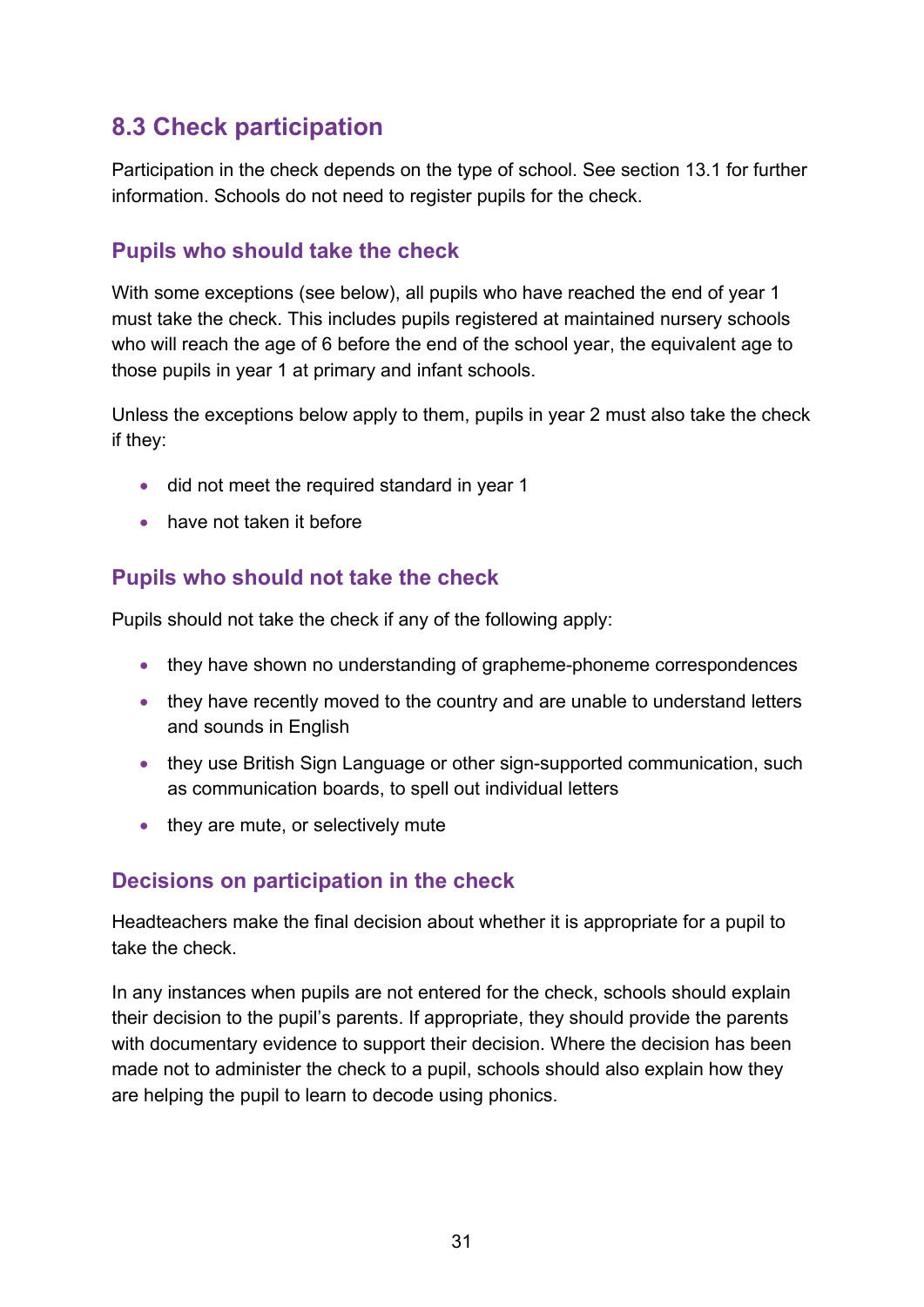## 8.3 Check participation

Participation in the check depends on the type of school. See section 13.1 for further information. Schools do not need to register pupils for the check.

### Pupils who should take the check

With some exceptions (see below), all pupils who have reached the end of year 1 must take the check. This includes pupils registered at maintained nursery schools who will reach the age of 6 before the end of the school year, the equivalent age to those pupils in year 1 at primary and infant schools.

Unless the exceptions below apply to them, pupils in year 2 must also take the check if they:

- did not meet the required standard in year 1
- have not taken it before

### Pupils who should not take the check

Pupils should not take the check if any of the following apply:

- they have shown no understanding of grapheme-phoneme correspondences
- they have recently moved to the country and are unable to understand letters and sounds in English
- they use British Sign Language or other sign-supported communication, such as communication boards, to spell out individual letters
- they are mute, or selectively mute

### Decisions on participation in the check

Headteachers make the final decision about whether it is appropriate for a pupil to take the check.

In any instances when pupils are not entered for the check, schools should explain their decision to the pupil's parents. If appropriate, they should provide the parents with documentary evidence to support their decision. Where the decision has been made not to administer the check to a pupil, schools should also explain how they are helping the pupil to learn to decode using phonics.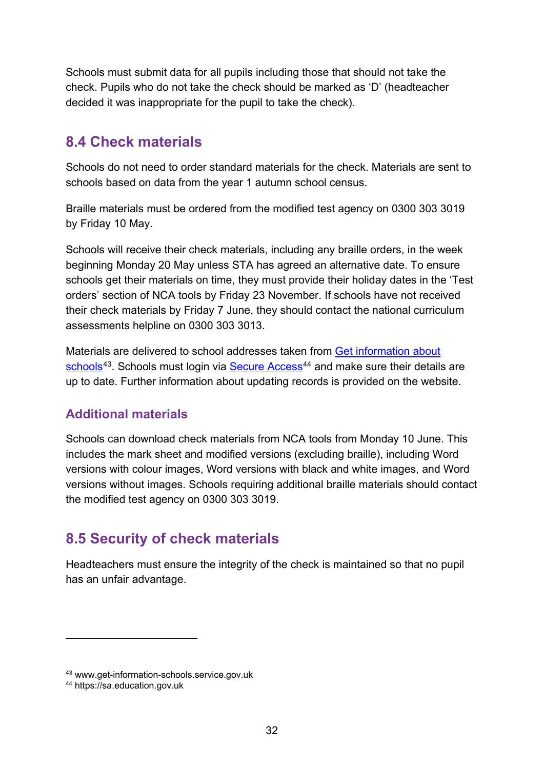Schools must submit data for all pupils including those that should not take the check. Pupils who do not take the check should be marked as ‘D’ (headteacher decided it was inappropriate for the pupil to take the check).

## 8.4 Check materials

Schools do not need to order standard materials for the check. Materials are sent to schools based on data from the year 1 autumn school census.

Braille materials must be ordered from the modified test agency on 0300 303 3019 by Friday 10 May.

Schools will receive their check materials, including any braille orders, in the week beginning Monday 20 May unless STA has agreed an alternative date. To ensure schools get their materials on time, they must provide their holiday dates in the ‘Test orders’ section of NCA tools by Friday 23 November. If schools have not received their check materials by Friday 7 June, they should contact the national curriculum assessments helpline on 0300 303 3013.

Materials are delivered to school addresses taken from [Get information about schools][43]. Schools must login via [Secure Access][44] and make sure their details are up to date. Further information about updating records is provided on the website.

### Additional materials

Schools can download check materials from NCA tools from Monday 10 June. This includes the mark sheet and modified versions (excluding braille), including Word versions with colour images, Word versions with black and white images, and Word versions without images. Schools requiring additional braille materials should contact the modified test agency on 0300 303 3019.

## 8.5 Security of check materials

Headteachers must ensure the integrity of the check is maintained so that no pupil has an unfair advantage.

---

[43] www.get-information-schools.service.gov.uk

[44] https://sa.education.gov.uk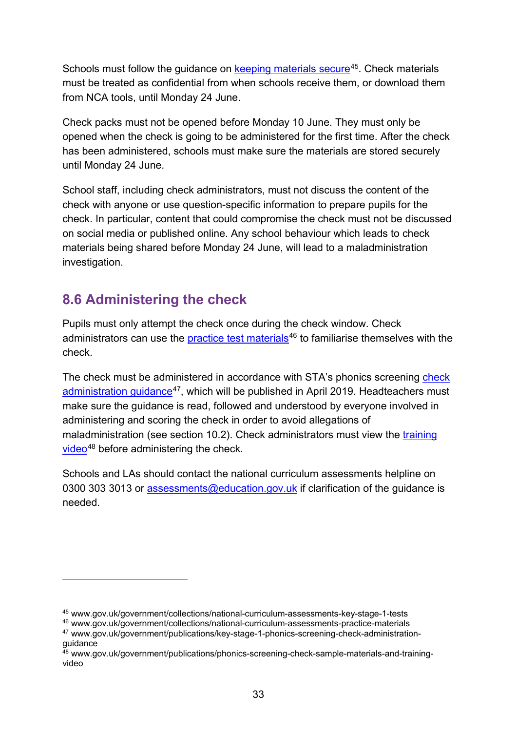Schools must follow the guidance on keeping materials secure[45]. Check materials must be treated as confidential from when schools receive them, or download them from NCA tools, until Monday 24 June.

Check packs must not be opened before Monday 10 June. They must only be opened when the check is going to be administered for the first time. After the check has been administered, schools must make sure the materials are stored securely until Monday 24 June.

School staff, including check administrators, must not discuss the content of the check with anyone or use question-specific information to prepare pupils for the check. In particular, content that could compromise the check must not be discussed on social media or published online. Any school behaviour which leads to check materials being shared before Monday 24 June, will lead to a maladministration investigation.

## 8.6 Administering the check

Pupils must only attempt the check once during the check window. Check administrators can use the practice test materials[46] to familiarise themselves with the check.

The check must be administered in accordance with STA's phonics screening check administration guidance[47], which will be published in April 2019. Headteachers must make sure the guidance is read, followed and understood by everyone involved in administering and scoring the check in order to avoid allegations of maladministration (see section 10.2). Check administrators must view the training video[48] before administering the check.

Schools and LAs should contact the national curriculum assessments helpline on 0300 303 3013 or assessments@education.gov.uk if clarification of the guidance is needed.

---

[45] www.gov.uk/government/collections/national-curriculum-assessments-key-stage-1-tests

[46] www.gov.uk/government/collections/national-curriculum-assessments-practice-materials

[47] www.gov.uk/government/publications/key-stage-1-phonics-screening-check-administration-guidance

[48] www.gov.uk/government/publications/phonics-screening-check-sample-materials-and-training-video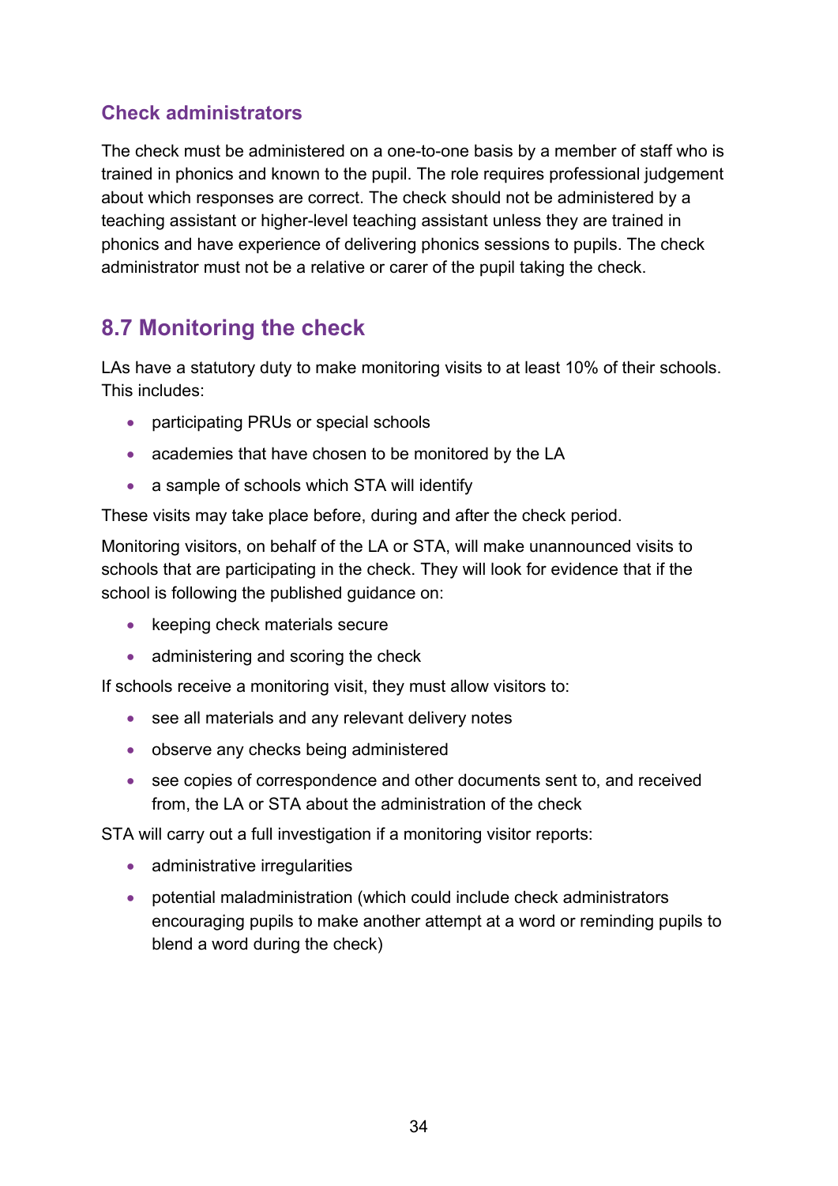### Check administrators

The check must be administered on a one-to-one basis by a member of staff who is trained in phonics and known to the pupil. The role requires professional judgement about which responses are correct. The check should not be administered by a teaching assistant or higher-level teaching assistant unless they are trained in phonics and have experience of delivering phonics sessions to pupils. The check administrator must not be a relative or carer of the pupil taking the check.

## 8.7 Monitoring the check

LAs have a statutory duty to make monitoring visits to at least 10% of their schools. This includes:

- participating PRUs or special schools
- academies that have chosen to be monitored by the LA
- a sample of schools which STA will identify

These visits may take place before, during and after the check period.

Monitoring visitors, on behalf of the LA or STA, will make unannounced visits to schools that are participating in the check. They will look for evidence that if the school is following the published guidance on:

- keeping check materials secure
- administering and scoring the check

If schools receive a monitoring visit, they must allow visitors to:

- see all materials and any relevant delivery notes
- observe any checks being administered
- see copies of correspondence and other documents sent to, and received from, the LA or STA about the administration of the check

STA will carry out a full investigation if a monitoring visitor reports:

- administrative irregularities
- potential maladministration (which could include check administrators encouraging pupils to make another attempt at a word or reminding pupils to blend a word during the check)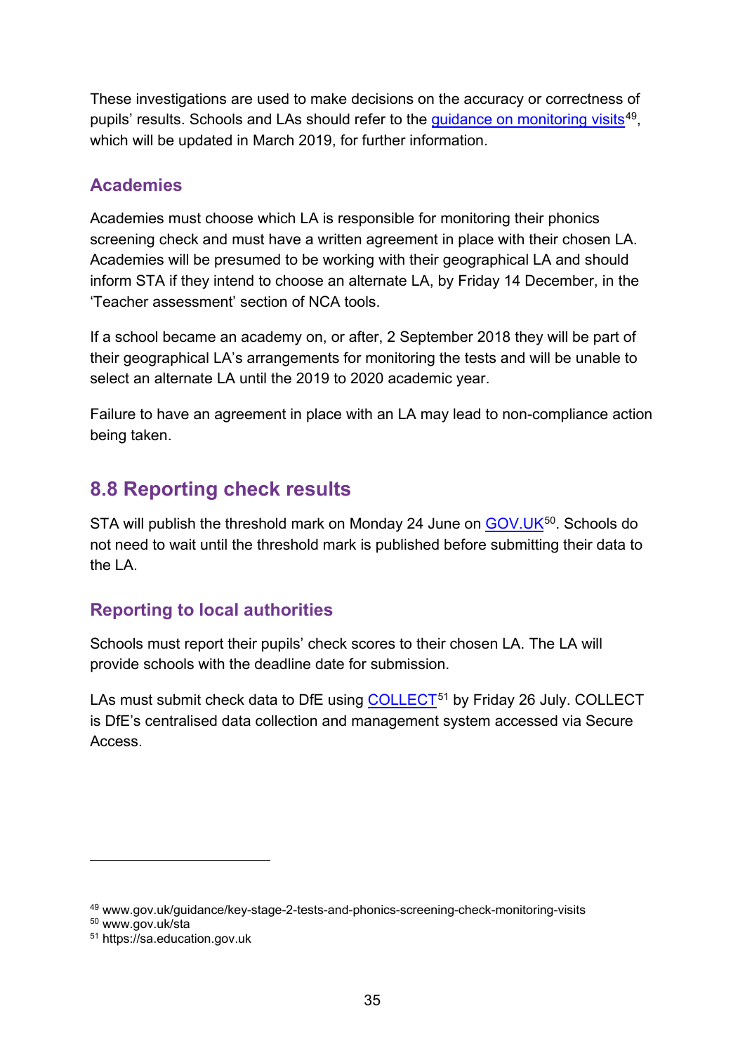These investigations are used to make decisions on the accuracy or correctness of pupils' results. Schools and LAs should refer to the guidance on monitoring visits[49], which will be updated in March 2019, for further information.

### Academies

Academies must choose which LA is responsible for monitoring their phonics screening check and must have a written agreement in place with their chosen LA. Academies will be presumed to be working with their geographical LA and should inform STA if they intend to choose an alternate LA, by Friday 14 December, in the 'Teacher assessment' section of NCA tools.

If a school became an academy on, or after, 2 September 2018 they will be part of their geographical LA's arrangements for monitoring the tests and will be unable to select an alternate LA until the 2019 to 2020 academic year.

Failure to have an agreement in place with an LA may lead to non-compliance action being taken.

## 8.8 Reporting check results

STA will publish the threshold mark on Monday 24 June on GOV.UK[50]. Schools do not need to wait until the threshold mark is published before submitting their data to the LA.

### Reporting to local authorities

Schools must report their pupils' check scores to their chosen LA. The LA will provide schools with the deadline date for submission.

LAs must submit check data to DfE using COLLECT[51] by Friday 26 July. COLLECT is DfE's centralised data collection and management system accessed via Secure Access.

---

[49] www.gov.uk/guidance/key-stage-2-tests-and-phonics-screening-check-monitoring-visits
[50] www.gov.uk/sta
[51] https://sa.education.gov.uk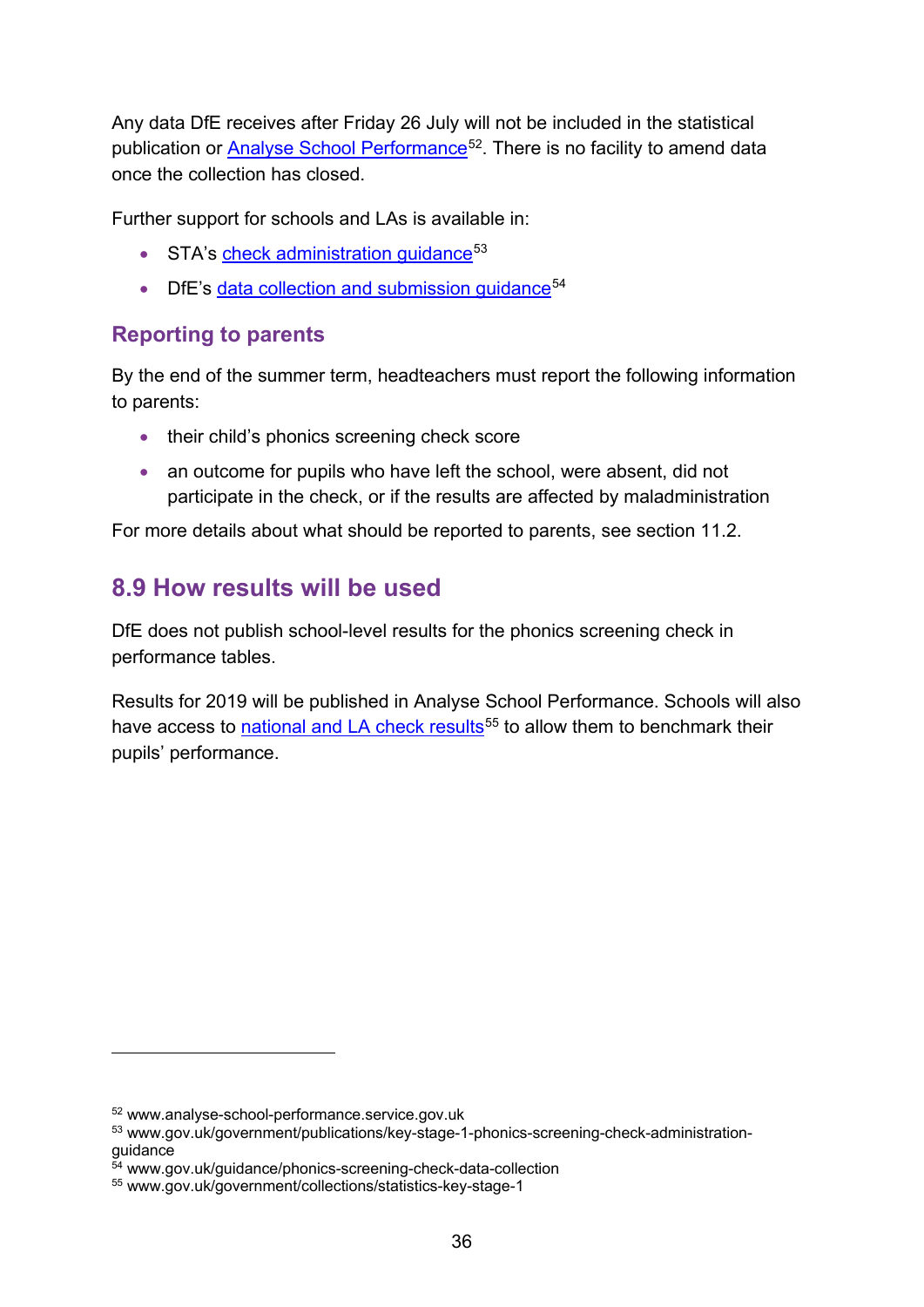Any data DfE receives after Friday 26 July will not be included in the statistical publication or [Analyse School Performance](www.analyse-school-performance.service.gov.uk)[52]. There is no facility to amend data once the collection has closed.

Further support for schools and LAs is available in:

- STA's [check administration guidance](www.gov.uk/government/publications/key-stage-1-phonics-screening-check-administration-guidance)[53]
- DfE's [data collection and submission guidance](www.gov.uk/guidance/phonics-screening-check-data-collection)[54]

### Reporting to parents

By the end of the summer term, headteachers must report the following information to parents:

- their child's phonics screening check score
- an outcome for pupils who have left the school, were absent, did not participate in the check, or if the results are affected by maladministration

For more details about what should be reported to parents, see section 11.2.

## 8.9 How results will be used

DfE does not publish school-level results for the phonics screening check in performance tables.

Results for 2019 will be published in Analyse School Performance. Schools will also have access to [national and LA check results](www.gov.uk/government/collections/statistics-key-stage-1)[55] to allow them to benchmark their pupils' performance.

---

[52] www.analyse-school-performance.service.gov.uk
[53] www.gov.uk/government/publications/key-stage-1-phonics-screening-check-administration-guidance
[54] www.gov.uk/guidance/phonics-screening-check-data-collection
[55] www.gov.uk/government/collections/statistics-key-stage-1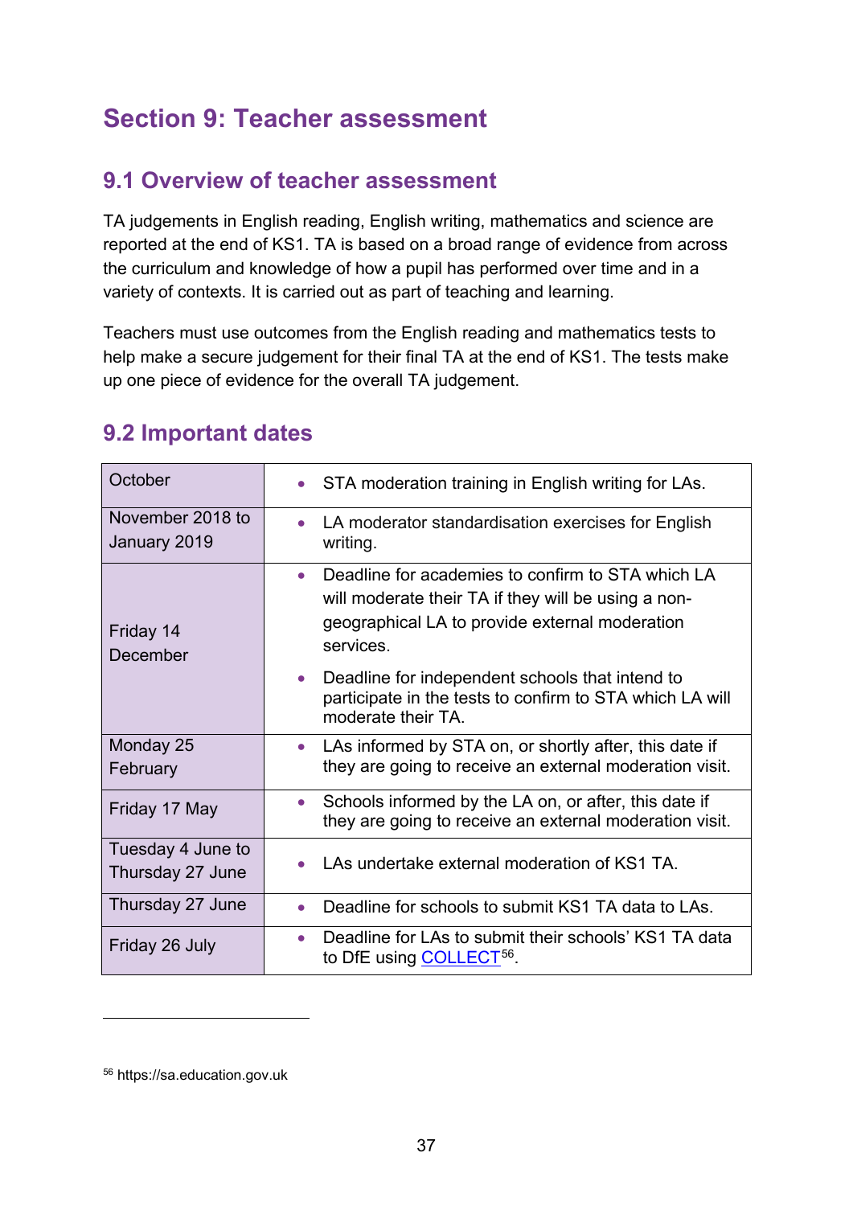# Section 9: Teacher assessment

## 9.1 Overview of teacher assessment

TA judgements in English reading, English writing, mathematics and science are reported at the end of KS1. TA is based on a broad range of evidence from across the curriculum and knowledge of how a pupil has performed over time and in a variety of contexts. It is carried out as part of teaching and learning.

Teachers must use outcomes from the English reading and mathematics tests to help make a secure judgement for their final TA at the end of KS1. The tests make up one piece of evidence for the overall TA judgement.

## 9.2 Important dates

| Date | Activity |
|---|---|
| October | • STA moderation training in English writing for LAs. |
| November 2018 to January 2019 | • LA moderator standardisation exercises for English writing. |
| Friday 14 December | • Deadline for academies to confirm to STA which LA will moderate their TA if they will be using a non-geographical LA to provide external moderation services.<br>• Deadline for independent schools that intend to participate in the tests to confirm to STA which LA will moderate their TA. |
| Monday 25 February | • LAs informed by STA on, or shortly after, this date if they are going to receive an external moderation visit. |
| Friday 17 May | • Schools informed by the LA on, or after, this date if they are going to receive an external moderation visit. |
| Tuesday 4 June to Thursday 27 June | • LAs undertake external moderation of KS1 TA. |
| Thursday 27 June | • Deadline for schools to submit KS1 TA data to LAs. |
| Friday 26 July | • Deadline for LAs to submit their schools' KS1 TA data to DfE using COLLECT[56]. |

[56] https://sa.education.gov.uk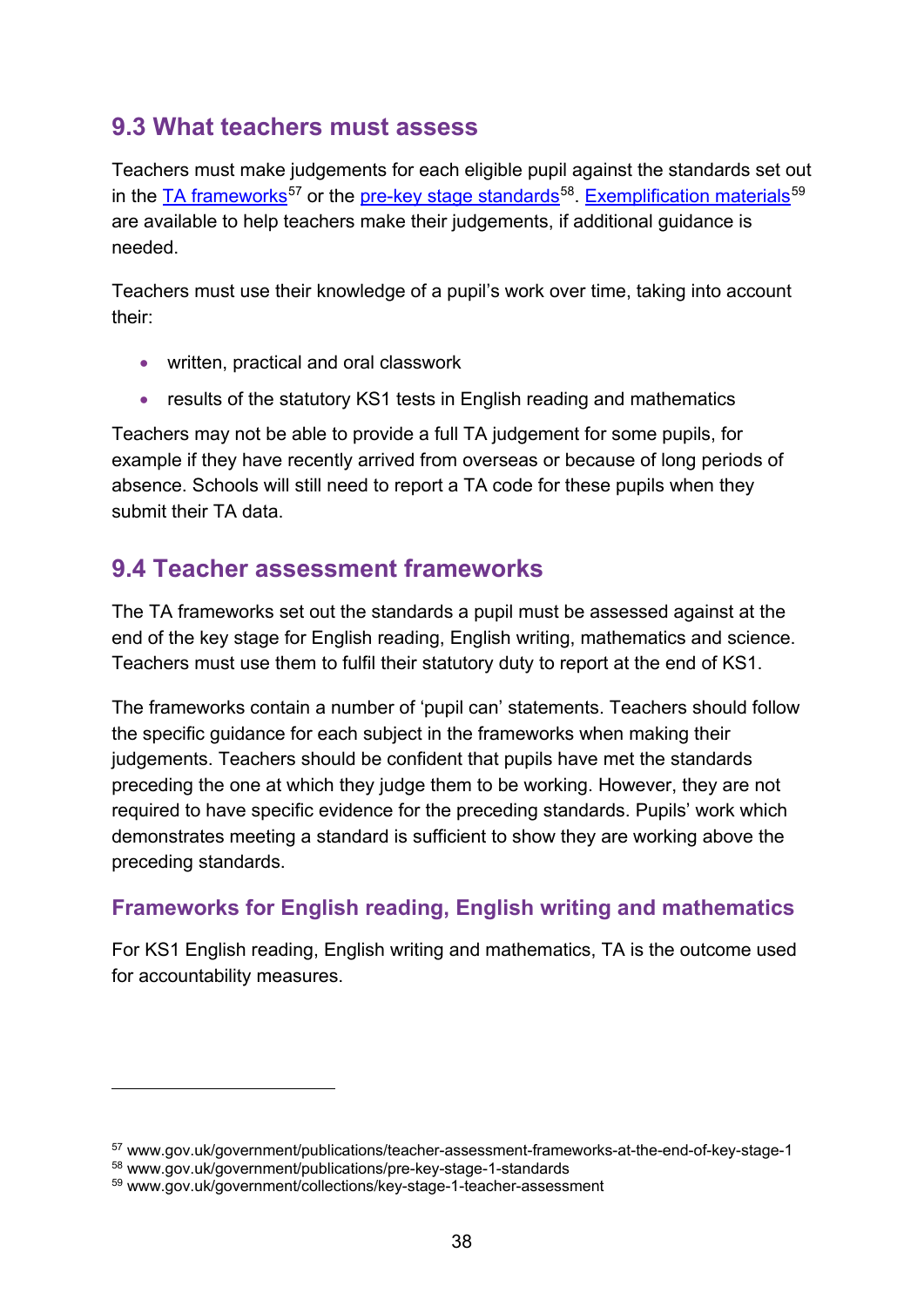## 9.3 What teachers must assess

Teachers must make judgements for each eligible pupil against the standards set out in the TA frameworks[57] or the pre-key stage standards[58]. Exemplification materials[59] are available to help teachers make their judgements, if additional guidance is needed.

Teachers must use their knowledge of a pupil's work over time, taking into account their:

- written, practical and oral classwork
- results of the statutory KS1 tests in English reading and mathematics

Teachers may not be able to provide a full TA judgement for some pupils, for example if they have recently arrived from overseas or because of long periods of absence. Schools will still need to report a TA code for these pupils when they submit their TA data.

## 9.4 Teacher assessment frameworks

The TA frameworks set out the standards a pupil must be assessed against at the end of the key stage for English reading, English writing, mathematics and science. Teachers must use them to fulfil their statutory duty to report at the end of KS1.

The frameworks contain a number of 'pupil can' statements. Teachers should follow the specific guidance for each subject in the frameworks when making their judgements. Teachers should be confident that pupils have met the standards preceding the one at which they judge them to be working. However, they are not required to have specific evidence for the preceding standards. Pupils' work which demonstrates meeting a standard is sufficient to show they are working above the preceding standards.

### Frameworks for English reading, English writing and mathematics

For KS1 English reading, English writing and mathematics, TA is the outcome used for accountability measures.

---

[57] www.gov.uk/government/publications/teacher-assessment-frameworks-at-the-end-of-key-stage-1
[58] www.gov.uk/government/publications/pre-key-stage-1-standards
[59] www.gov.uk/government/collections/key-stage-1-teacher-assessment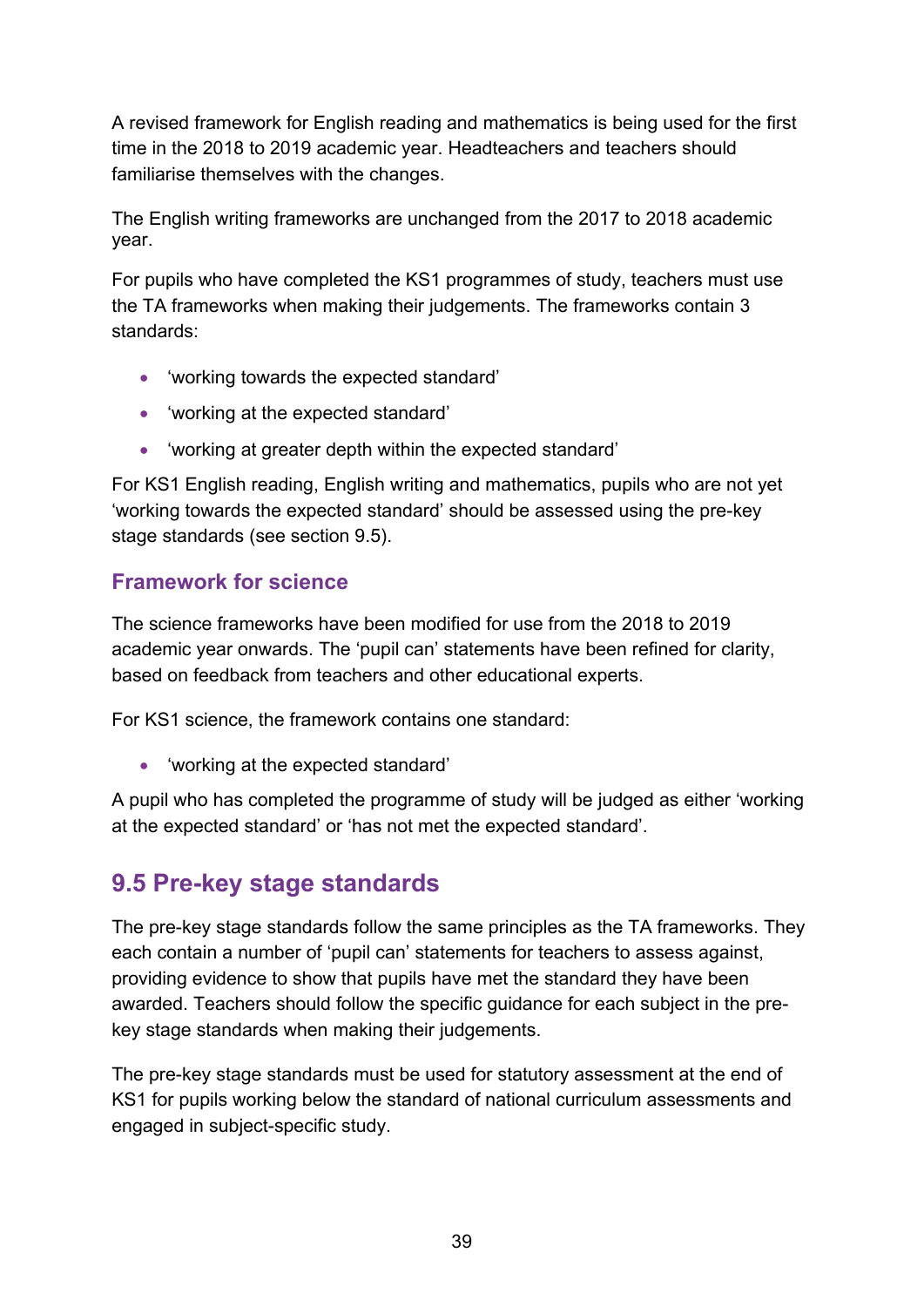A revised framework for English reading and mathematics is being used for the first time in the 2018 to 2019 academic year. Headteachers and teachers should familiarise themselves with the changes.

The English writing frameworks are unchanged from the 2017 to 2018 academic year.

For pupils who have completed the KS1 programmes of study, teachers must use the TA frameworks when making their judgements. The frameworks contain 3 standards:

- 'working towards the expected standard'
- 'working at the expected standard'
- 'working at greater depth within the expected standard'

For KS1 English reading, English writing and mathematics, pupils who are not yet 'working towards the expected standard' should be assessed using the pre-key stage standards (see section 9.5).

### Framework for science

The science frameworks have been modified for use from the 2018 to 2019 academic year onwards. The 'pupil can' statements have been refined for clarity, based on feedback from teachers and other educational experts.

For KS1 science, the framework contains one standard:

- 'working at the expected standard'

A pupil who has completed the programme of study will be judged as either 'working at the expected standard' or 'has not met the expected standard'.

## 9.5 Pre-key stage standards

The pre-key stage standards follow the same principles as the TA frameworks. They each contain a number of 'pupil can' statements for teachers to assess against, providing evidence to show that pupils have met the standard they have been awarded. Teachers should follow the specific guidance for each subject in the pre-key stage standards when making their judgements.

The pre-key stage standards must be used for statutory assessment at the end of KS1 for pupils working below the standard of national curriculum assessments and engaged in subject-specific study.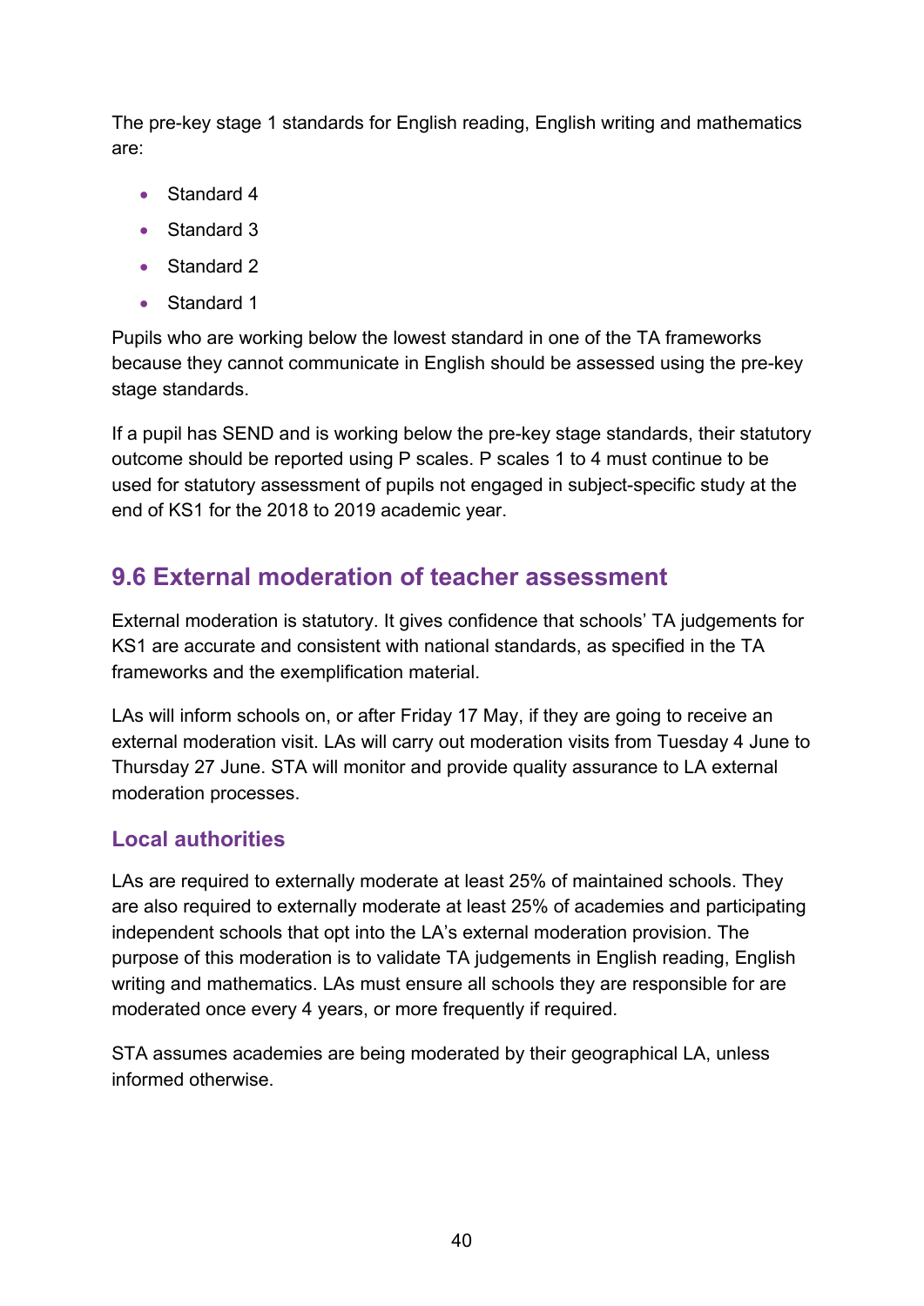The pre-key stage 1 standards for English reading, English writing and mathematics are:

- Standard 4
- Standard 3
- Standard 2
- Standard 1

Pupils who are working below the lowest standard in one of the TA frameworks because they cannot communicate in English should be assessed using the pre-key stage standards.

If a pupil has SEND and is working below the pre-key stage standards, their statutory outcome should be reported using P scales. P scales 1 to 4 must continue to be used for statutory assessment of pupils not engaged in subject-specific study at the end of KS1 for the 2018 to 2019 academic year.

## 9.6 External moderation of teacher assessment

External moderation is statutory. It gives confidence that schools' TA judgements for KS1 are accurate and consistent with national standards, as specified in the TA frameworks and the exemplification material.

LAs will inform schools on, or after Friday 17 May, if they are going to receive an external moderation visit. LAs will carry out moderation visits from Tuesday 4 June to Thursday 27 June. STA will monitor and provide quality assurance to LA external moderation processes.

### Local authorities

LAs are required to externally moderate at least 25% of maintained schools. They are also required to externally moderate at least 25% of academies and participating independent schools that opt into the LA's external moderation provision. The purpose of this moderation is to validate TA judgements in English reading, English writing and mathematics. LAs must ensure all schools they are responsible for are moderated once every 4 years, or more frequently if required.

STA assumes academies are being moderated by their geographical LA, unless informed otherwise.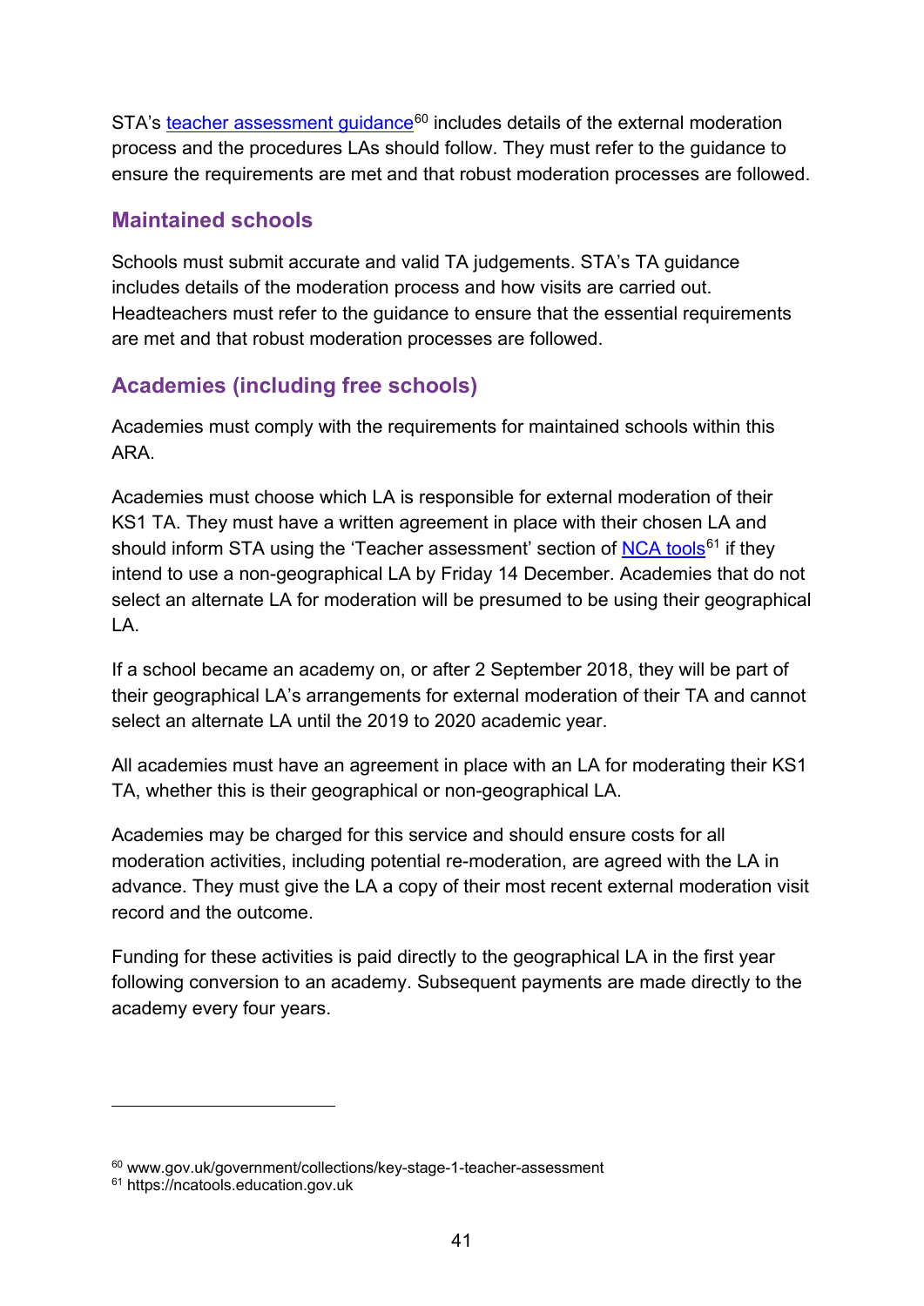STA's teacher assessment guidance[60] includes details of the external moderation process and the procedures LAs should follow. They must refer to the guidance to ensure the requirements are met and that robust moderation processes are followed.

### Maintained schools

Schools must submit accurate and valid TA judgements. STA's TA guidance includes details of the moderation process and how visits are carried out. Headteachers must refer to the guidance to ensure that the essential requirements are met and that robust moderation processes are followed.

### Academies (including free schools)

Academies must comply with the requirements for maintained schools within this ARA.

Academies must choose which LA is responsible for external moderation of their KS1 TA. They must have a written agreement in place with their chosen LA and should inform STA using the 'Teacher assessment' section of NCA tools[61] if they intend to use a non-geographical LA by Friday 14 December. Academies that do not select an alternate LA for moderation will be presumed to be using their geographical LA.

If a school became an academy on, or after 2 September 2018, they will be part of their geographical LA's arrangements for external moderation of their TA and cannot select an alternate LA until the 2019 to 2020 academic year.

All academies must have an agreement in place with an LA for moderating their KS1 TA, whether this is their geographical or non-geographical LA.

Academies may be charged for this service and should ensure costs for all moderation activities, including potential re-moderation, are agreed with the LA in advance. They must give the LA a copy of their most recent external moderation visit record and the outcome.

Funding for these activities is paid directly to the geographical LA in the first year following conversion to an academy. Subsequent payments are made directly to the academy every four years.

---

[60] www.gov.uk/government/collections/key-stage-1-teacher-assessment

[61] https://ncatools.education.gov.uk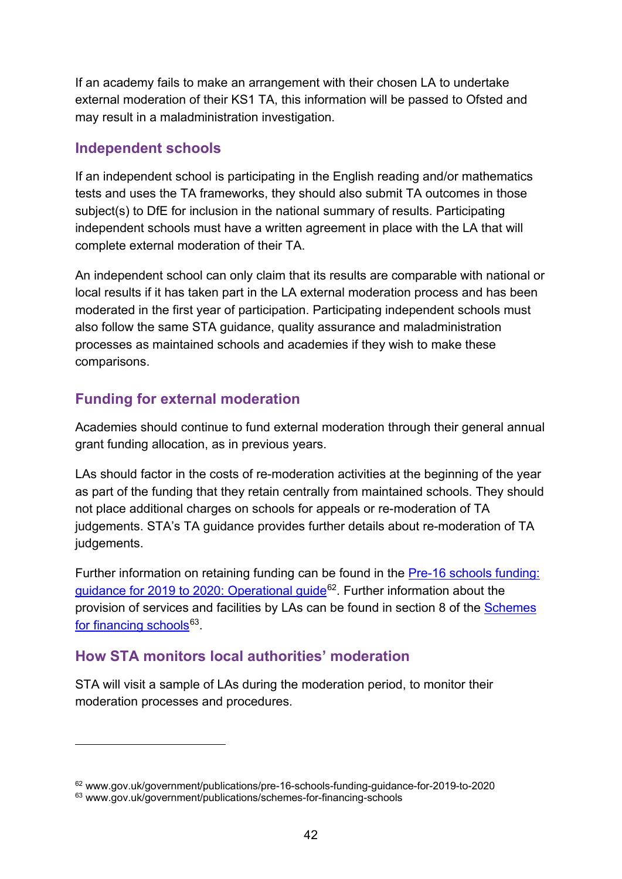If an academy fails to make an arrangement with their chosen LA to undertake external moderation of their KS1 TA, this information will be passed to Ofsted and may result in a maladministration investigation.

## Independent schools

If an independent school is participating in the English reading and/or mathematics tests and uses the TA frameworks, they should also submit TA outcomes in those subject(s) to DfE for inclusion in the national summary of results. Participating independent schools must have a written agreement in place with the LA that will complete external moderation of their TA.

An independent school can only claim that its results are comparable with national or local results if it has taken part in the LA external moderation process and has been moderated in the first year of participation. Participating independent schools must also follow the same STA guidance, quality assurance and maladministration processes as maintained schools and academies if they wish to make these comparisons.

## Funding for external moderation

Academies should continue to fund external moderation through their general annual grant funding allocation, as in previous years.

LAs should factor in the costs of re-moderation activities at the beginning of the year as part of the funding that they retain centrally from maintained schools. They should not place additional charges on schools for appeals or re-moderation of TA judgements. STA's TA guidance provides further details about re-moderation of TA judgements.

Further information on retaining funding can be found in the Pre-16 schools funding: guidance for 2019 to 2020: Operational guide[62]. Further information about the provision of services and facilities by LAs can be found in section 8 of the Schemes for financing schools[63].

## How STA monitors local authorities' moderation

STA will visit a sample of LAs during the moderation period, to monitor their moderation processes and procedures.

---

[62] www.gov.uk/government/publications/pre-16-schools-funding-guidance-for-2019-to-2020

[63] www.gov.uk/government/publications/schemes-for-financing-schools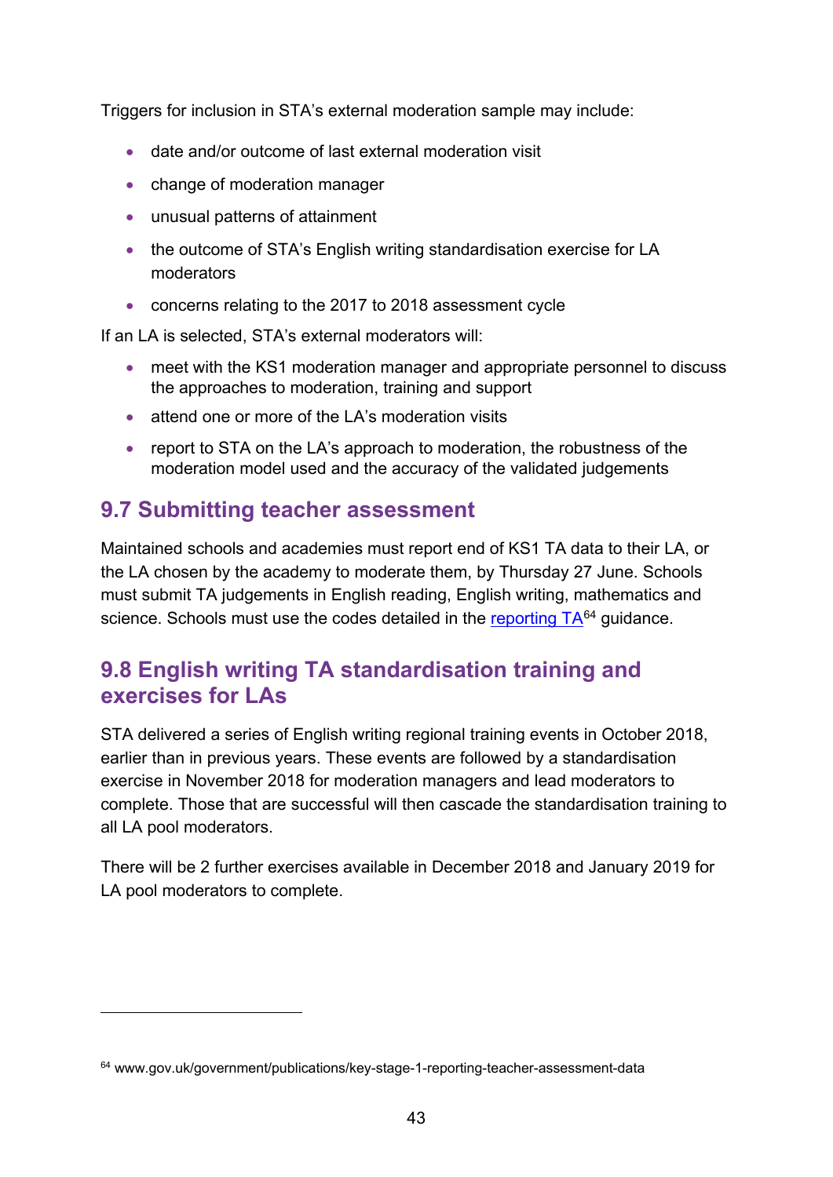Triggers for inclusion in STA's external moderation sample may include:

- date and/or outcome of last external moderation visit
- change of moderation manager
- unusual patterns of attainment
- the outcome of STA's English writing standardisation exercise for LA moderators
- concerns relating to the 2017 to 2018 assessment cycle

If an LA is selected, STA's external moderators will:

- meet with the KS1 moderation manager and appropriate personnel to discuss the approaches to moderation, training and support
- attend one or more of the LA's moderation visits
- report to STA on the LA's approach to moderation, the robustness of the moderation model used and the accuracy of the validated judgements

## 9.7 Submitting teacher assessment

Maintained schools and academies must report end of KS1 TA data to their LA, or the LA chosen by the academy to moderate them, by Thursday 27 June. Schools must submit TA judgements in English reading, English writing, mathematics and science. Schools must use the codes detailed in the reporting TA[64] guidance.

## 9.8 English writing TA standardisation training and exercises for LAs

STA delivered a series of English writing regional training events in October 2018, earlier than in previous years. These events are followed by a standardisation exercise in November 2018 for moderation managers and lead moderators to complete. Those that are successful will then cascade the standardisation training to all LA pool moderators.

There will be 2 further exercises available in December 2018 and January 2019 for LA pool moderators to complete.

---

[64] www.gov.uk/government/publications/key-stage-1-reporting-teacher-assessment-data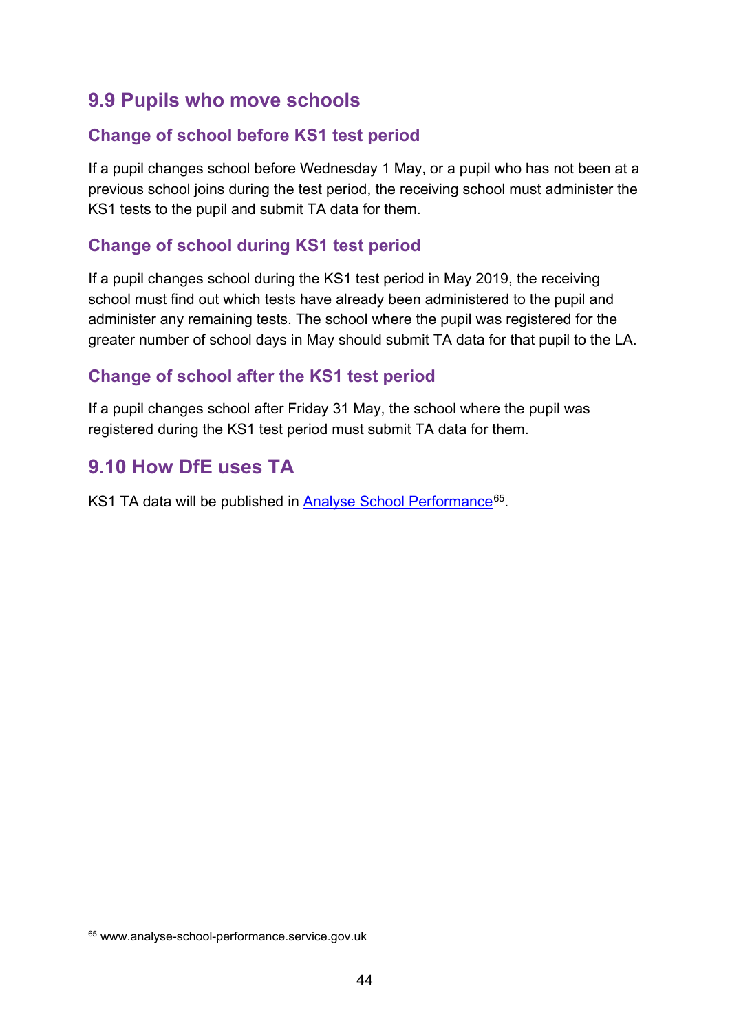## 9.9 Pupils who move schools

### Change of school before KS1 test period

If a pupil changes school before Wednesday 1 May, or a pupil who has not been at a previous school joins during the test period, the receiving school must administer the KS1 tests to the pupil and submit TA data for them.

### Change of school during KS1 test period

If a pupil changes school during the KS1 test period in May 2019, the receiving school must find out which tests have already been administered to the pupil and administer any remaining tests. The school where the pupil was registered for the greater number of school days in May should submit TA data for that pupil to the LA.

### Change of school after the KS1 test period

If a pupil changes school after Friday 31 May, the school where the pupil was registered during the KS1 test period must submit TA data for them.

## 9.10 How DfE uses TA

KS1 TA data will be published in [Analyse School Performance](www.analyse-school-performance.service.gov.uk)[65].

[65] www.analyse-school-performance.service.gov.uk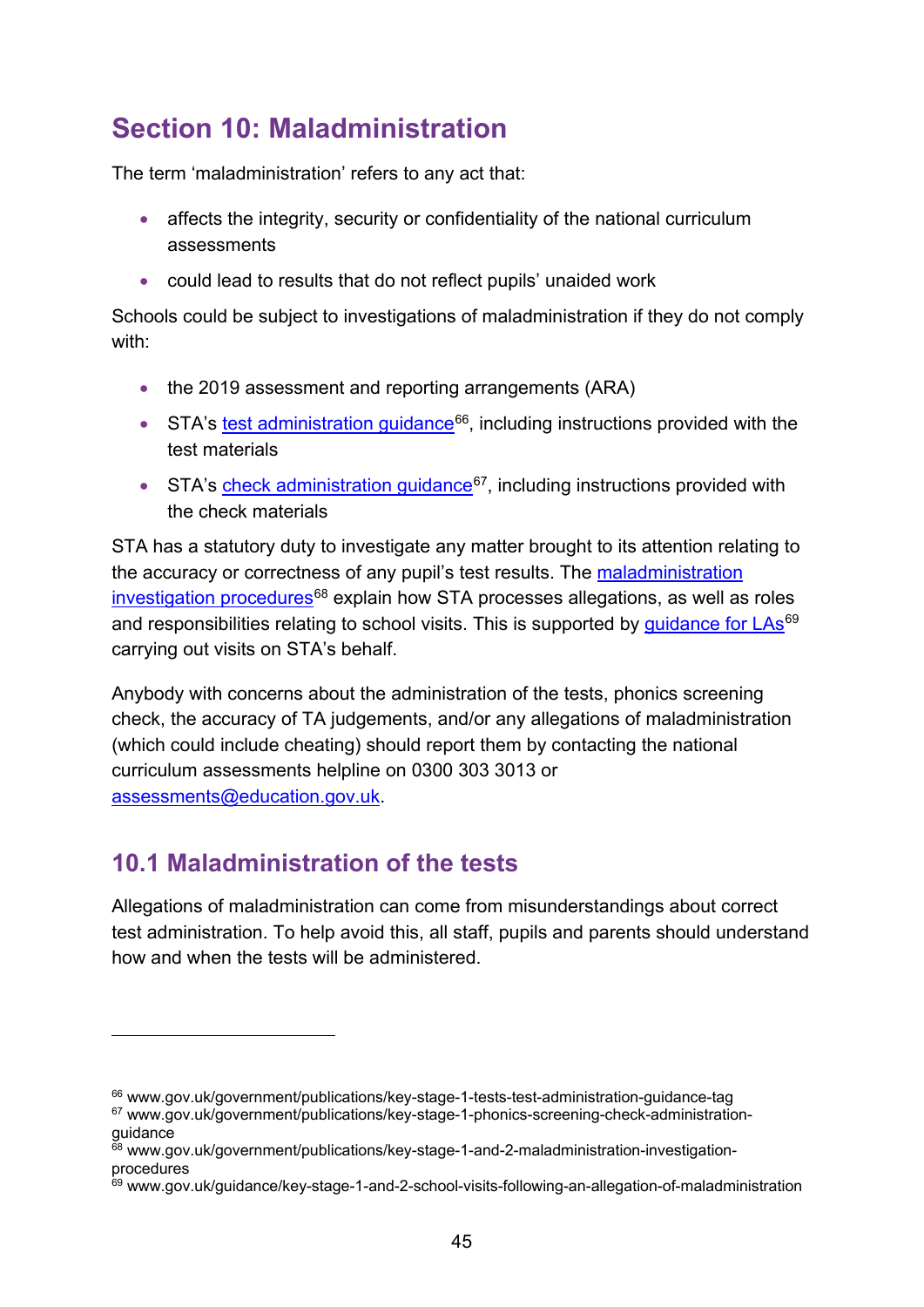# Section 10: Maladministration

The term 'maladministration' refers to any act that:

- affects the integrity, security or confidentiality of the national curriculum assessments
- could lead to results that do not reflect pupils' unaided work

Schools could be subject to investigations of maladministration if they do not comply with:

- the 2019 assessment and reporting arrangements (ARA)
- STA's test administration guidance[66], including instructions provided with the test materials
- STA's check administration guidance[67], including instructions provided with the check materials

STA has a statutory duty to investigate any matter brought to its attention relating to the accuracy or correctness of any pupil's test results. The maladministration investigation procedures[68] explain how STA processes allegations, as well as roles and responsibilities relating to school visits. This is supported by guidance for LAs[69] carrying out visits on STA's behalf.

Anybody with concerns about the administration of the tests, phonics screening check, the accuracy of TA judgements, and/or any allegations of maladministration (which could include cheating) should report them by contacting the national curriculum assessments helpline on 0300 303 3013 or assessments@education.gov.uk.

## 10.1 Maladministration of the tests

Allegations of maladministration can come from misunderstandings about correct test administration. To help avoid this, all staff, pupils and parents should understand how and when the tests will be administered.

---

[66] www.gov.uk/government/publications/key-stage-1-tests-test-administration-guidance-tag

[67] www.gov.uk/government/publications/key-stage-1-phonics-screening-check-administration-guidance

[68] www.gov.uk/government/publications/key-stage-1-and-2-maladministration-investigation-procedures

[69] www.gov.uk/guidance/key-stage-1-and-2-school-visits-following-an-allegation-of-maladministration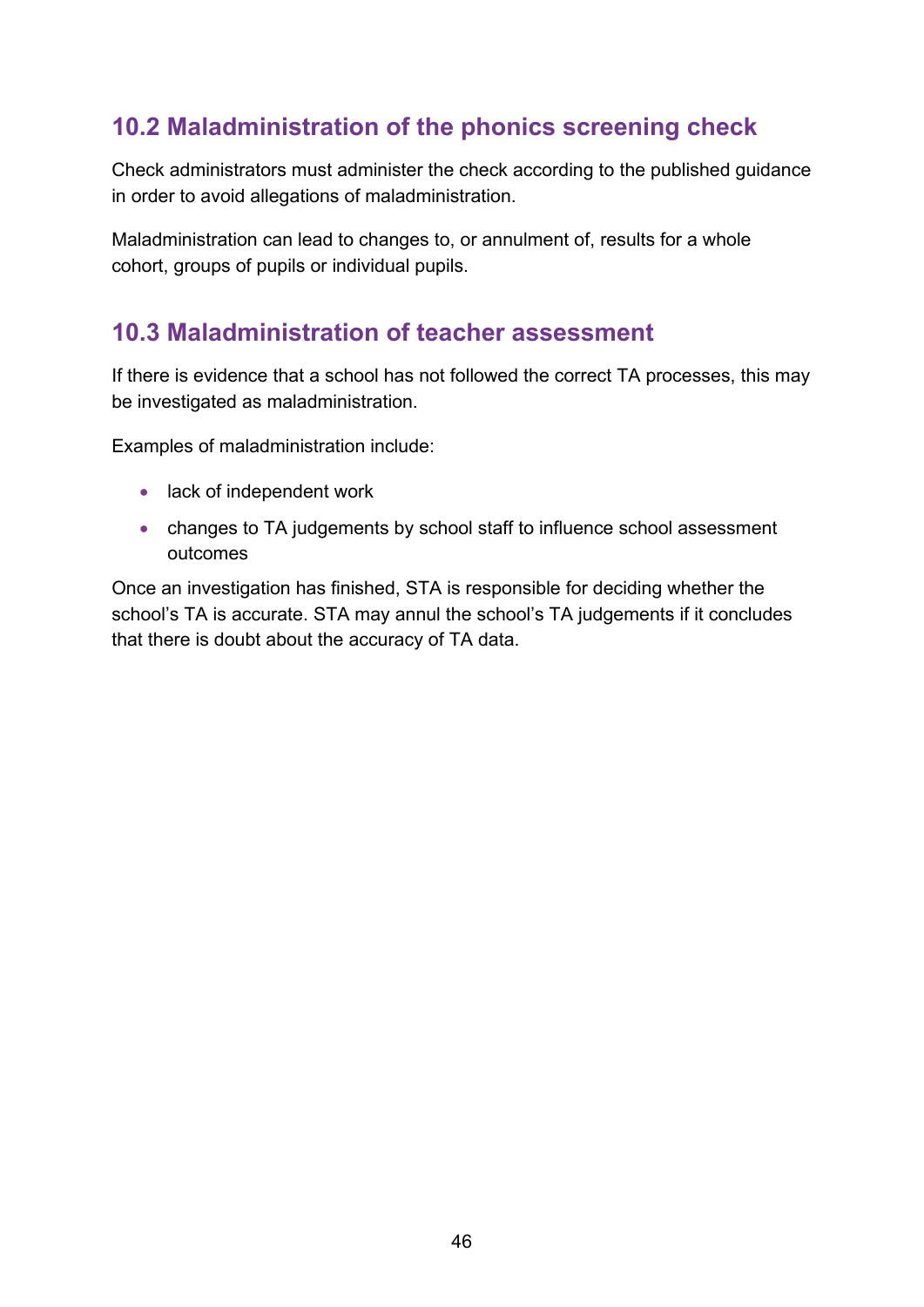## 10.2 Maladministration of the phonics screening check

Check administrators must administer the check according to the published guidance in order to avoid allegations of maladministration.

Maladministration can lead to changes to, or annulment of, results for a whole cohort, groups of pupils or individual pupils.

## 10.3 Maladministration of teacher assessment

If there is evidence that a school has not followed the correct TA processes, this may be investigated as maladministration.

Examples of maladministration include:

- lack of independent work
- changes to TA judgements by school staff to influence school assessment outcomes

Once an investigation has finished, STA is responsible for deciding whether the school's TA is accurate. STA may annul the school's TA judgements if it concludes that there is doubt about the accuracy of TA data.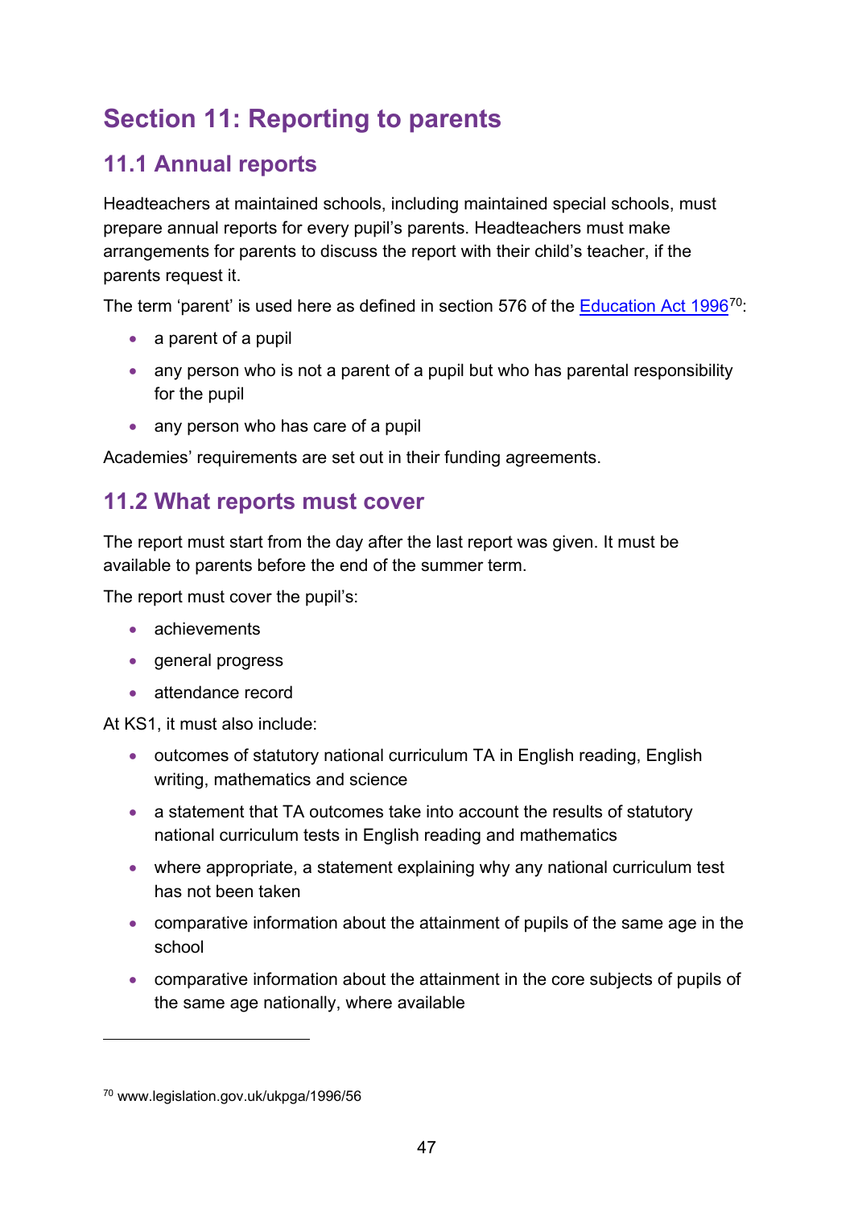## Section 11: Reporting to parents

### 11.1 Annual reports

Headteachers at maintained schools, including maintained special schools, must prepare annual reports for every pupil's parents. Headteachers must make arrangements for parents to discuss the report with their child's teacher, if the parents request it.

The term 'parent' is used here as defined in section 576 of the Education Act 1996[70]:

- a parent of a pupil
- any person who is not a parent of a pupil but who has parental responsibility for the pupil
- any person who has care of a pupil

Academies' requirements are set out in their funding agreements.

### 11.2 What reports must cover

The report must start from the day after the last report was given. It must be available to parents before the end of the summer term.

The report must cover the pupil's:

- achievements
- general progress
- attendance record

At KS1, it must also include:

- outcomes of statutory national curriculum TA in English reading, English writing, mathematics and science
- a statement that TA outcomes take into account the results of statutory national curriculum tests in English reading and mathematics
- where appropriate, a statement explaining why any national curriculum test has not been taken
- comparative information about the attainment of pupils of the same age in the school
- comparative information about the attainment in the core subjects of pupils of the same age nationally, where available

[70] www.legislation.gov.uk/ukpga/1996/56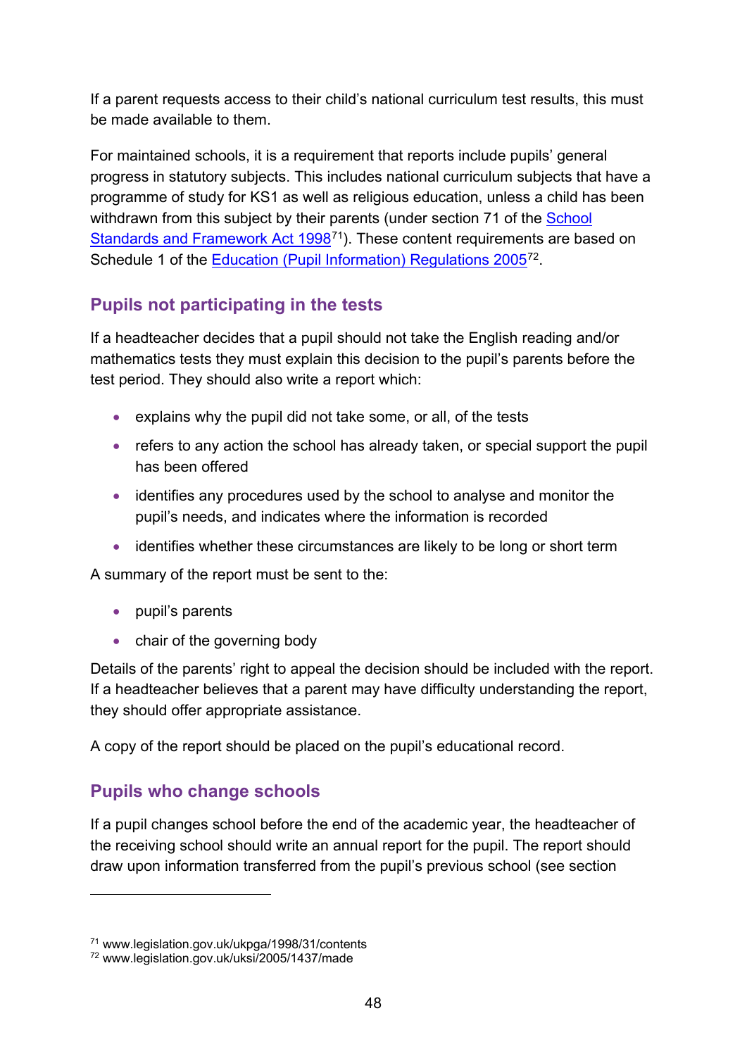If a parent requests access to their child's national curriculum test results, this must be made available to them.

For maintained schools, it is a requirement that reports include pupils' general progress in statutory subjects. This includes national curriculum subjects that have a programme of study for KS1 as well as religious education, unless a child has been withdrawn from this subject by their parents (under section 71 of the School Standards and Framework Act 1998[71]). These content requirements are based on Schedule 1 of the Education (Pupil Information) Regulations 2005[72].

## Pupils not participating in the tests

If a headteacher decides that a pupil should not take the English reading and/or mathematics tests they must explain this decision to the pupil's parents before the test period. They should also write a report which:

- explains why the pupil did not take some, or all, of the tests
- refers to any action the school has already taken, or special support the pupil has been offered
- identifies any procedures used by the school to analyse and monitor the pupil's needs, and indicates where the information is recorded
- identifies whether these circumstances are likely to be long or short term

A summary of the report must be sent to the:

- pupil's parents
- chair of the governing body

Details of the parents' right to appeal the decision should be included with the report. If a headteacher believes that a parent may have difficulty understanding the report, they should offer appropriate assistance.

A copy of the report should be placed on the pupil's educational record.

## Pupils who change schools

If a pupil changes school before the end of the academic year, the headteacher of the receiving school should write an annual report for the pupil. The report should draw upon information transferred from the pupil's previous school (see section

---

[71] www.legislation.gov.uk/ukpga/1998/31/contents

[72] www.legislation.gov.uk/uksi/2005/1437/made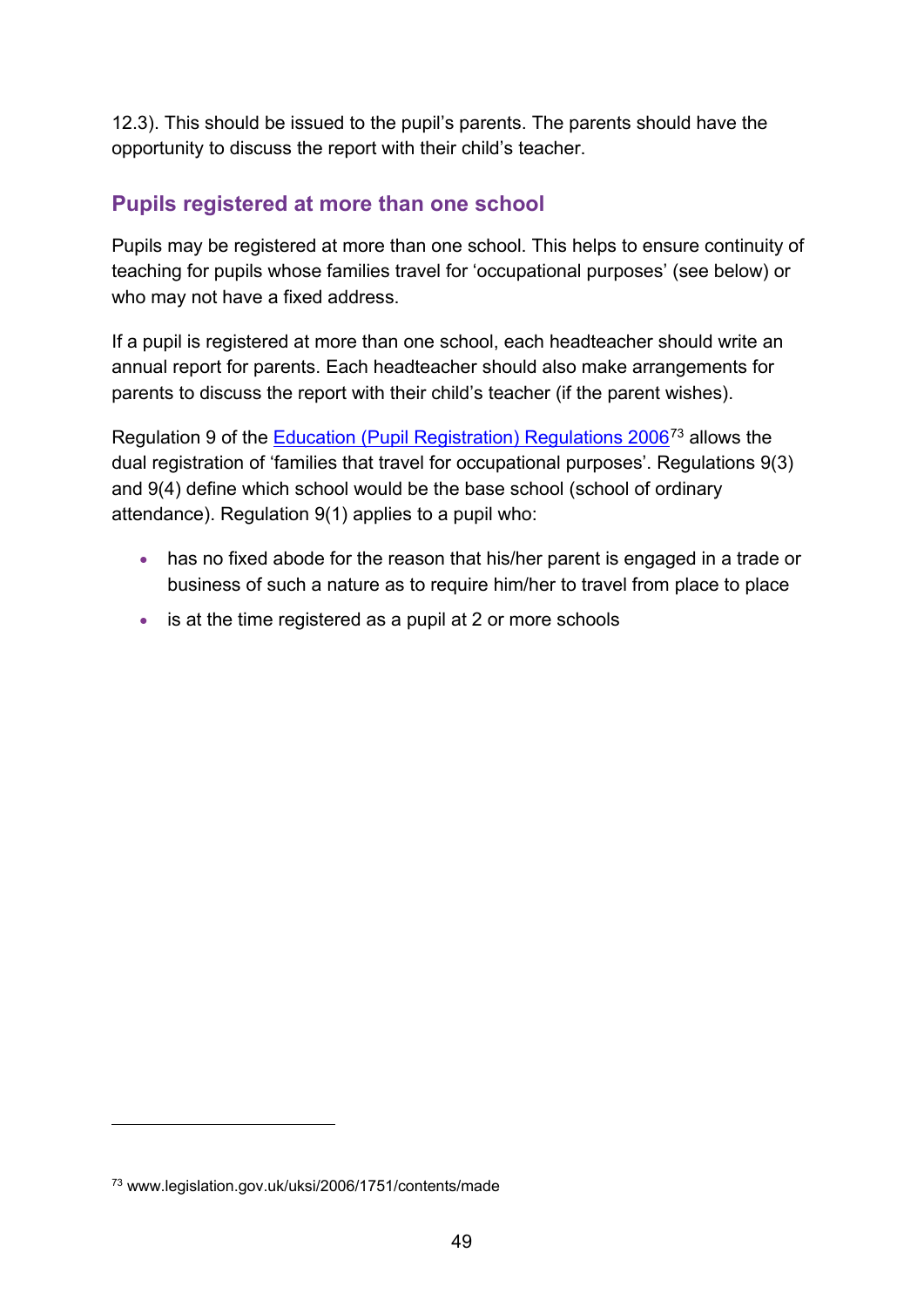12.3). This should be issued to the pupil's parents. The parents should have the opportunity to discuss the report with their child's teacher.

## Pupils registered at more than one school

Pupils may be registered at more than one school. This helps to ensure continuity of teaching for pupils whose families travel for 'occupational purposes' (see below) or who may not have a fixed address.

If a pupil is registered at more than one school, each headteacher should write an annual report for parents. Each headteacher should also make arrangements for parents to discuss the report with their child's teacher (if the parent wishes).

Regulation 9 of the [Education (Pupil Registration) Regulations 2006](www.legislation.gov.uk/uksi/2006/1751/contents/made)[73] allows the dual registration of 'families that travel for occupational purposes'. Regulations 9(3) and 9(4) define which school would be the base school (school of ordinary attendance). Regulation 9(1) applies to a pupil who:

- has no fixed abode for the reason that his/her parent is engaged in a trade or business of such a nature as to require him/her to travel from place to place
- is at the time registered as a pupil at 2 or more schools

[73] www.legislation.gov.uk/uksi/2006/1751/contents/made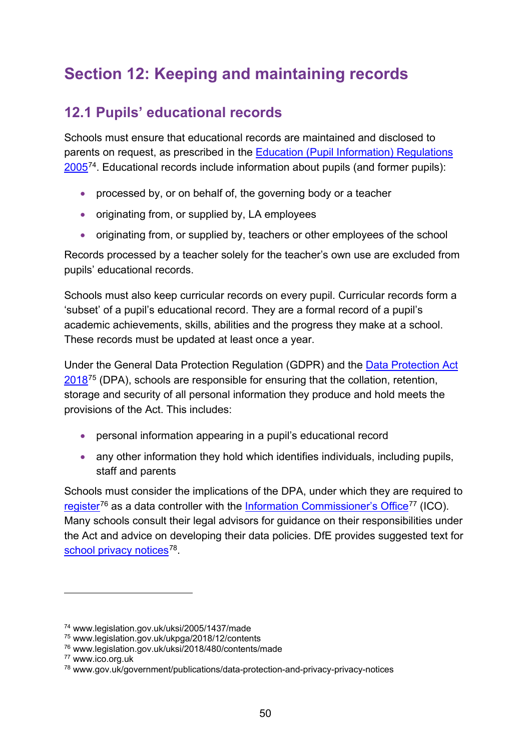# Section 12: Keeping and maintaining records

## 12.1 Pupils' educational records

Schools must ensure that educational records are maintained and disclosed to parents on request, as prescribed in the Education (Pupil Information) Regulations 2005[74]. Educational records include information about pupils (and former pupils):

- processed by, or on behalf of, the governing body or a teacher
- originating from, or supplied by, LA employees
- originating from, or supplied by, teachers or other employees of the school

Records processed by a teacher solely for the teacher's own use are excluded from pupils' educational records.

Schools must also keep curricular records on every pupil. Curricular records form a 'subset' of a pupil's educational record. They are a formal record of a pupil's academic achievements, skills, abilities and the progress they make at a school. These records must be updated at least once a year.

Under the General Data Protection Regulation (GDPR) and the Data Protection Act 2018[75] (DPA), schools are responsible for ensuring that the collation, retention, storage and security of all personal information they produce and hold meets the provisions of the Act. This includes:

- personal information appearing in a pupil's educational record
- any other information they hold which identifies individuals, including pupils, staff and parents

Schools must consider the implications of the DPA, under which they are required to register[76] as a data controller with the Information Commissioner's Office[77] (ICO). Many schools consult their legal advisors for guidance on their responsibilities under the Act and advice on developing their data policies. DfE provides suggested text for school privacy notices[78].

---

[74] www.legislation.gov.uk/uksi/2005/1437/made
[75] www.legislation.gov.uk/ukpga/2018/12/contents
[76] www.legislation.gov.uk/uksi/2018/480/contents/made
[77] www.ico.org.uk
[78] www.gov.uk/government/publications/data-protection-and-privacy-privacy-notices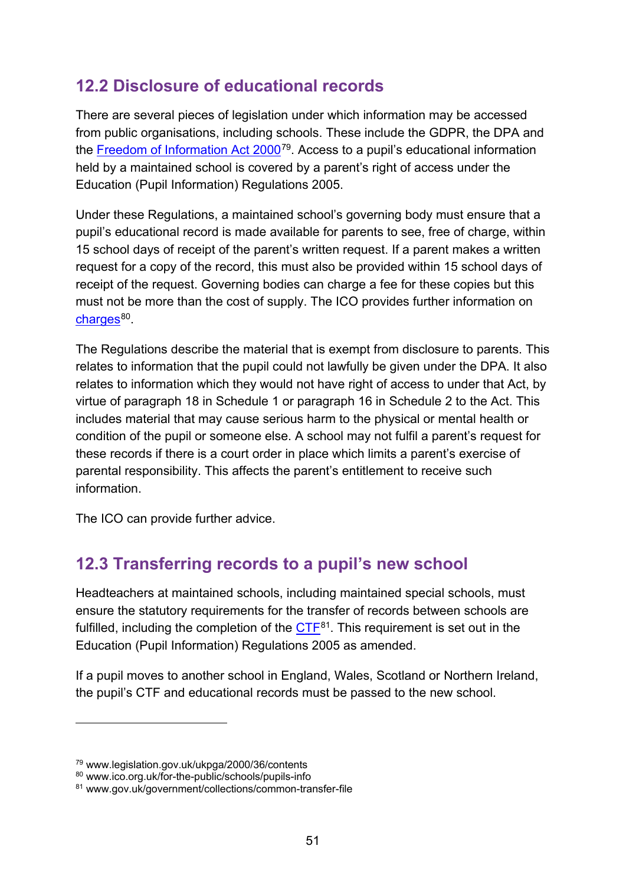## 12.2 Disclosure of educational records

There are several pieces of legislation under which information may be accessed from public organisations, including schools. These include the GDPR, the DPA and the Freedom of Information Act 2000[79]. Access to a pupil's educational information held by a maintained school is covered by a parent's right of access under the Education (Pupil Information) Regulations 2005.

Under these Regulations, a maintained school's governing body must ensure that a pupil's educational record is made available for parents to see, free of charge, within 15 school days of receipt of the parent's written request. If a parent makes a written request for a copy of the record, this must also be provided within 15 school days of receipt of the request. Governing bodies can charge a fee for these copies but this must not be more than the cost of supply. The ICO provides further information on charges[80].

The Regulations describe the material that is exempt from disclosure to parents. This relates to information that the pupil could not lawfully be given under the DPA. It also relates to information which they would not have right of access to under that Act, by virtue of paragraph 18 in Schedule 1 or paragraph 16 in Schedule 2 to the Act. This includes material that may cause serious harm to the physical or mental health or condition of the pupil or someone else. A school may not fulfil a parent's request for these records if there is a court order in place which limits a parent's exercise of parental responsibility. This affects the parent's entitlement to receive such information.

The ICO can provide further advice.

## 12.3 Transferring records to a pupil's new school

Headteachers at maintained schools, including maintained special schools, must ensure the statutory requirements for the transfer of records between schools are fulfilled, including the completion of the CTF[81]. This requirement is set out in the Education (Pupil Information) Regulations 2005 as amended.

If a pupil moves to another school in England, Wales, Scotland or Northern Ireland, the pupil's CTF and educational records must be passed to the new school.

---

[79] www.legislation.gov.uk/ukpga/2000/36/contents
[80] www.ico.org.uk/for-the-public/schools/pupils-info
[81] www.gov.uk/government/collections/common-transfer-file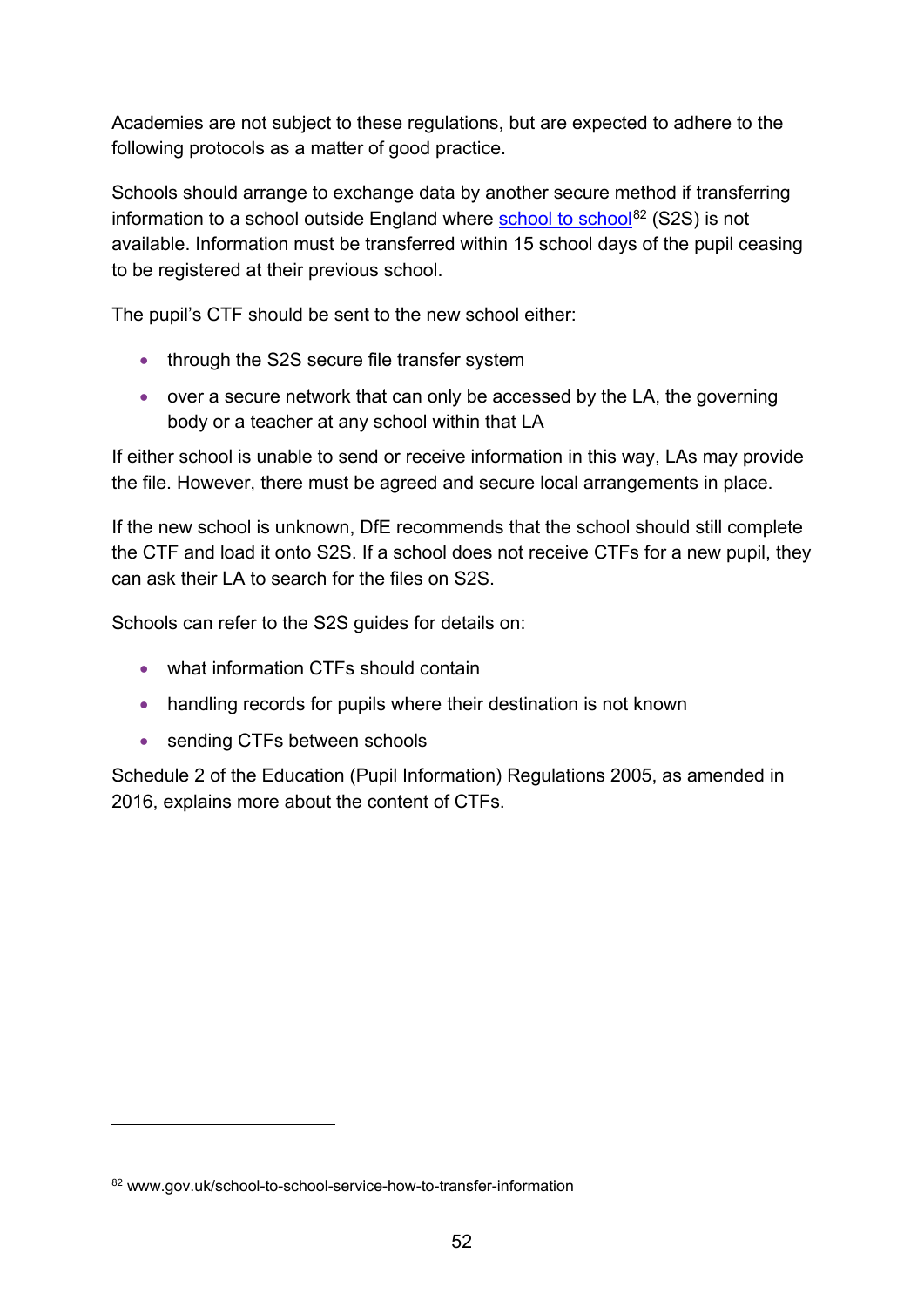Academies are not subject to these regulations, but are expected to adhere to the following protocols as a matter of good practice.

Schools should arrange to exchange data by another secure method if transferring information to a school outside England where school to school[82] (S2S) is not available. Information must be transferred within 15 school days of the pupil ceasing to be registered at their previous school.

The pupil's CTF should be sent to the new school either:

- through the S2S secure file transfer system
- over a secure network that can only be accessed by the LA, the governing body or a teacher at any school within that LA

If either school is unable to send or receive information in this way, LAs may provide the file. However, there must be agreed and secure local arrangements in place.

If the new school is unknown, DfE recommends that the school should still complete the CTF and load it onto S2S. If a school does not receive CTFs for a new pupil, they can ask their LA to search for the files on S2S.

Schools can refer to the S2S guides for details on:

- what information CTFs should contain
- handling records for pupils where their destination is not known
- sending CTFs between schools

Schedule 2 of the Education (Pupil Information) Regulations 2005, as amended in 2016, explains more about the content of CTFs.

[82] www.gov.uk/school-to-school-service-how-to-transfer-information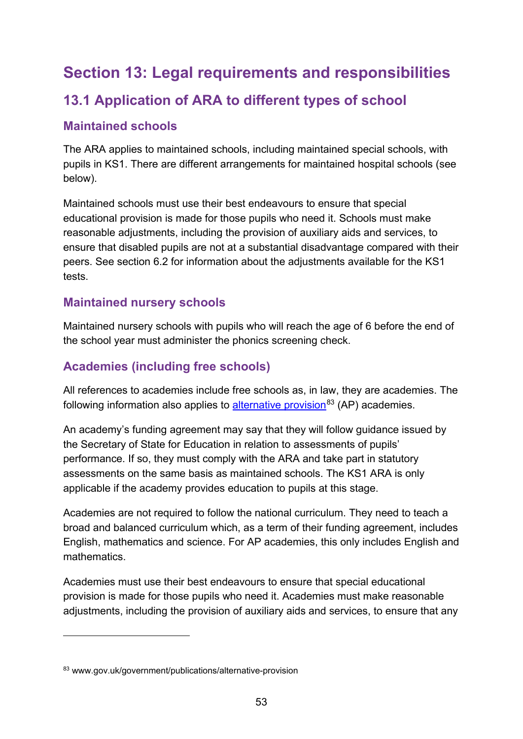# Section 13: Legal requirements and responsibilities

## 13.1 Application of ARA to different types of school

### Maintained schools

The ARA applies to maintained schools, including maintained special schools, with pupils in KS1. There are different arrangements for maintained hospital schools (see below).

Maintained schools must use their best endeavours to ensure that special educational provision is made for those pupils who need it. Schools must make reasonable adjustments, including the provision of auxiliary aids and services, to ensure that disabled pupils are not at a substantial disadvantage compared with their peers. See section 6.2 for information about the adjustments available for the KS1 tests.

### Maintained nursery schools

Maintained nursery schools with pupils who will reach the age of 6 before the end of the school year must administer the phonics screening check.

### Academies (including free schools)

All references to academies include free schools as, in law, they are academies. The following information also applies to [alternative provision](www.gov.uk/government/publications/alternative-provision)[83] (AP) academies.

An academy's funding agreement may say that they will follow guidance issued by the Secretary of State for Education in relation to assessments of pupils' performance. If so, they must comply with the ARA and take part in statutory assessments on the same basis as maintained schools. The KS1 ARA is only applicable if the academy provides education to pupils at this stage.

Academies are not required to follow the national curriculum. They need to teach a broad and balanced curriculum which, as a term of their funding agreement, includes English, mathematics and science. For AP academies, this only includes English and mathematics.

Academies must use their best endeavours to ensure that special educational provision is made for those pupils who need it. Academies must make reasonable adjustments, including the provision of auxiliary aids and services, to ensure that any

---

[83] www.gov.uk/government/publications/alternative-provision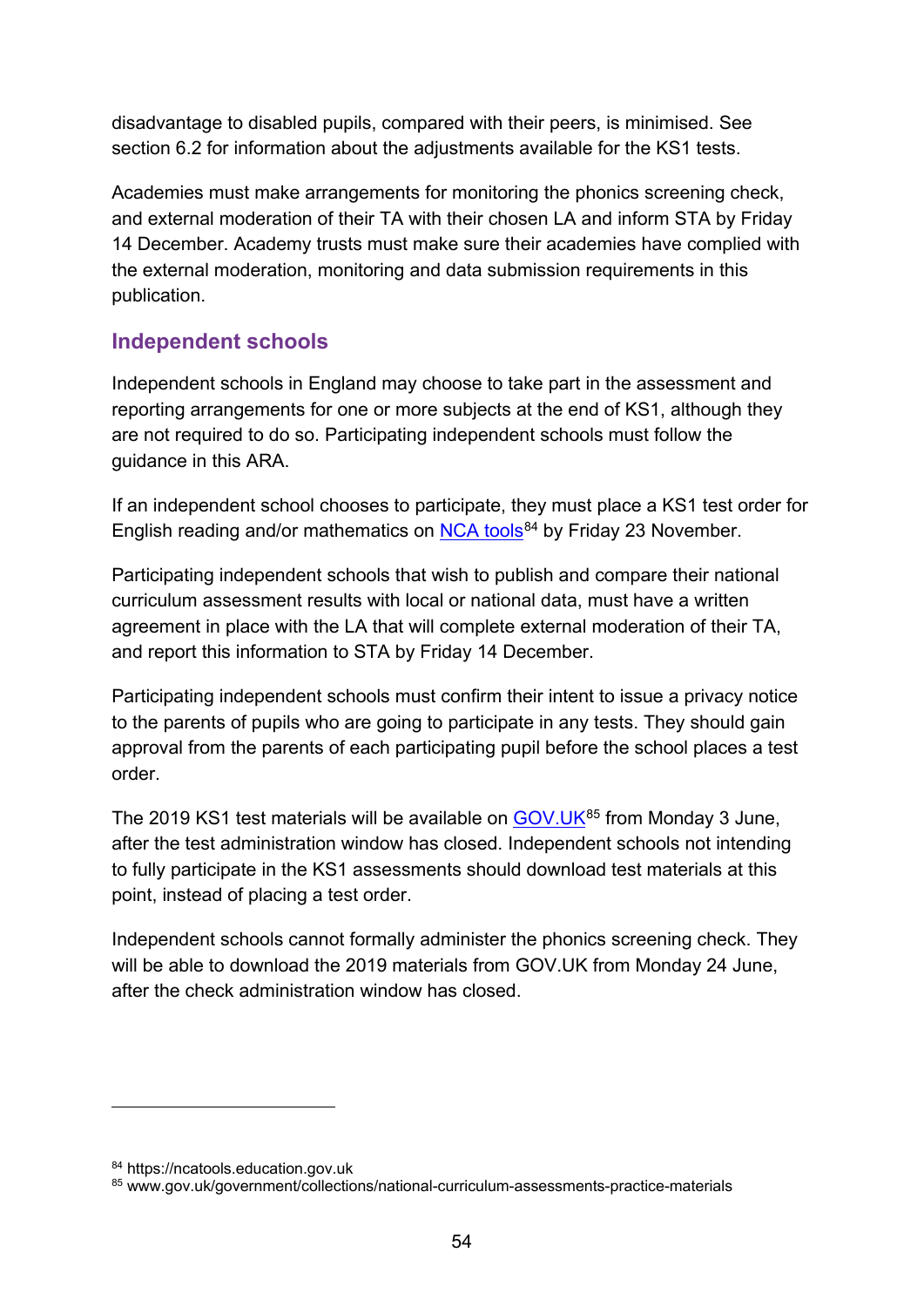disadvantage to disabled pupils, compared with their peers, is minimised. See section 6.2 for information about the adjustments available for the KS1 tests.

Academies must make arrangements for monitoring the phonics screening check, and external moderation of their TA with their chosen LA and inform STA by Friday 14 December. Academy trusts must make sure their academies have complied with the external moderation, monitoring and data submission requirements in this publication.

### Independent schools

Independent schools in England may choose to take part in the assessment and reporting arrangements for one or more subjects at the end of KS1, although they are not required to do so. Participating independent schools must follow the guidance in this ARA.

If an independent school chooses to participate, they must place a KS1 test order for English reading and/or mathematics on NCA tools[84] by Friday 23 November.

Participating independent schools that wish to publish and compare their national curriculum assessment results with local or national data, must have a written agreement in place with the LA that will complete external moderation of their TA, and report this information to STA by Friday 14 December.

Participating independent schools must confirm their intent to issue a privacy notice to the parents of pupils who are going to participate in any tests. They should gain approval from the parents of each participating pupil before the school places a test order.

The 2019 KS1 test materials will be available on GOV.UK[85] from Monday 3 June, after the test administration window has closed. Independent schools not intending to fully participate in the KS1 assessments should download test materials at this point, instead of placing a test order.

Independent schools cannot formally administer the phonics screening check. They will be able to download the 2019 materials from GOV.UK from Monday 24 June, after the check administration window has closed.

---

[84] https://ncatools.education.gov.uk

[85] www.gov.uk/government/collections/national-curriculum-assessments-practice-materials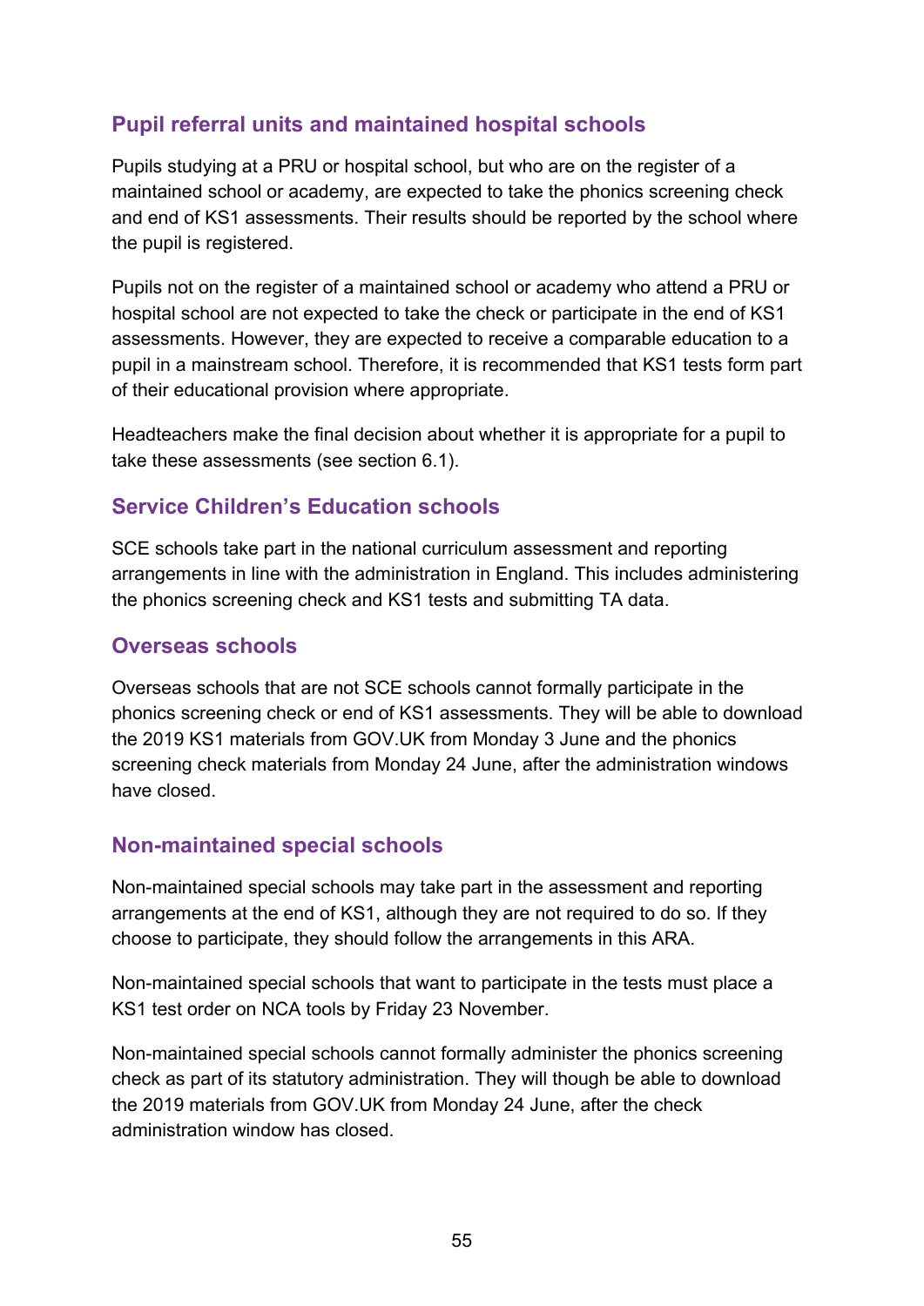### Pupil referral units and maintained hospital schools

Pupils studying at a PRU or hospital school, but who are on the register of a maintained school or academy, are expected to take the phonics screening check and end of KS1 assessments. Their results should be reported by the school where the pupil is registered.

Pupils not on the register of a maintained school or academy who attend a PRU or hospital school are not expected to take the check or participate in the end of KS1 assessments. However, they are expected to receive a comparable education to a pupil in a mainstream school. Therefore, it is recommended that KS1 tests form part of their educational provision where appropriate.

Headteachers make the final decision about whether it is appropriate for a pupil to take these assessments (see section 6.1).

### Service Children's Education schools

SCE schools take part in the national curriculum assessment and reporting arrangements in line with the administration in England. This includes administering the phonics screening check and KS1 tests and submitting TA data.

### Overseas schools

Overseas schools that are not SCE schools cannot formally participate in the phonics screening check or end of KS1 assessments. They will be able to download the 2019 KS1 materials from GOV.UK from Monday 3 June and the phonics screening check materials from Monday 24 June, after the administration windows have closed.

### Non-maintained special schools

Non-maintained special schools may take part in the assessment and reporting arrangements at the end of KS1, although they are not required to do so. If they choose to participate, they should follow the arrangements in this ARA.

Non-maintained special schools that want to participate in the tests must place a KS1 test order on NCA tools by Friday 23 November.

Non-maintained special schools cannot formally administer the phonics screening check as part of its statutory administration. They will though be able to download the 2019 materials from GOV.UK from Monday 24 June, after the check administration window has closed.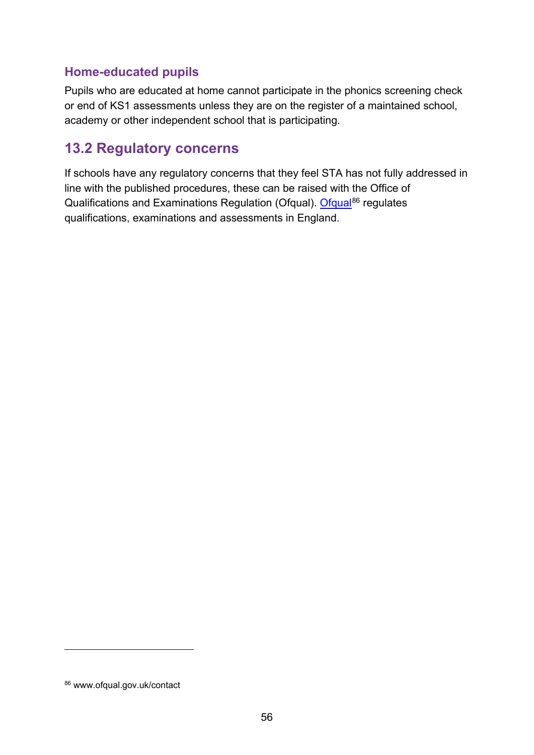### Home-educated pupils

Pupils who are educated at home cannot participate in the phonics screening check or end of KS1 assessments unless they are on the register of a maintained school, academy or other independent school that is participating.

## 13.2 Regulatory concerns

If schools have any regulatory concerns that they feel STA has not fully addressed in line with the published procedures, these can be raised with the Office of Qualifications and Examinations Regulation (Ofqual). Ofqual[86] regulates qualifications, examinations and assessments in England.

[86] www.ofqual.gov.uk/contact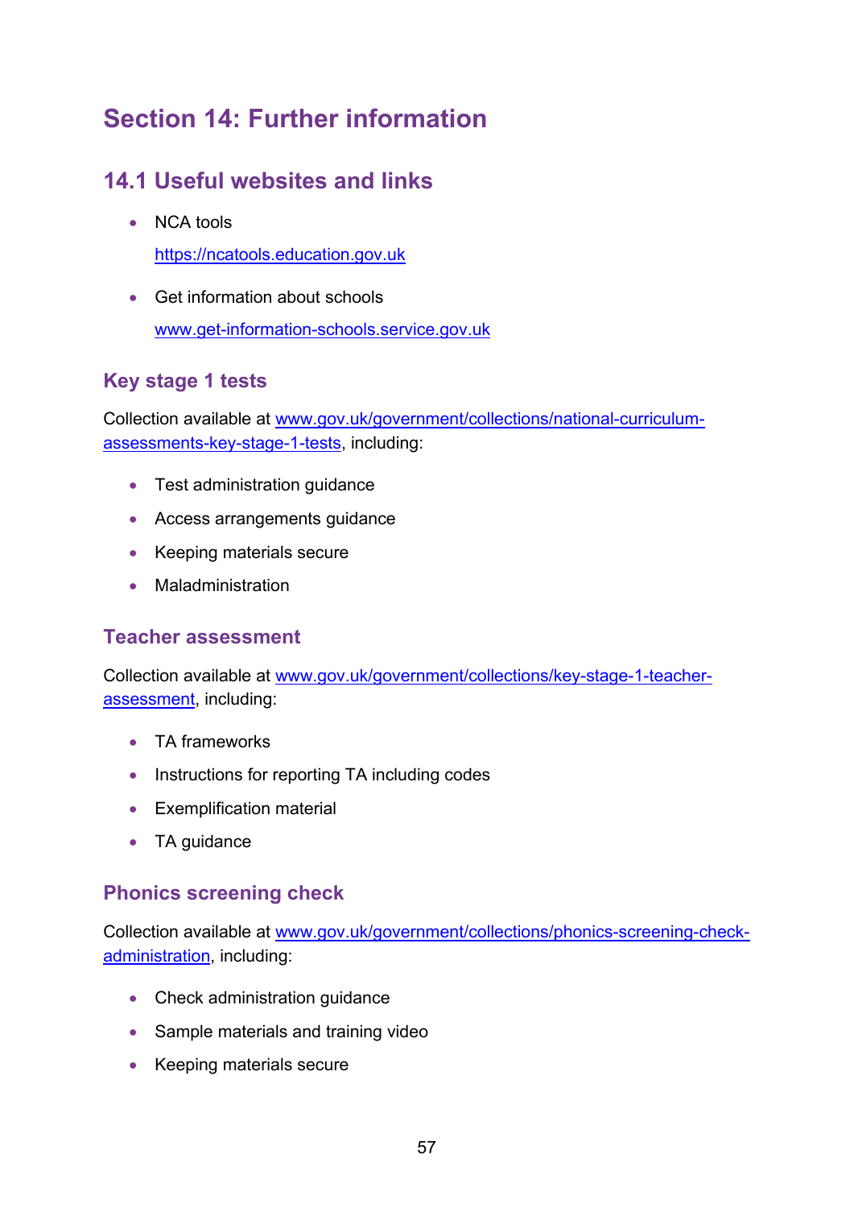# Section 14: Further information

## 14.1 Useful websites and links

- NCA tools

  https://ncatools.education.gov.uk

- Get information about schools

  www.get-information-schools.service.gov.uk

### Key stage 1 tests

Collection available at www.gov.uk/government/collections/national-curriculum-assessments-key-stage-1-tests, including:

- Test administration guidance
- Access arrangements guidance
- Keeping materials secure
- Maladministration

### Teacher assessment

Collection available at www.gov.uk/government/collections/key-stage-1-teacher-assessment, including:

- TA frameworks
- Instructions for reporting TA including codes
- Exemplification material
- TA guidance

### Phonics screening check

Collection available at www.gov.uk/government/collections/phonics-screening-check-administration, including:

- Check administration guidance
- Sample materials and training video
- Keeping materials secure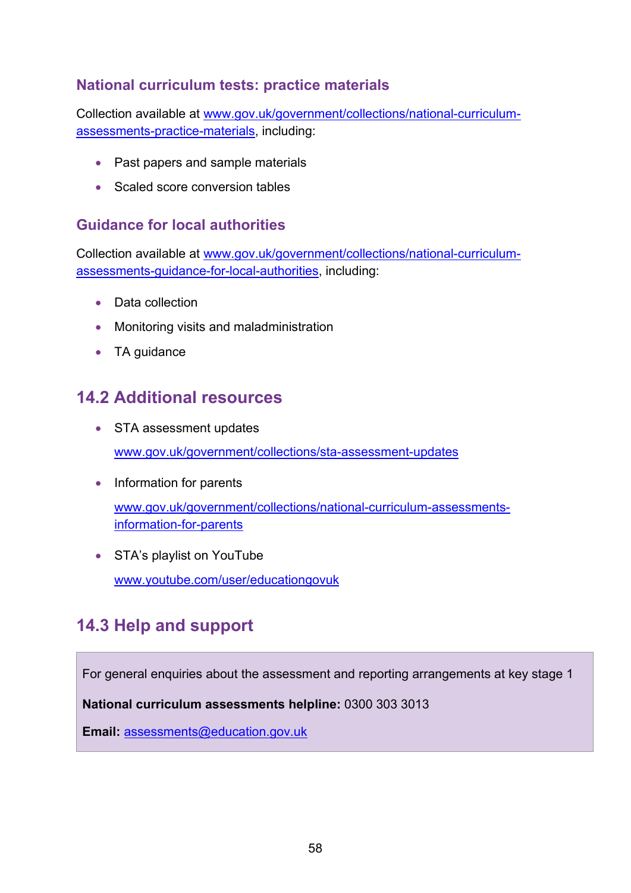### National curriculum tests: practice materials

Collection available at www.gov.uk/government/collections/national-curriculum-assessments-practice-materials, including:

- Past papers and sample materials
- Scaled score conversion tables

### Guidance for local authorities

Collection available at www.gov.uk/government/collections/national-curriculum-assessments-guidance-for-local-authorities, including:

- Data collection
- Monitoring visits and maladministration
- TA guidance

## 14.2 Additional resources

- STA assessment updates

  www.gov.uk/government/collections/sta-assessment-updates

- Information for parents

  www.gov.uk/government/collections/national-curriculum-assessments-information-for-parents

- STA's playlist on YouTube

  www.youtube.com/user/educationgovuk

## 14.3 Help and support

For general enquiries about the assessment and reporting arrangements at key stage 1

**National curriculum assessments helpline:** 0300 303 3013

**Email:** assessments@education.gov.uk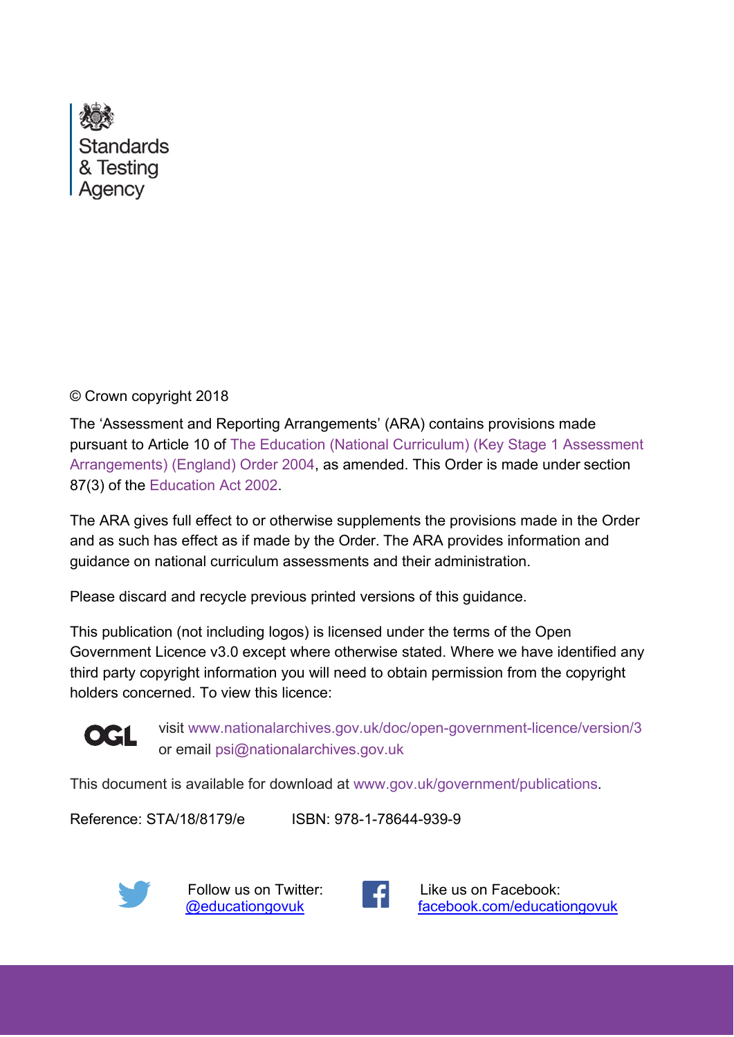Standards & Testing Agency

© Crown copyright 2018

The 'Assessment and Reporting Arrangements' (ARA) contains provisions made pursuant to Article 10 of The Education (National Curriculum) (Key Stage 1 Assessment Arrangements) (England) Order 2004, as amended. This Order is made under section 87(3) of the Education Act 2002.

The ARA gives full effect to or otherwise supplements the provisions made in the Order and as such has effect as if made by the Order. The ARA provides information and guidance on national curriculum assessments and their administration.

Please discard and recycle previous printed versions of this guidance.

This publication (not including logos) is licensed under the terms of the Open Government Licence v3.0 except where otherwise stated. Where we have identified any third party copyright information you will need to obtain permission from the copyright holders concerned. To view this licence:

visit www.nationalarchives.gov.uk/doc/open-government-licence/version/3
or email psi@nationalarchives.gov.uk

This document is available for download at www.gov.uk/government/publications.

Reference: STA/18/8179/e ISBN: 978-1-78644-939-9

Follow us on Twitter: @educationgovuk

Like us on Facebook: facebook.com/educationgovuk